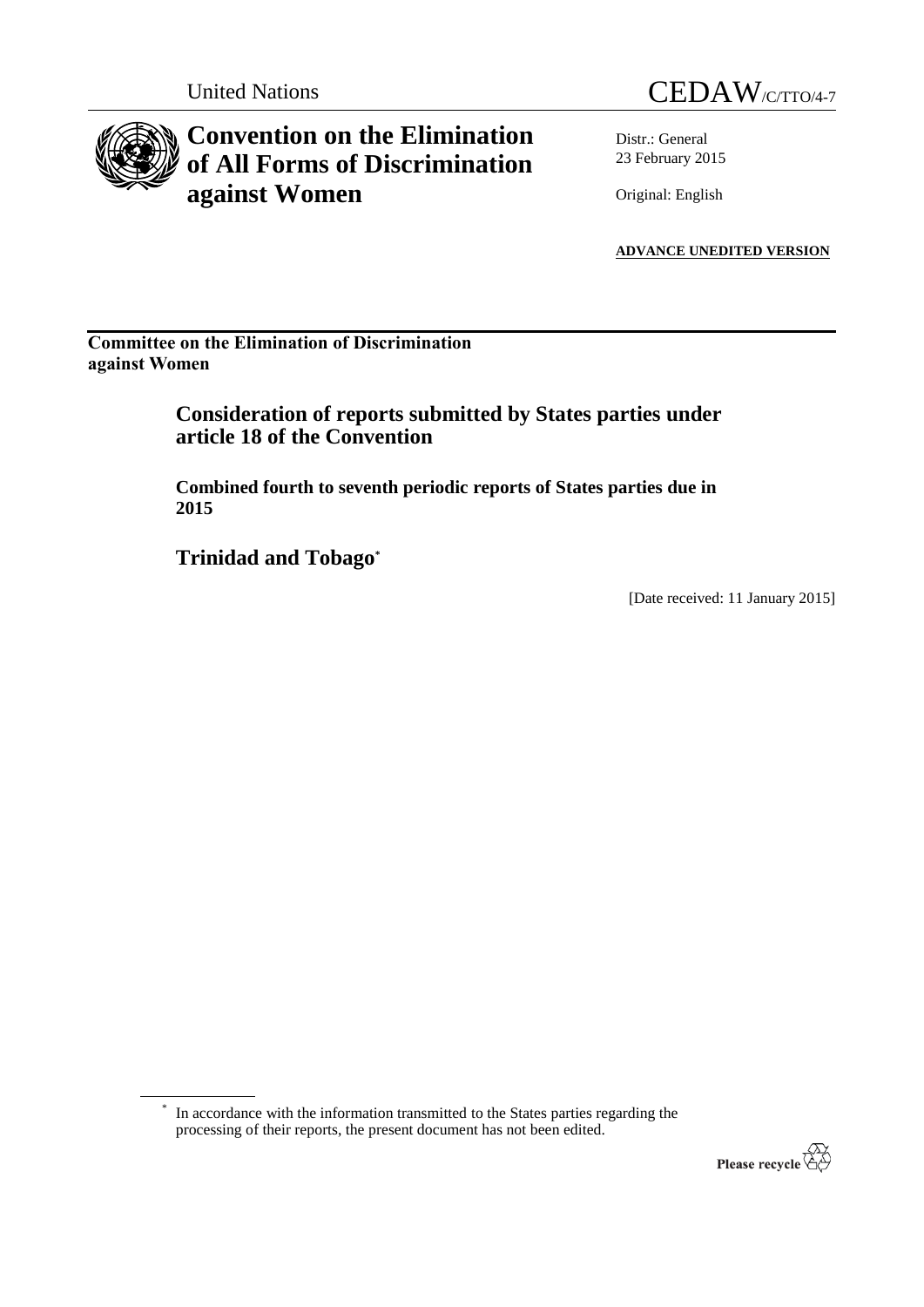United Nations

CEDAW/C/TTO/4-7

# Convention on the Elimination of All Forms of Discrimination against Women

Distr.: General
23 February 2015

Original: English

**ADVANCE UNEDITED VERSION**

**Committee on the Elimination of Discrimination against Women**

## Consideration of reports submitted by States parties under article 18 of the Convention

**Combined fourth to seventh periodic reports of States parties due in 2015**

## Trinidad and Tobago*

[Date received: 11 January 2015]

* In accordance with the information transmitted to the States parties regarding the processing of their reports, the present document has not been edited.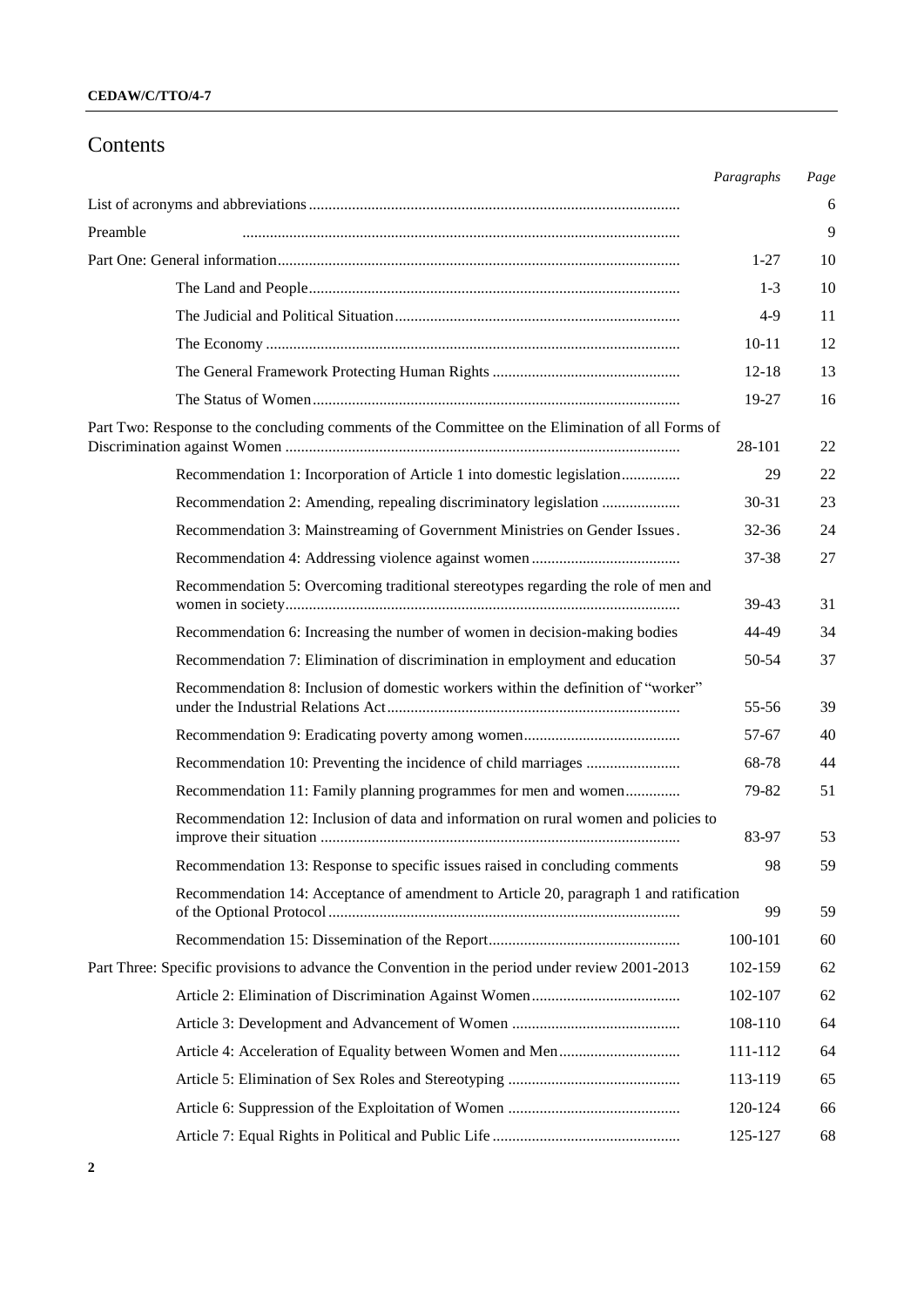# Contents

| | Paragraphs | Page |
|---|---|---|
| List of acronyms and abbreviations | | 6 |
| Preamble | | 9 |
| Part One: General information | 1-27 | 10 |
| The Land and People | 1-3 | 10 |
| The Judicial and Political Situation | 4-9 | 11 |
| The Economy | 10-11 | 12 |
| The General Framework Protecting Human Rights | 12-18 | 13 |
| The Status of Women | 19-27 | 16 |
| Part Two: Response to the concluding comments of the Committee on the Elimination of all Forms of Discrimination against Women | 28-101 | 22 |
| Recommendation 1: Incorporation of Article 1 into domestic legislation | 29 | 22 |
| Recommendation 2: Amending, repealing discriminatory legislation | 30-31 | 23 |
| Recommendation 3: Mainstreaming of Government Ministries on Gender Issues | 32-36 | 24 |
| Recommendation 4: Addressing violence against women | 37-38 | 27 |
| Recommendation 5: Overcoming traditional stereotypes regarding the role of men and women in society | 39-43 | 31 |
| Recommendation 6: Increasing the number of women in decision-making bodies | 44-49 | 34 |
| Recommendation 7: Elimination of discrimination in employment and education | 50-54 | 37 |
| Recommendation 8: Inclusion of domestic workers within the definition of "worker" under the Industrial Relations Act | 55-56 | 39 |
| Recommendation 9: Eradicating poverty among women | 57-67 | 40 |
| Recommendation 10: Preventing the incidence of child marriages | 68-78 | 44 |
| Recommendation 11: Family planning programmes for men and women | 79-82 | 51 |
| Recommendation 12: Inclusion of data and information on rural women and policies to improve their situation | 83-97 | 53 |
| Recommendation 13: Response to specific issues raised in concluding comments | 98 | 59 |
| Recommendation 14: Acceptance of amendment to Article 20, paragraph 1 and ratification of the Optional Protocol | 99 | 59 |
| Recommendation 15: Dissemination of the Report | 100-101 | 60 |
| Part Three: Specific provisions to advance the Convention in the period under review 2001-2013 | 102-159 | 62 |
| Article 2: Elimination of Discrimination Against Women | 102-107 | 62 |
| Article 3: Development and Advancement of Women | 108-110 | 64 |
| Article 4: Acceleration of Equality between Women and Men | 111-112 | 64 |
| Article 5: Elimination of Sex Roles and Stereotyping | 113-119 | 65 |
| Article 6: Suppression of the Exploitation of Women | 120-124 | 66 |
| Article 7: Equal Rights in Political and Public Life | 125-127 | 68 |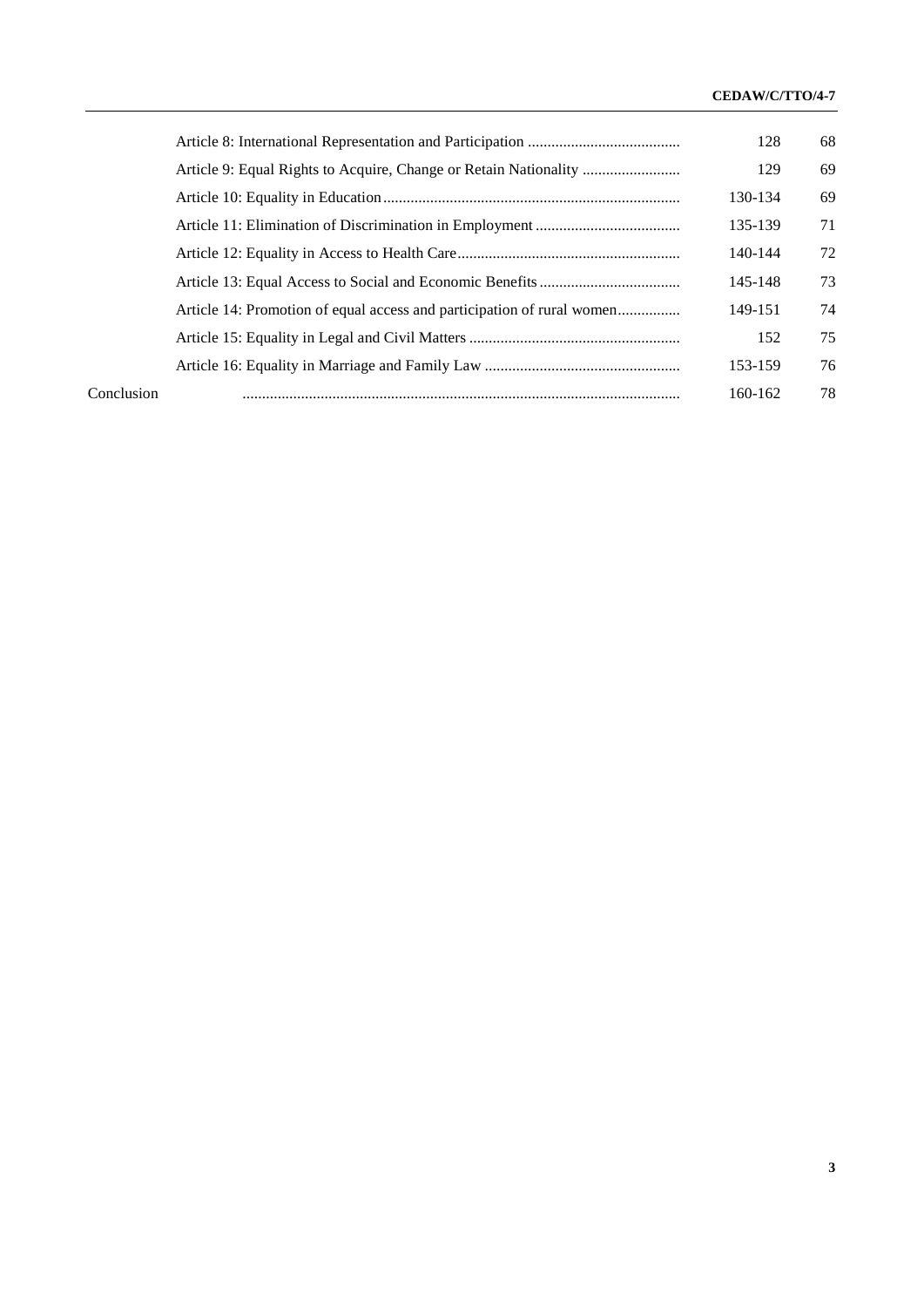| | | Paragraphs | Page |
|---|---|---|---|
| | Article 8: International Representation and Participation | 128 | 68 |
| | Article 9: Equal Rights to Acquire, Change or Retain Nationality | 129 | 69 |
| | Article 10: Equality in Education | 130-134 | 69 |
| | Article 11: Elimination of Discrimination in Employment | 135-139 | 71 |
| | Article 12: Equality in Access to Health Care | 140-144 | 72 |
| | Article 13: Equal Access to Social and Economic Benefits | 145-148 | 73 |
| | Article 14: Promotion of equal access and participation of rural women | 149-151 | 74 |
| | Article 15: Equality in Legal and Civil Matters | 152 | 75 |
| | Article 16: Equality in Marriage and Family Law | 153-159 | 76 |
| Conclusion | | 160-162 | 78 |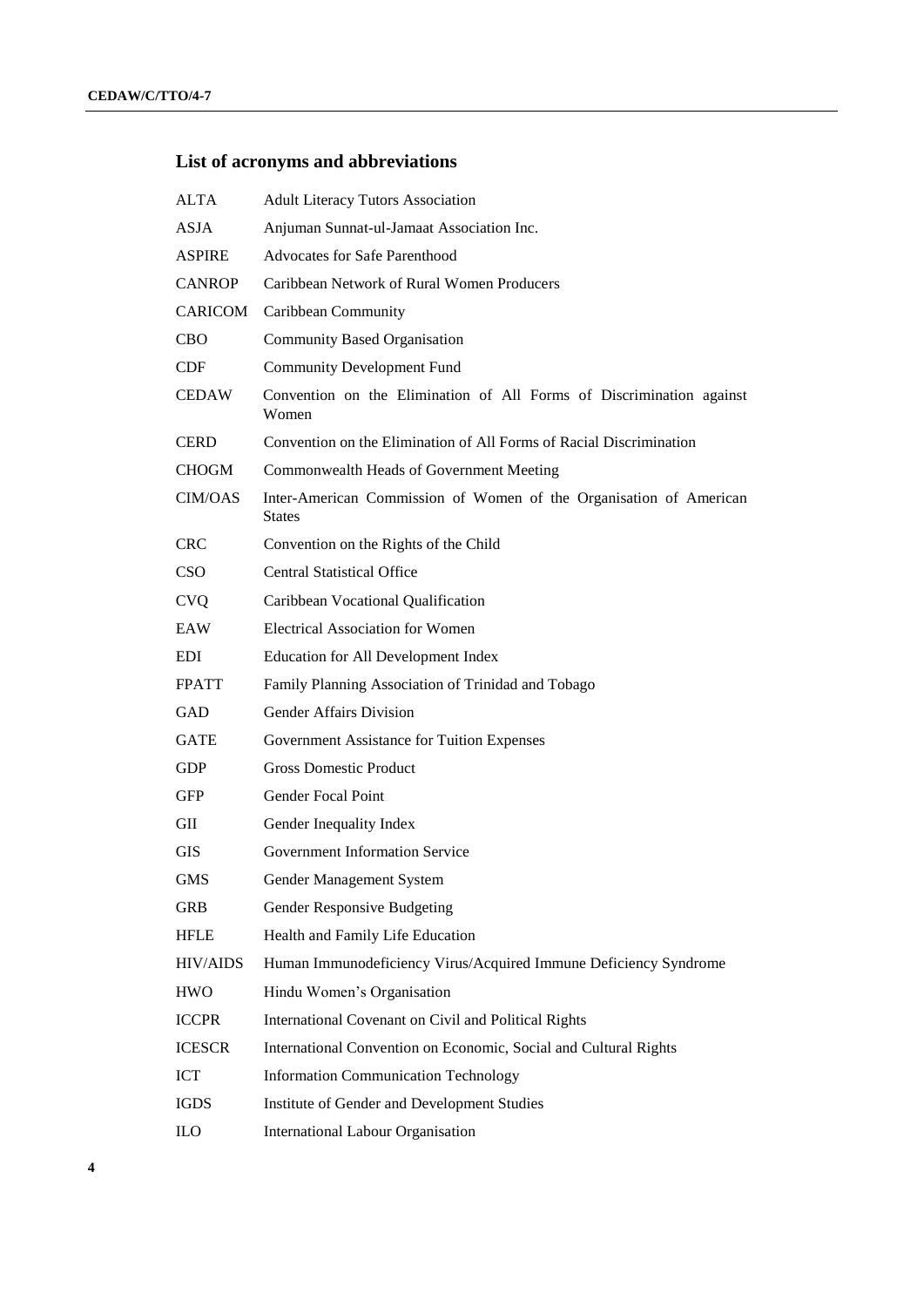## List of acronyms and abbreviations

| | |
|---|---|
| ALTA | Adult Literacy Tutors Association |
| ASJA | Anjuman Sunnat-ul-Jamaat Association Inc. |
| ASPIRE | Advocates for Safe Parenthood |
| CANROP | Caribbean Network of Rural Women Producers |
| CARICOM | Caribbean Community |
| CBO | Community Based Organisation |
| CDF | Community Development Fund |
| CEDAW | Convention on the Elimination of All Forms of Discrimination against Women |
| CERD | Convention on the Elimination of All Forms of Racial Discrimination |
| CHOGM | Commonwealth Heads of Government Meeting |
| CIM/OAS | Inter-American Commission of Women of the Organisation of American States |
| CRC | Convention on the Rights of the Child |
| CSO | Central Statistical Office |
| CVQ | Caribbean Vocational Qualification |
| EAW | Electrical Association for Women |
| EDI | Education for All Development Index |
| FPATT | Family Planning Association of Trinidad and Tobago |
| GAD | Gender Affairs Division |
| GATE | Government Assistance for Tuition Expenses |
| GDP | Gross Domestic Product |
| GFP | Gender Focal Point |
| GII | Gender Inequality Index |
| GIS | Government Information Service |
| GMS | Gender Management System |
| GRB | Gender Responsive Budgeting |
| HFLE | Health and Family Life Education |
| HIV/AIDS | Human Immunodeficiency Virus/Acquired Immune Deficiency Syndrome |
| HWO | Hindu Women's Organisation |
| ICCPR | International Covenant on Civil and Political Rights |
| ICESCR | International Convention on Economic, Social and Cultural Rights |
| ICT | Information Communication Technology |
| IGDS | Institute of Gender and Development Studies |
| ILO | International Labour Organisation |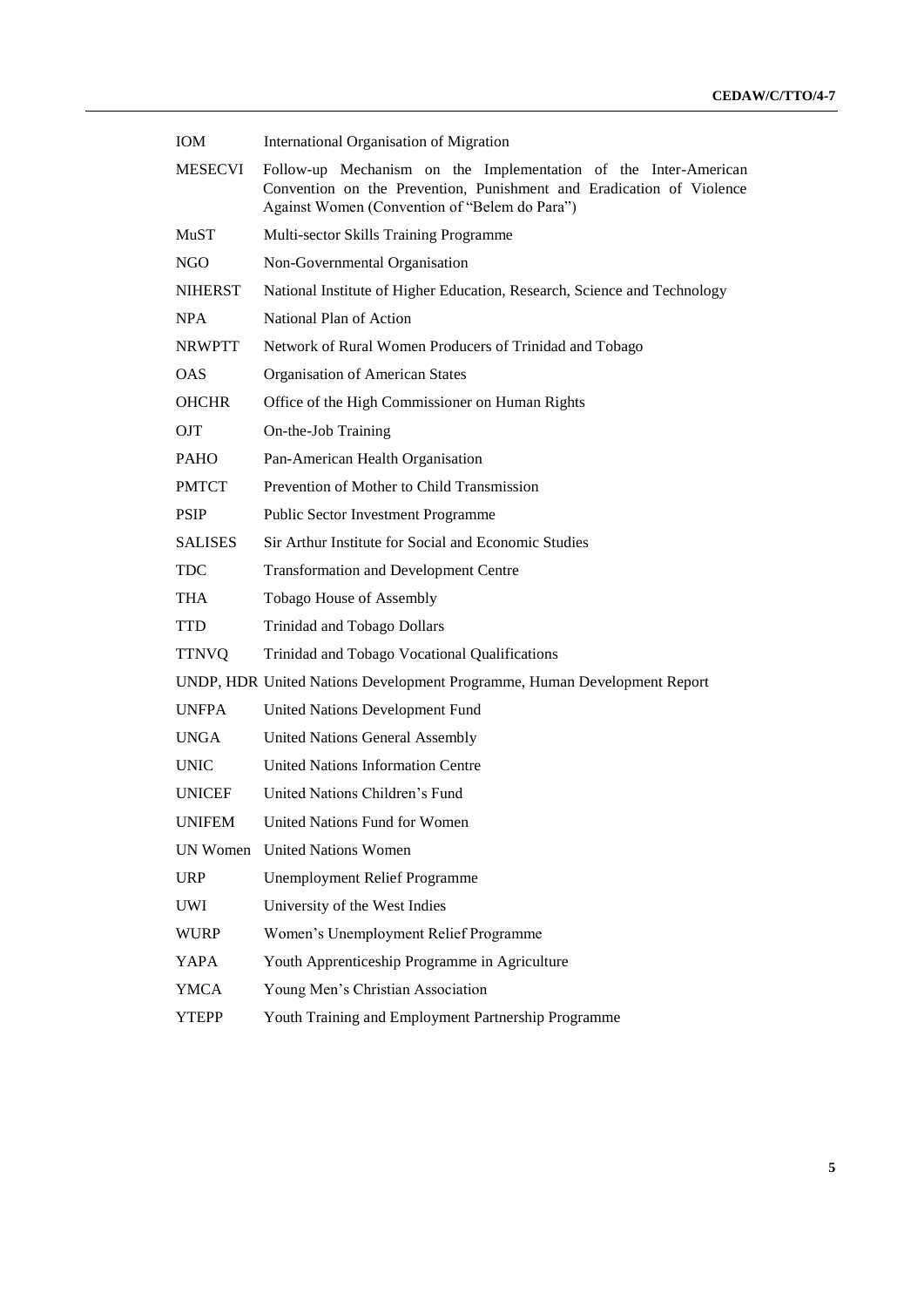| | |
|---|---|
| IOM | International Organisation of Migration |
| MESECVI | Follow-up Mechanism on the Implementation of the Inter-American Convention on the Prevention, Punishment and Eradication of Violence Against Women (Convention of "Belem do Para") |
| MuST | Multi-sector Skills Training Programme |
| NGO | Non-Governmental Organisation |
| NIHERST | National Institute of Higher Education, Research, Science and Technology |
| NPA | National Plan of Action |
| NRWPTT | Network of Rural Women Producers of Trinidad and Tobago |
| OAS | Organisation of American States |
| OHCHR | Office of the High Commissioner on Human Rights |
| OJT | On-the-Job Training |
| PAHO | Pan-American Health Organisation |
| PMTCT | Prevention of Mother to Child Transmission |
| PSIP | Public Sector Investment Programme |
| SALISES | Sir Arthur Institute for Social and Economic Studies |
| TDC | Transformation and Development Centre |
| THA | Tobago House of Assembly |
| TTD | Trinidad and Tobago Dollars |
| TTNVQ | Trinidad and Tobago Vocational Qualifications |
| UNDP, HDR | United Nations Development Programme, Human Development Report |
| UNFPA | United Nations Development Fund |
| UNGA | United Nations General Assembly |
| UNIC | United Nations Information Centre |
| UNICEF | United Nations Children's Fund |
| UNIFEM | United Nations Fund for Women |
| UN Women | United Nations Women |
| URP | Unemployment Relief Programme |
| UWI | University of the West Indies |
| WURP | Women's Unemployment Relief Programme |
| YAPA | Youth Apprenticeship Programme in Agriculture |
| YMCA | Young Men's Christian Association |
| YTEPP | Youth Training and Employment Partnership Programme |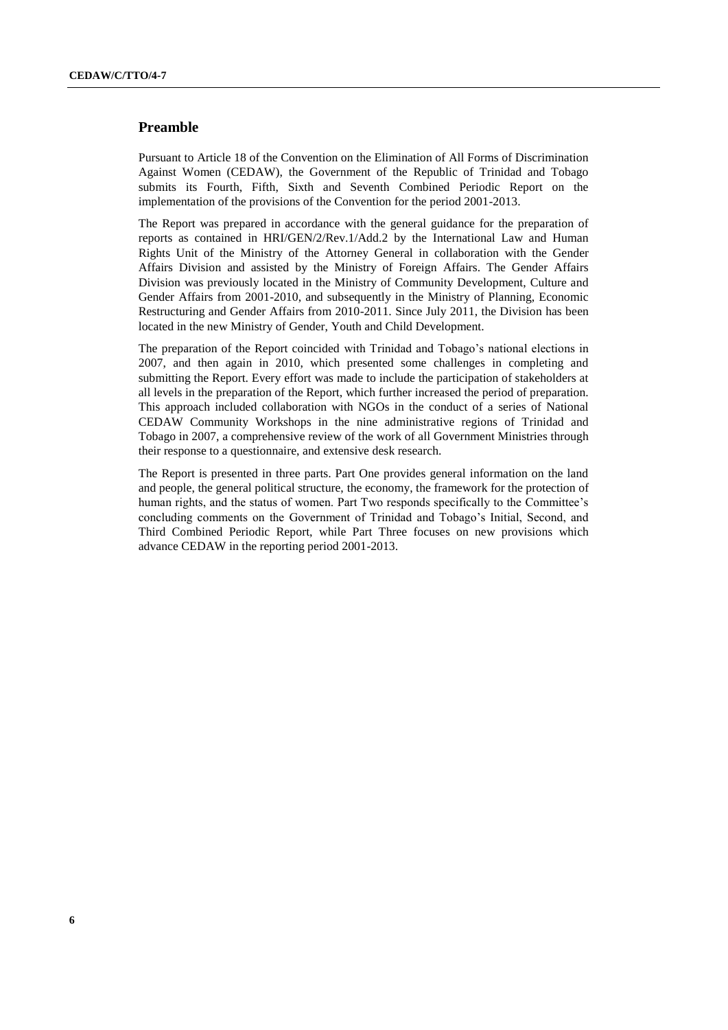## Preamble

Pursuant to Article 18 of the Convention on the Elimination of All Forms of Discrimination Against Women (CEDAW), the Government of the Republic of Trinidad and Tobago submits its Fourth, Fifth, Sixth and Seventh Combined Periodic Report on the implementation of the provisions of the Convention for the period 2001-2013.

The Report was prepared in accordance with the general guidance for the preparation of reports as contained in HRI/GEN/2/Rev.1/Add.2 by the International Law and Human Rights Unit of the Ministry of the Attorney General in collaboration with the Gender Affairs Division and assisted by the Ministry of Foreign Affairs. The Gender Affairs Division was previously located in the Ministry of Community Development, Culture and Gender Affairs from 2001-2010, and subsequently in the Ministry of Planning, Economic Restructuring and Gender Affairs from 2010-2011. Since July 2011, the Division has been located in the new Ministry of Gender, Youth and Child Development.

The preparation of the Report coincided with Trinidad and Tobago's national elections in 2007, and then again in 2010, which presented some challenges in completing and submitting the Report. Every effort was made to include the participation of stakeholders at all levels in the preparation of the Report, which further increased the period of preparation. This approach included collaboration with NGOs in the conduct of a series of National CEDAW Community Workshops in the nine administrative regions of Trinidad and Tobago in 2007, a comprehensive review of the work of all Government Ministries through their response to a questionnaire, and extensive desk research.

The Report is presented in three parts. Part One provides general information on the land and people, the general political structure, the economy, the framework for the protection of human rights, and the status of women. Part Two responds specifically to the Committee's concluding comments on the Government of Trinidad and Tobago's Initial, Second, and Third Combined Periodic Report, while Part Three focuses on new provisions which advance CEDAW in the reporting period 2001-2013.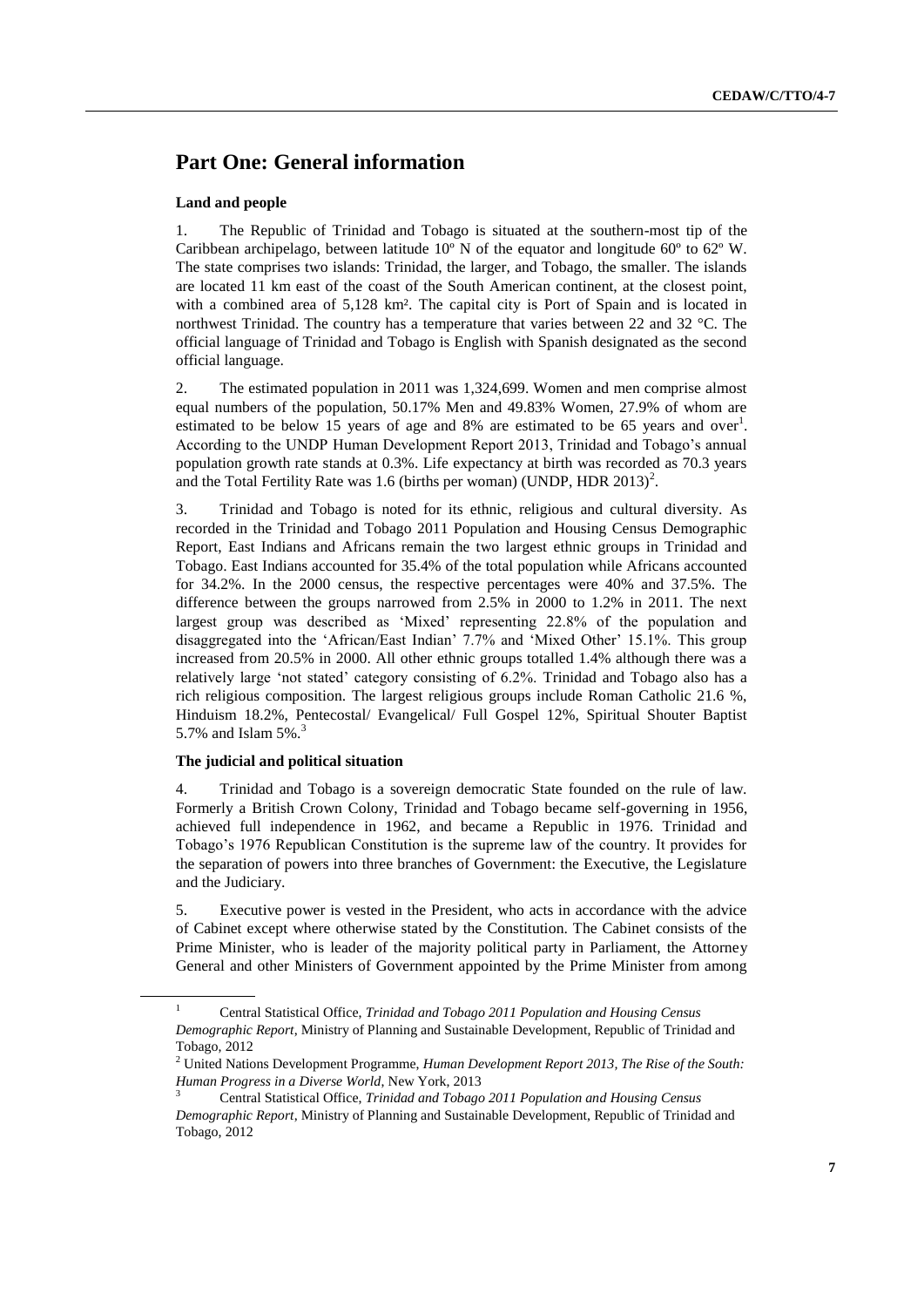# Part One: General information

### Land and people

1. The Republic of Trinidad and Tobago is situated at the southern-most tip of the Caribbean archipelago, between latitude 10º N of the equator and longitude 60º to 62º W. The state comprises two islands: Trinidad, the larger, and Tobago, the smaller. The islands are located 11 km east of the coast of the South American continent, at the closest point, with a combined area of 5,128 km². The capital city is Port of Spain and is located in northwest Trinidad. The country has a temperature that varies between 22 and 32 °C. The official language of Trinidad and Tobago is English with Spanish designated as the second official language.

2. The estimated population in 2011 was 1,324,699. Women and men comprise almost equal numbers of the population, 50.17% Men and 49.83% Women, 27.9% of whom are estimated to be below 15 years of age and 8% are estimated to be 65 years and over[1]. According to the UNDP Human Development Report 2013, Trinidad and Tobago's annual population growth rate stands at 0.3%. Life expectancy at birth was recorded as 70.3 years and the Total Fertility Rate was 1.6 (births per woman) (UNDP, HDR 2013)[2].

3. Trinidad and Tobago is noted for its ethnic, religious and cultural diversity. As recorded in the Trinidad and Tobago 2011 Population and Housing Census Demographic Report, East Indians and Africans remain the two largest ethnic groups in Trinidad and Tobago. East Indians accounted for 35.4% of the total population while Africans accounted for 34.2%. In the 2000 census, the respective percentages were 40% and 37.5%. The difference between the groups narrowed from 2.5% in 2000 to 1.2% in 2011. The next largest group was described as 'Mixed' representing 22.8% of the population and disaggregated into the 'African/East Indian' 7.7% and 'Mixed Other' 15.1%. This group increased from 20.5% in 2000. All other ethnic groups totalled 1.4% although there was a relatively large 'not stated' category consisting of 6.2%. Trinidad and Tobago also has a rich religious composition. The largest religious groups include Roman Catholic 21.6 %, Hinduism 18.2%, Pentecostal/ Evangelical/ Full Gospel 12%, Spiritual Shouter Baptist 5.7% and Islam 5%.[3]

### The judicial and political situation

4. Trinidad and Tobago is a sovereign democratic State founded on the rule of law. Formerly a British Crown Colony, Trinidad and Tobago became self-governing in 1956, achieved full independence in 1962, and became a Republic in 1976. Trinidad and Tobago's 1976 Republican Constitution is the supreme law of the country. It provides for the separation of powers into three branches of Government: the Executive, the Legislature and the Judiciary.

5. Executive power is vested in the President, who acts in accordance with the advice of Cabinet except where otherwise stated by the Constitution. The Cabinet consists of the Prime Minister, who is leader of the majority political party in Parliament, the Attorney General and other Ministers of Government appointed by the Prime Minister from among

---

[1] Central Statistical Office, *Trinidad and Tobago 2011 Population and Housing Census Demographic Report*, Ministry of Planning and Sustainable Development, Republic of Trinidad and Tobago, 2012

[2] United Nations Development Programme, *Human Development Report 2013, The Rise of the South: Human Progress in a Diverse World*, New York, 2013

[3] Central Statistical Office, *Trinidad and Tobago 2011 Population and Housing Census Demographic Report*, Ministry of Planning and Sustainable Development, Republic of Trinidad and Tobago, 2012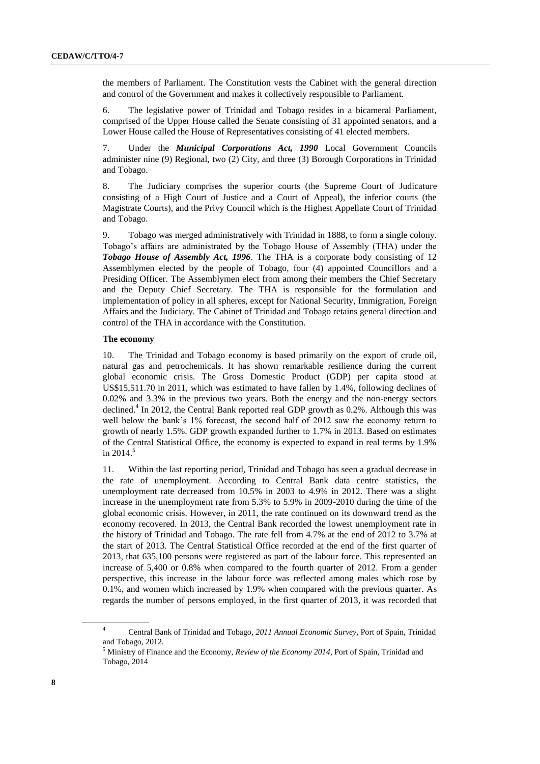the members of Parliament. The Constitution vests the Cabinet with the general direction and control of the Government and makes it collectively responsible to Parliament.

6. The legislative power of Trinidad and Tobago resides in a bicameral Parliament, comprised of the Upper House called the Senate consisting of 31 appointed senators, and a Lower House called the House of Representatives consisting of 41 elected members.

7. Under the ***Municipal Corporations Act, 1990*** Local Government Councils administer nine (9) Regional, two (2) City, and three (3) Borough Corporations in Trinidad and Tobago.

8. The Judiciary comprises the superior courts (the Supreme Court of Judicature consisting of a High Court of Justice and a Court of Appeal), the inferior courts (the Magistrate Courts), and the Privy Council which is the Highest Appellate Court of Trinidad and Tobago.

9. Tobago was merged administratively with Trinidad in 1888, to form a single colony. Tobago's affairs are administrated by the Tobago House of Assembly (THA) under the ***Tobago House of Assembly Act, 1996***. The THA is a corporate body consisting of 12 Assemblymen elected by the people of Tobago, four (4) appointed Councillors and a Presiding Officer. The Assemblymen elect from among their members the Chief Secretary and the Deputy Chief Secretary. The THA is responsible for the formulation and implementation of policy in all spheres, except for National Security, Immigration, Foreign Affairs and the Judiciary. The Cabinet of Trinidad and Tobago retains general direction and control of the THA in accordance with the Constitution.

**The economy**

10. The Trinidad and Tobago economy is based primarily on the export of crude oil, natural gas and petrochemicals. It has shown remarkable resilience during the current global economic crisis. The Gross Domestic Product (GDP) per capita stood at US$15,511.70 in 2011, which was estimated to have fallen by 1.4%, following declines of 0.02% and 3.3% in the previous two years. Both the energy and the non-energy sectors declined.[4] In 2012, the Central Bank reported real GDP growth as 0.2%. Although this was well below the bank's 1% forecast, the second half of 2012 saw the economy return to growth of nearly 1.5%. GDP growth expanded further to 1.7% in 2013. Based on estimates of the Central Statistical Office, the economy is expected to expand in real terms by 1.9% in 2014.[5]

11. Within the last reporting period, Trinidad and Tobago has seen a gradual decrease in the rate of unemployment. According to Central Bank data centre statistics, the unemployment rate decreased from 10.5% in 2003 to 4.9% in 2012. There was a slight increase in the unemployment rate from 5.3% to 5.9% in 2009-2010 during the time of the global economic crisis. However, in 2011, the rate continued on its downward trend as the economy recovered. In 2013, the Central Bank recorded the lowest unemployment rate in the history of Trinidad and Tobago. The rate fell from 4.7% at the end of 2012 to 3.7% at the start of 2013. The Central Statistical Office recorded at the end of the first quarter of 2013, that 635,100 persons were registered as part of the labour force. This represented an increase of 5,400 or 0.8% when compared to the fourth quarter of 2012. From a gender perspective, this increase in the labour force was reflected among males which rose by 0.1%, and women which increased by 1.9% when compared with the previous quarter. As regards the number of persons employed, in the first quarter of 2013, it was recorded that

[4] Central Bank of Trinidad and Tobago, *2011 Annual Economic Survey*, Port of Spain, Trinidad and Tobago, 2012.

[5] Ministry of Finance and the Economy, *Review of the Economy 2014*, Port of Spain, Trinidad and Tobago, 2014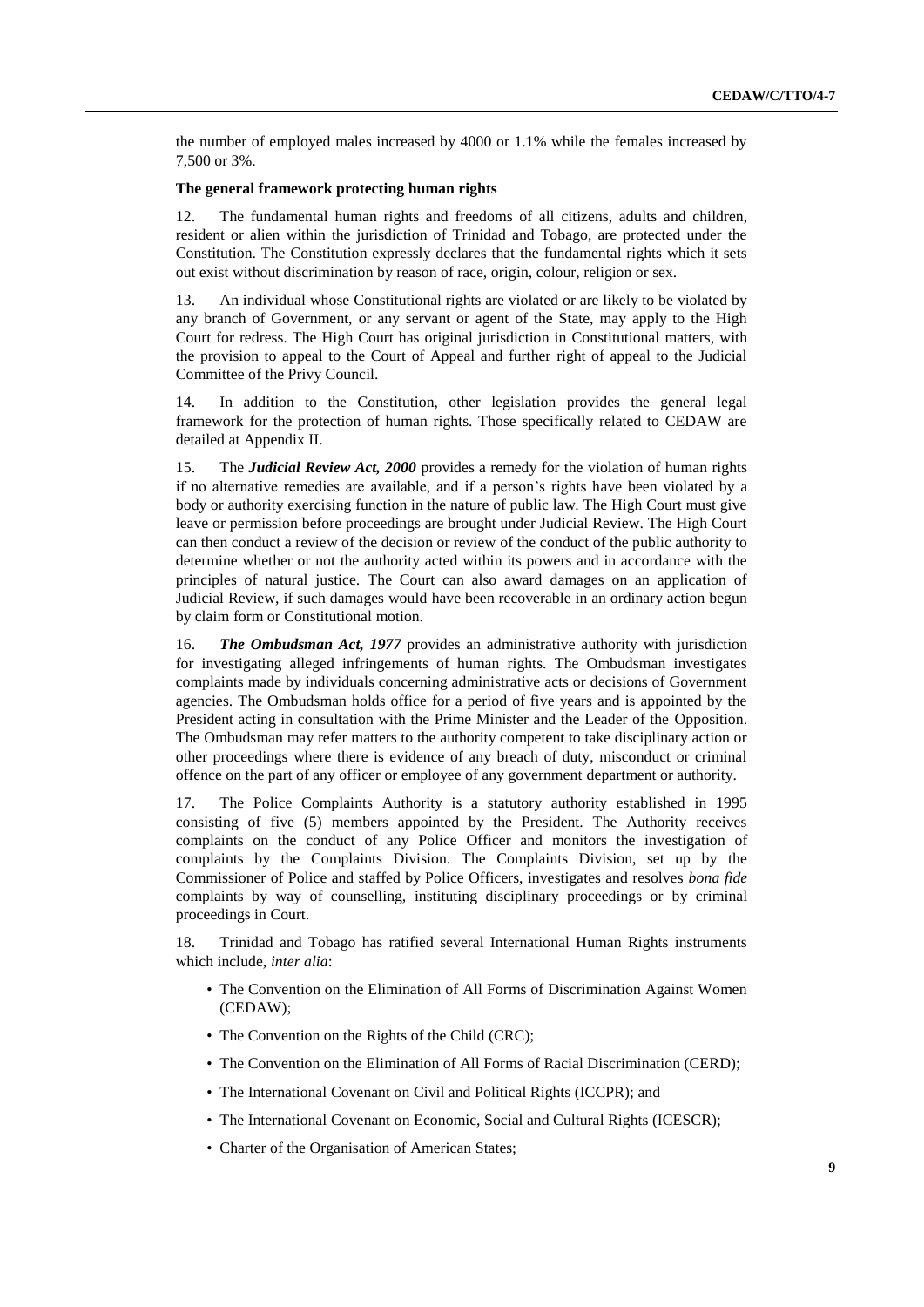the number of employed males increased by 4000 or 1.1% while the females increased by 7,500 or 3%.

**The general framework protecting human rights**

12. The fundamental human rights and freedoms of all citizens, adults and children, resident or alien within the jurisdiction of Trinidad and Tobago, are protected under the Constitution. The Constitution expressly declares that the fundamental rights which it sets out exist without discrimination by reason of race, origin, colour, religion or sex.

13. An individual whose Constitutional rights are violated or are likely to be violated by any branch of Government, or any servant or agent of the State, may apply to the High Court for redress. The High Court has original jurisdiction in Constitutional matters, with the provision to appeal to the Court of Appeal and further right of appeal to the Judicial Committee of the Privy Council.

14. In addition to the Constitution, other legislation provides the general legal framework for the protection of human rights. Those specifically related to CEDAW are detailed at Appendix II.

15. The ***Judicial Review Act, 2000*** provides a remedy for the violation of human rights if no alternative remedies are available, and if a person's rights have been violated by a body or authority exercising function in the nature of public law. The High Court must give leave or permission before proceedings are brought under Judicial Review. The High Court can then conduct a review of the decision or review of the conduct of the public authority to determine whether or not the authority acted within its powers and in accordance with the principles of natural justice. The Court can also award damages on an application of Judicial Review, if such damages would have been recoverable in an ordinary action begun by claim form or Constitutional motion.

16. ***The Ombudsman Act, 1977*** provides an administrative authority with jurisdiction for investigating alleged infringements of human rights. The Ombudsman investigates complaints made by individuals concerning administrative acts or decisions of Government agencies. The Ombudsman holds office for a period of five years and is appointed by the President acting in consultation with the Prime Minister and the Leader of the Opposition. The Ombudsman may refer matters to the authority competent to take disciplinary action or other proceedings where there is evidence of any breach of duty, misconduct or criminal offence on the part of any officer or employee of any government department or authority.

17. The Police Complaints Authority is a statutory authority established in 1995 consisting of five (5) members appointed by the President. The Authority receives complaints on the conduct of any Police Officer and monitors the investigation of complaints by the Complaints Division. The Complaints Division, set up by the Commissioner of Police and staffed by Police Officers, investigates and resolves *bona fide* complaints by way of counselling, instituting disciplinary proceedings or by criminal proceedings in Court.

18. Trinidad and Tobago has ratified several International Human Rights instruments which include, *inter alia*:

- The Convention on the Elimination of All Forms of Discrimination Against Women (CEDAW);
- The Convention on the Rights of the Child (CRC);
- The Convention on the Elimination of All Forms of Racial Discrimination (CERD);
- The International Covenant on Civil and Political Rights (ICCPR); and
- The International Covenant on Economic, Social and Cultural Rights (ICESCR);
- Charter of the Organisation of American States;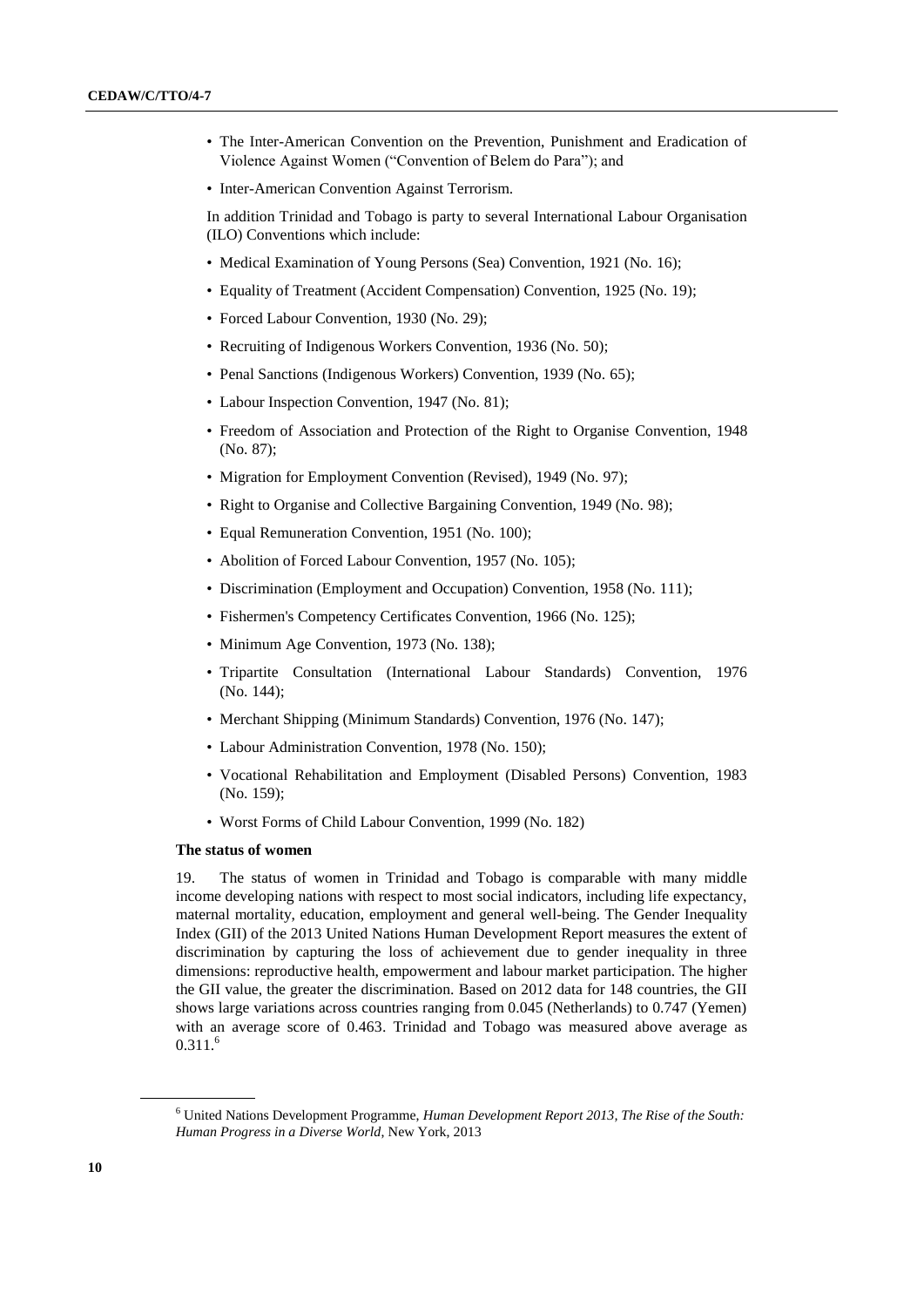- The Inter-American Convention on the Prevention, Punishment and Eradication of Violence Against Women ("Convention of Belem do Para"); and
- Inter-American Convention Against Terrorism.

In addition Trinidad and Tobago is party to several International Labour Organisation (ILO) Conventions which include:

- Medical Examination of Young Persons (Sea) Convention, 1921 (No. 16);
- Equality of Treatment (Accident Compensation) Convention, 1925 (No. 19);
- Forced Labour Convention, 1930 (No. 29);
- Recruiting of Indigenous Workers Convention, 1936 (No. 50);
- Penal Sanctions (Indigenous Workers) Convention, 1939 (No. 65);
- Labour Inspection Convention, 1947 (No. 81);
- Freedom of Association and Protection of the Right to Organise Convention, 1948 (No. 87);
- Migration for Employment Convention (Revised), 1949 (No. 97);
- Right to Organise and Collective Bargaining Convention, 1949 (No. 98);
- Equal Remuneration Convention, 1951 (No. 100);
- Abolition of Forced Labour Convention, 1957 (No. 105);
- Discrimination (Employment and Occupation) Convention, 1958 (No. 111);
- Fishermen's Competency Certificates Convention, 1966 (No. 125);
- Minimum Age Convention, 1973 (No. 138);
- Tripartite Consultation (International Labour Standards) Convention, 1976 (No. 144);
- Merchant Shipping (Minimum Standards) Convention, 1976 (No. 147);
- Labour Administration Convention, 1978 (No. 150);
- Vocational Rehabilitation and Employment (Disabled Persons) Convention, 1983 (No. 159);
- Worst Forms of Child Labour Convention, 1999 (No. 182)

### The status of women

19. The status of women in Trinidad and Tobago is comparable with many middle income developing nations with respect to most social indicators, including life expectancy, maternal mortality, education, employment and general well-being. The Gender Inequality Index (GII) of the 2013 United Nations Human Development Report measures the extent of discrimination by capturing the loss of achievement due to gender inequality in three dimensions: reproductive health, empowerment and labour market participation. The higher the GII value, the greater the discrimination. Based on 2012 data for 148 countries, the GII shows large variations across countries ranging from 0.045 (Netherlands) to 0.747 (Yemen) with an average score of 0.463. Trinidad and Tobago was measured above average as 0.311.[6]

---

[6] United Nations Development Programme, *Human Development Report 2013, The Rise of the South: Human Progress in a Diverse World*, New York, 2013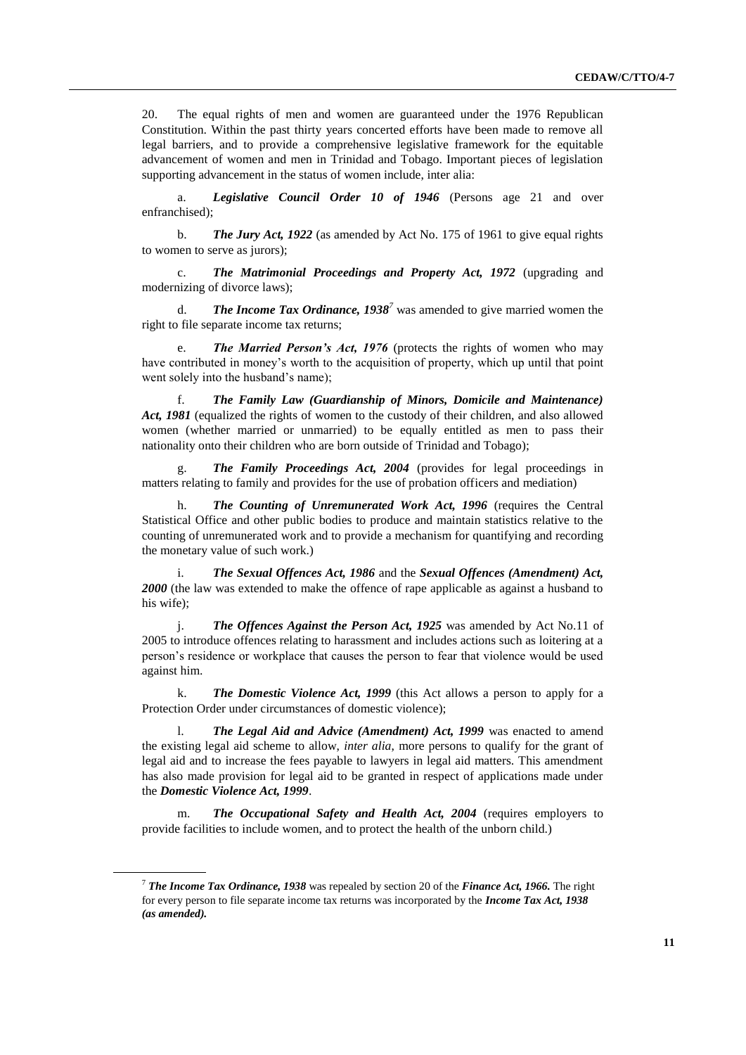20. The equal rights of men and women are guaranteed under the 1976 Republican Constitution. Within the past thirty years concerted efforts have been made to remove all legal barriers, and to provide a comprehensive legislative framework for the equitable advancement of women and men in Trinidad and Tobago. Important pieces of legislation supporting advancement in the status of women include, inter alia:

a. ***Legislative Council Order 10 of 1946*** (Persons age 21 and over enfranchised);

b. ***The Jury Act, 1922*** (as amended by Act No. 175 of 1961 to give equal rights to women to serve as jurors);

c. ***The Matrimonial Proceedings and Property Act, 1972*** (upgrading and modernizing of divorce laws);

d. ***The Income Tax Ordinance, 1938***[7] was amended to give married women the right to file separate income tax returns;

e. ***The Married Person's Act, 1976*** (protects the rights of women who may have contributed in money's worth to the acquisition of property, which up until that point went solely into the husband's name);

f. ***The Family Law (Guardianship of Minors, Domicile and Maintenance) Act, 1981*** (equalized the rights of women to the custody of their children, and also allowed women (whether married or unmarried) to be equally entitled as men to pass their nationality onto their children who are born outside of Trinidad and Tobago);

g. ***The Family Proceedings Act, 2004*** (provides for legal proceedings in matters relating to family and provides for the use of probation officers and mediation)

h. ***The Counting of Unremunerated Work Act, 1996*** (requires the Central Statistical Office and other public bodies to produce and maintain statistics relative to the counting of unremunerated work and to provide a mechanism for quantifying and recording the monetary value of such work.)

i. ***The Sexual Offences Act, 1986*** and the ***Sexual Offences (Amendment) Act, 2000*** (the law was extended to make the offence of rape applicable as against a husband to his wife);

j. ***The Offences Against the Person Act, 1925*** was amended by Act No.11 of 2005 to introduce offences relating to harassment and includes actions such as loitering at a person's residence or workplace that causes the person to fear that violence would be used against him.

k. ***The Domestic Violence Act, 1999*** (this Act allows a person to apply for a Protection Order under circumstances of domestic violence);

l. ***The Legal Aid and Advice (Amendment) Act, 1999*** was enacted to amend the existing legal aid scheme to allow, *inter alia*, more persons to qualify for the grant of legal aid and to increase the fees payable to lawyers in legal aid matters. This amendment has also made provision for legal aid to be granted in respect of applications made under the ***Domestic Violence Act, 1999***.

m. ***The Occupational Safety and Health Act, 2004*** (requires employers to provide facilities to include women, and to protect the health of the unborn child.)

---

[7] ***The Income Tax Ordinance, 1938*** was repealed by section 20 of the ***Finance Act, 1966.*** The right for every person to file separate income tax returns was incorporated by the ***Income Tax Act, 1938 (as amended).***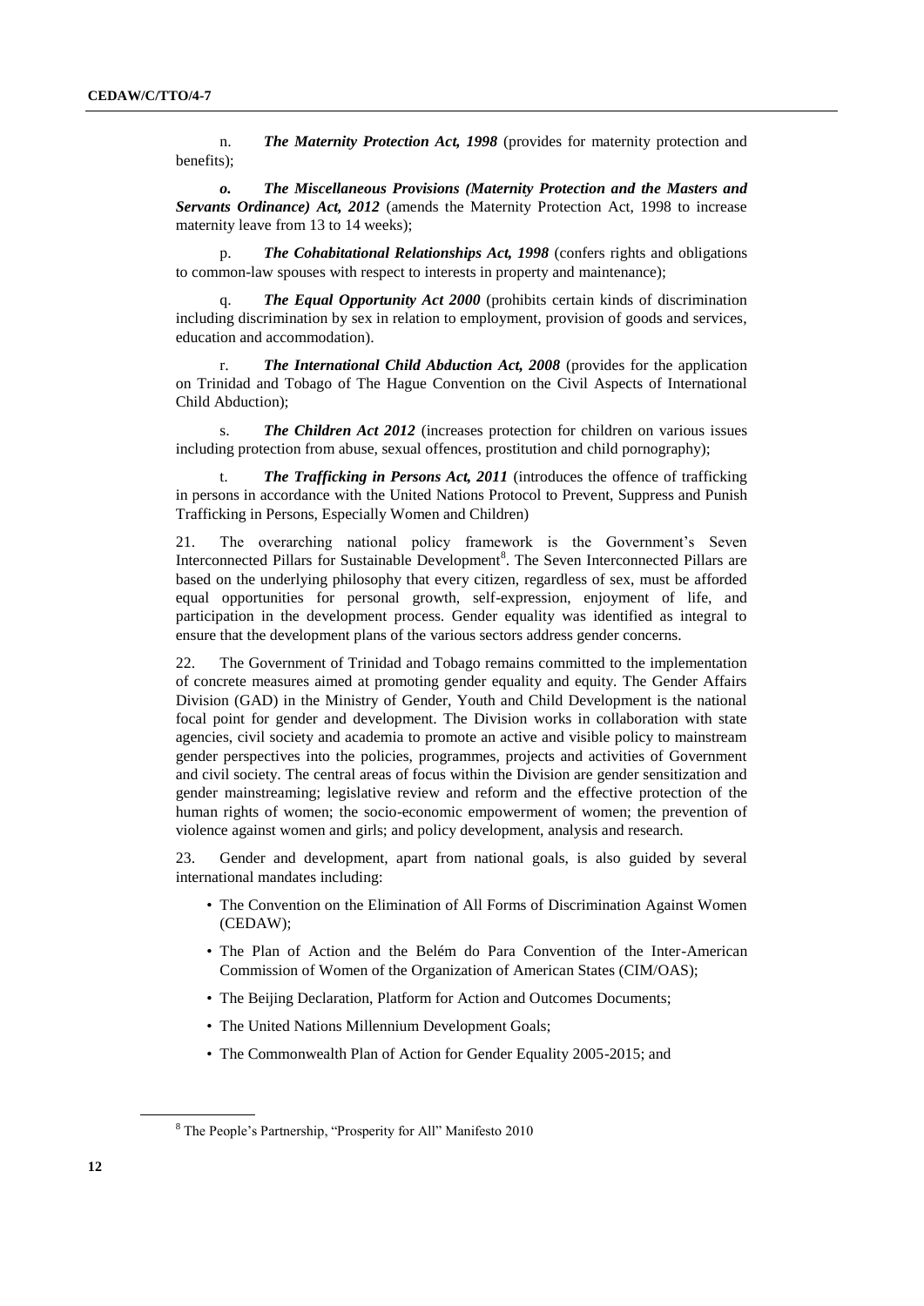n. ***The Maternity Protection Act, 1998*** (provides for maternity protection and benefits);

***o. The Miscellaneous Provisions (Maternity Protection and the Masters and Servants Ordinance) Act, 2012*** (amends the Maternity Protection Act, 1998 to increase maternity leave from 13 to 14 weeks);

p. ***The Cohabitational Relationships Act, 1998*** (confers rights and obligations to common-law spouses with respect to interests in property and maintenance);

q. ***The Equal Opportunity Act 2000*** (prohibits certain kinds of discrimination including discrimination by sex in relation to employment, provision of goods and services, education and accommodation).

r. ***The International Child Abduction Act, 2008*** (provides for the application on Trinidad and Tobago of The Hague Convention on the Civil Aspects of International Child Abduction);

s. ***The Children Act 2012*** (increases protection for children on various issues including protection from abuse, sexual offences, prostitution and child pornography);

t. ***The Trafficking in Persons Act, 2011*** (introduces the offence of trafficking in persons in accordance with the United Nations Protocol to Prevent, Suppress and Punish Trafficking in Persons, Especially Women and Children)

21. The overarching national policy framework is the Government's Seven Interconnected Pillars for Sustainable Development[8]. The Seven Interconnected Pillars are based on the underlying philosophy that every citizen, regardless of sex, must be afforded equal opportunities for personal growth, self-expression, enjoyment of life, and participation in the development process. Gender equality was identified as integral to ensure that the development plans of the various sectors address gender concerns.

22. The Government of Trinidad and Tobago remains committed to the implementation of concrete measures aimed at promoting gender equality and equity. The Gender Affairs Division (GAD) in the Ministry of Gender, Youth and Child Development is the national focal point for gender and development. The Division works in collaboration with state agencies, civil society and academia to promote an active and visible policy to mainstream gender perspectives into the policies, programmes, projects and activities of Government and civil society. The central areas of focus within the Division are gender sensitization and gender mainstreaming; legislative review and reform and the effective protection of the human rights of women; the socio-economic empowerment of women; the prevention of violence against women and girls; and policy development, analysis and research.

23. Gender and development, apart from national goals, is also guided by several international mandates including:

- The Convention on the Elimination of All Forms of Discrimination Against Women (CEDAW);
- The Plan of Action and the Belém do Para Convention of the Inter-American Commission of Women of the Organization of American States (CIM/OAS);
- The Beijing Declaration, Platform for Action and Outcomes Documents;
- The United Nations Millennium Development Goals;
- The Commonwealth Plan of Action for Gender Equality 2005-2015; and

[8] The People's Partnership, "Prosperity for All" Manifesto 2010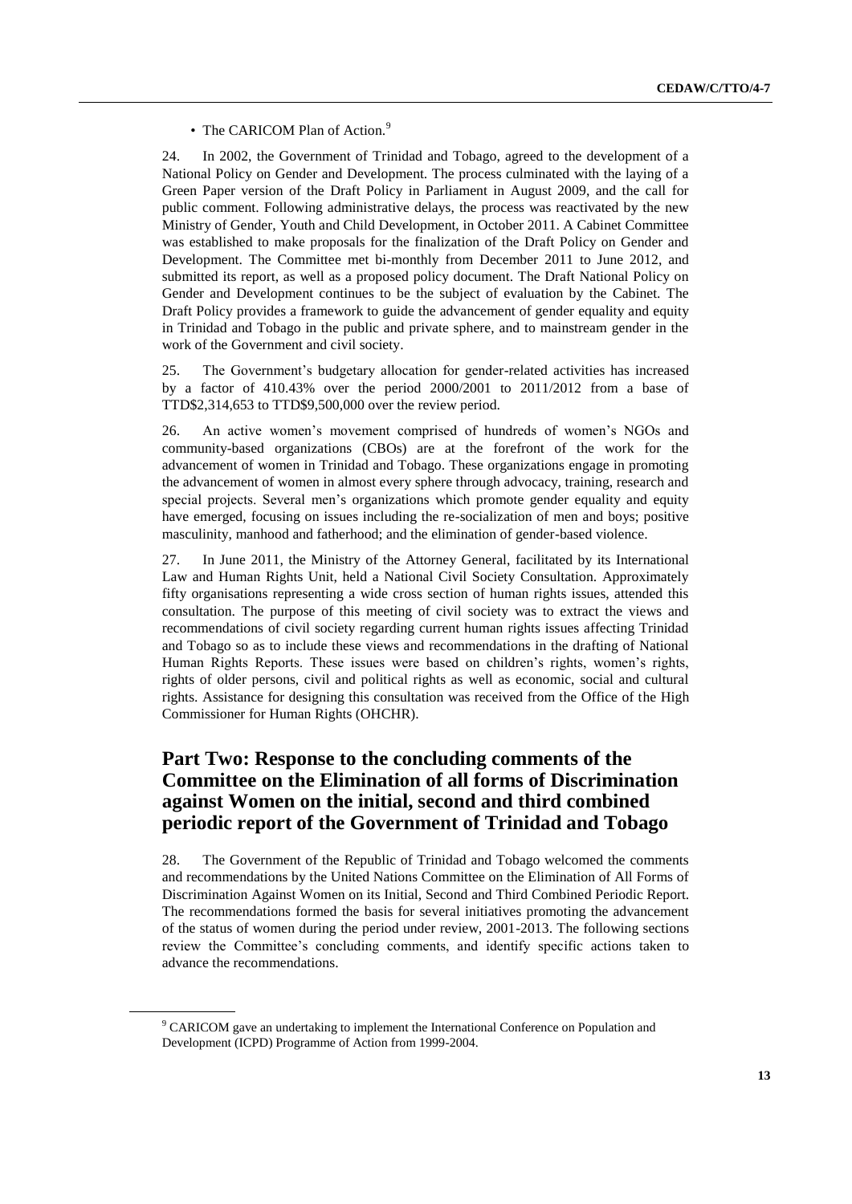- The CARICOM Plan of Action.[9]

24. In 2002, the Government of Trinidad and Tobago, agreed to the development of a National Policy on Gender and Development. The process culminated with the laying of a Green Paper version of the Draft Policy in Parliament in August 2009, and the call for public comment. Following administrative delays, the process was reactivated by the new Ministry of Gender, Youth and Child Development, in October 2011. A Cabinet Committee was established to make proposals for the finalization of the Draft Policy on Gender and Development. The Committee met bi-monthly from December 2011 to June 2012, and submitted its report, as well as a proposed policy document. The Draft National Policy on Gender and Development continues to be the subject of evaluation by the Cabinet. The Draft Policy provides a framework to guide the advancement of gender equality and equity in Trinidad and Tobago in the public and private sphere, and to mainstream gender in the work of the Government and civil society.

25. The Government's budgetary allocation for gender-related activities has increased by a factor of 410.43% over the period 2000/2001 to 2011/2012 from a base of TTD$2,314,653 to TTD$9,500,000 over the review period.

26. An active women's movement comprised of hundreds of women's NGOs and community-based organizations (CBOs) are at the forefront of the work for the advancement of women in Trinidad and Tobago. These organizations engage in promoting the advancement of women in almost every sphere through advocacy, training, research and special projects. Several men's organizations which promote gender equality and equity have emerged, focusing on issues including the re-socialization of men and boys; positive masculinity, manhood and fatherhood; and the elimination of gender-based violence.

27. In June 2011, the Ministry of the Attorney General, facilitated by its International Law and Human Rights Unit, held a National Civil Society Consultation. Approximately fifty organisations representing a wide cross section of human rights issues, attended this consultation. The purpose of this meeting of civil society was to extract the views and recommendations of civil society regarding current human rights issues affecting Trinidad and Tobago so as to include these views and recommendations in the drafting of National Human Rights Reports. These issues were based on children's rights, women's rights, rights of older persons, civil and political rights as well as economic, social and cultural rights. Assistance for designing this consultation was received from the Office of the High Commissioner for Human Rights (OHCHR).

## Part Two: Response to the concluding comments of the Committee on the Elimination of all forms of Discrimination against Women on the initial, second and third combined periodic report of the Government of Trinidad and Tobago

28. The Government of the Republic of Trinidad and Tobago welcomed the comments and recommendations by the United Nations Committee on the Elimination of All Forms of Discrimination Against Women on its Initial, Second and Third Combined Periodic Report. The recommendations formed the basis for several initiatives promoting the advancement of the status of women during the period under review, 2001-2013. The following sections review the Committee's concluding comments, and identify specific actions taken to advance the recommendations.

[9] CARICOM gave an undertaking to implement the International Conference on Population and Development (ICPD) Programme of Action from 1999-2004.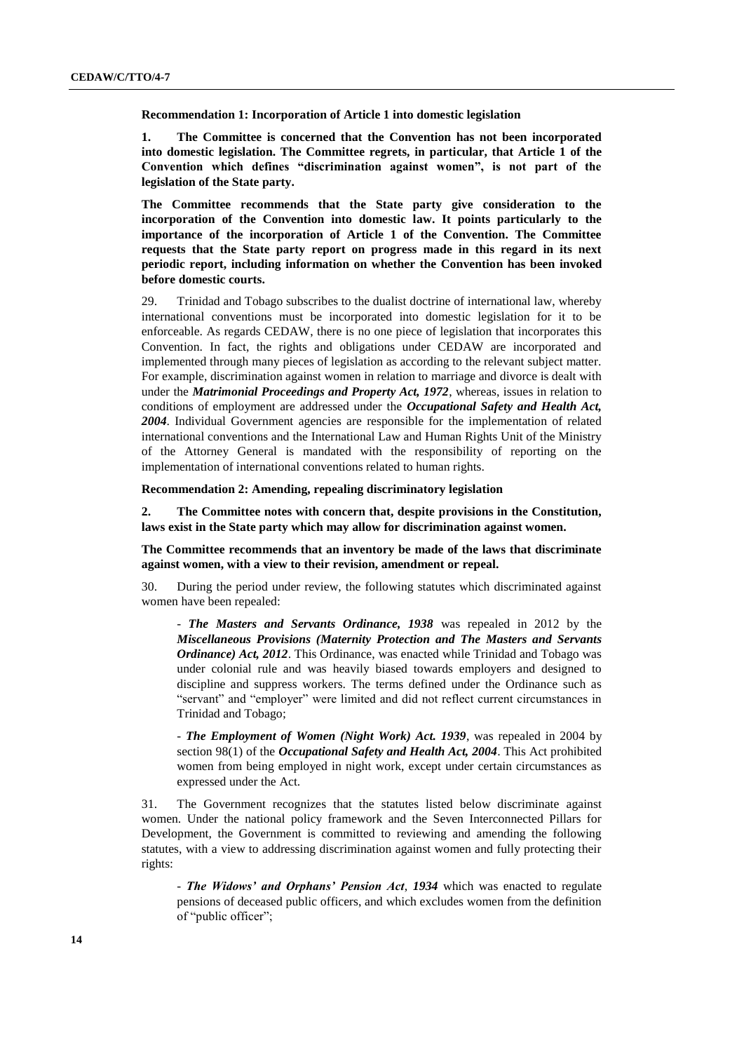**Recommendation 1: Incorporation of Article 1 into domestic legislation**

**1. The Committee is concerned that the Convention has not been incorporated into domestic legislation. The Committee regrets, in particular, that Article 1 of the Convention which defines "discrimination against women", is not part of the legislation of the State party.**

**The Committee recommends that the State party give consideration to the incorporation of the Convention into domestic law. It points particularly to the importance of the incorporation of Article 1 of the Convention. The Committee requests that the State party report on progress made in this regard in its next periodic report, including information on whether the Convention has been invoked before domestic courts.**

29. Trinidad and Tobago subscribes to the dualist doctrine of international law, whereby international conventions must be incorporated into domestic legislation for it to be enforceable. As regards CEDAW, there is no one piece of legislation that incorporates this Convention. In fact, the rights and obligations under CEDAW are incorporated and implemented through many pieces of legislation as according to the relevant subject matter. For example, discrimination against women in relation to marriage and divorce is dealt with under the ***Matrimonial Proceedings and Property Act, 1972***, whereas, issues in relation to conditions of employment are addressed under the ***Occupational Safety and Health Act, 2004***. Individual Government agencies are responsible for the implementation of related international conventions and the International Law and Human Rights Unit of the Ministry of the Attorney General is mandated with the responsibility of reporting on the implementation of international conventions related to human rights.

**Recommendation 2: Amending, repealing discriminatory legislation**

**2. The Committee notes with concern that, despite provisions in the Constitution, laws exist in the State party which may allow for discrimination against women.**

**The Committee recommends that an inventory be made of the laws that discriminate against women, with a view to their revision, amendment or repeal.**

30. During the period under review, the following statutes which discriminated against women have been repealed:

- ***The Masters and Servants Ordinance, 1938*** was repealed in 2012 by the ***Miscellaneous Provisions (Maternity Protection and The Masters and Servants Ordinance) Act, 2012***. This Ordinance, was enacted while Trinidad and Tobago was under colonial rule and was heavily biased towards employers and designed to discipline and suppress workers. The terms defined under the Ordinance such as "servant" and "employer" were limited and did not reflect current circumstances in Trinidad and Tobago;

- ***The Employment of Women (Night Work) Act. 1939***, was repealed in 2004 by section 98(1) of the ***Occupational Safety and Health Act, 2004***. This Act prohibited women from being employed in night work, except under certain circumstances as expressed under the Act.

31. The Government recognizes that the statutes listed below discriminate against women. Under the national policy framework and the Seven Interconnected Pillars for Development, the Government is committed to reviewing and amending the following statutes, with a view to addressing discrimination against women and fully protecting their rights:

- ***The Widows' and Orphans' Pension Act*, *1934*** which was enacted to regulate pensions of deceased public officers, and which excludes women from the definition of "public officer";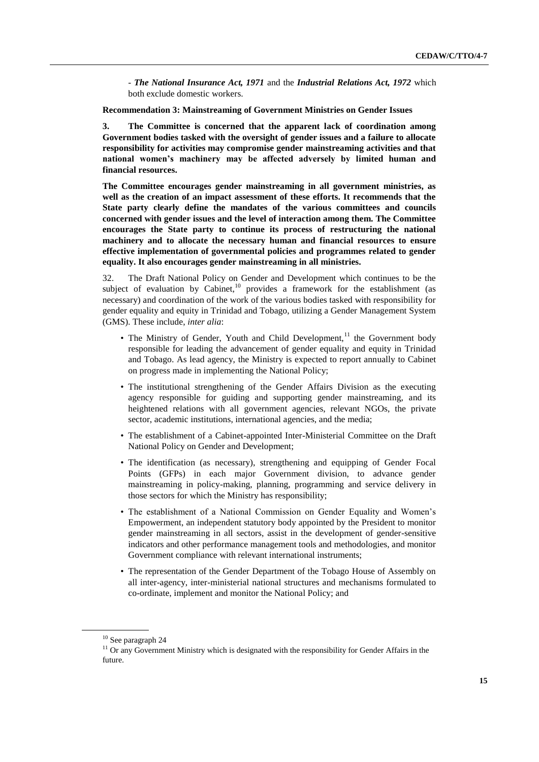- ***The National Insurance Act, 1971*** and the ***Industrial Relations Act, 1972*** which both exclude domestic workers.

**Recommendation 3: Mainstreaming of Government Ministries on Gender Issues**

**3. The Committee is concerned that the apparent lack of coordination among Government bodies tasked with the oversight of gender issues and a failure to allocate responsibility for activities may compromise gender mainstreaming activities and that national women's machinery may be affected adversely by limited human and financial resources.**

**The Committee encourages gender mainstreaming in all government ministries, as well as the creation of an impact assessment of these efforts. It recommends that the State party clearly define the mandates of the various committees and councils concerned with gender issues and the level of interaction among them. The Committee encourages the State party to continue its process of restructuring the national machinery and to allocate the necessary human and financial resources to ensure effective implementation of governmental policies and programmes related to gender equality. It also encourages gender mainstreaming in all ministries.**

32. The Draft National Policy on Gender and Development which continues to be the subject of evaluation by Cabinet,[10] provides a framework for the establishment (as necessary) and coordination of the work of the various bodies tasked with responsibility for gender equality and equity in Trinidad and Tobago, utilizing a Gender Management System (GMS). These include, *inter alia*:

- The Ministry of Gender, Youth and Child Development,[11] the Government body responsible for leading the advancement of gender equality and equity in Trinidad and Tobago. As lead agency, the Ministry is expected to report annually to Cabinet on progress made in implementing the National Policy;
- The institutional strengthening of the Gender Affairs Division as the executing agency responsible for guiding and supporting gender mainstreaming, and its heightened relations with all government agencies, relevant NGOs, the private sector, academic institutions, international agencies, and the media;
- The establishment of a Cabinet-appointed Inter-Ministerial Committee on the Draft National Policy on Gender and Development;
- The identification (as necessary), strengthening and equipping of Gender Focal Points (GFPs) in each major Government division, to advance gender mainstreaming in policy-making, planning, programming and service delivery in those sectors for which the Ministry has responsibility;
- The establishment of a National Commission on Gender Equality and Women's Empowerment, an independent statutory body appointed by the President to monitor gender mainstreaming in all sectors, assist in the development of gender-sensitive indicators and other performance management tools and methodologies, and monitor Government compliance with relevant international instruments;
- The representation of the Gender Department of the Tobago House of Assembly on all inter-agency, inter-ministerial national structures and mechanisms formulated to co-ordinate, implement and monitor the National Policy; and

---

[10] See paragraph 24

[11] Or any Government Ministry which is designated with the responsibility for Gender Affairs in the future.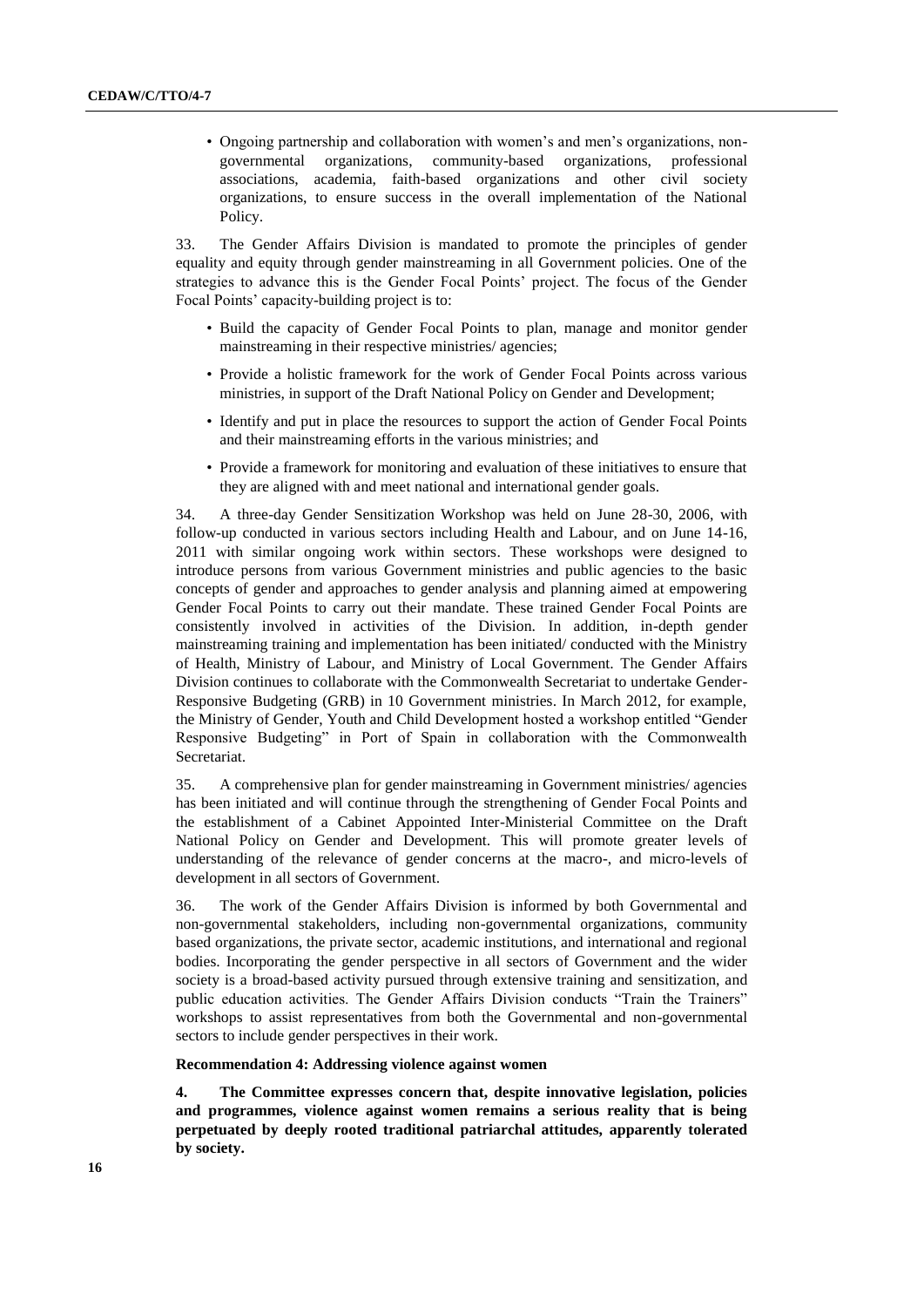- Ongoing partnership and collaboration with women's and men's organizations, non-governmental organizations, community-based organizations, professional associations, academia, faith-based organizations and other civil society organizations, to ensure success in the overall implementation of the National Policy.

33. The Gender Affairs Division is mandated to promote the principles of gender equality and equity through gender mainstreaming in all Government policies. One of the strategies to advance this is the Gender Focal Points' project. The focus of the Gender Focal Points' capacity-building project is to:

- Build the capacity of Gender Focal Points to plan, manage and monitor gender mainstreaming in their respective ministries/ agencies;
- Provide a holistic framework for the work of Gender Focal Points across various ministries, in support of the Draft National Policy on Gender and Development;
- Identify and put in place the resources to support the action of Gender Focal Points and their mainstreaming efforts in the various ministries; and
- Provide a framework for monitoring and evaluation of these initiatives to ensure that they are aligned with and meet national and international gender goals.

34. A three-day Gender Sensitization Workshop was held on June 28-30, 2006, with follow-up conducted in various sectors including Health and Labour, and on June 14-16, 2011 with similar ongoing work within sectors. These workshops were designed to introduce persons from various Government ministries and public agencies to the basic concepts of gender and approaches to gender analysis and planning aimed at empowering Gender Focal Points to carry out their mandate. These trained Gender Focal Points are consistently involved in activities of the Division. In addition, in-depth gender mainstreaming training and implementation has been initiated/ conducted with the Ministry of Health, Ministry of Labour, and Ministry of Local Government. The Gender Affairs Division continues to collaborate with the Commonwealth Secretariat to undertake Gender-Responsive Budgeting (GRB) in 10 Government ministries. In March 2012, for example, the Ministry of Gender, Youth and Child Development hosted a workshop entitled "Gender Responsive Budgeting" in Port of Spain in collaboration with the Commonwealth Secretariat.

35. A comprehensive plan for gender mainstreaming in Government ministries/ agencies has been initiated and will continue through the strengthening of Gender Focal Points and the establishment of a Cabinet Appointed Inter-Ministerial Committee on the Draft National Policy on Gender and Development. This will promote greater levels of understanding of the relevance of gender concerns at the macro-, and micro-levels of development in all sectors of Government.

36. The work of the Gender Affairs Division is informed by both Governmental and non-governmental stakeholders, including non-governmental organizations, community based organizations, the private sector, academic institutions, and international and regional bodies. Incorporating the gender perspective in all sectors of Government and the wider society is a broad-based activity pursued through extensive training and sensitization, and public education activities. The Gender Affairs Division conducts "Train the Trainers" workshops to assist representatives from both the Governmental and non-governmental sectors to include gender perspectives in their work.

**Recommendation 4: Addressing violence against women**

**4. The Committee expresses concern that, despite innovative legislation, policies and programmes, violence against women remains a serious reality that is being perpetuated by deeply rooted traditional patriarchal attitudes, apparently tolerated by society.**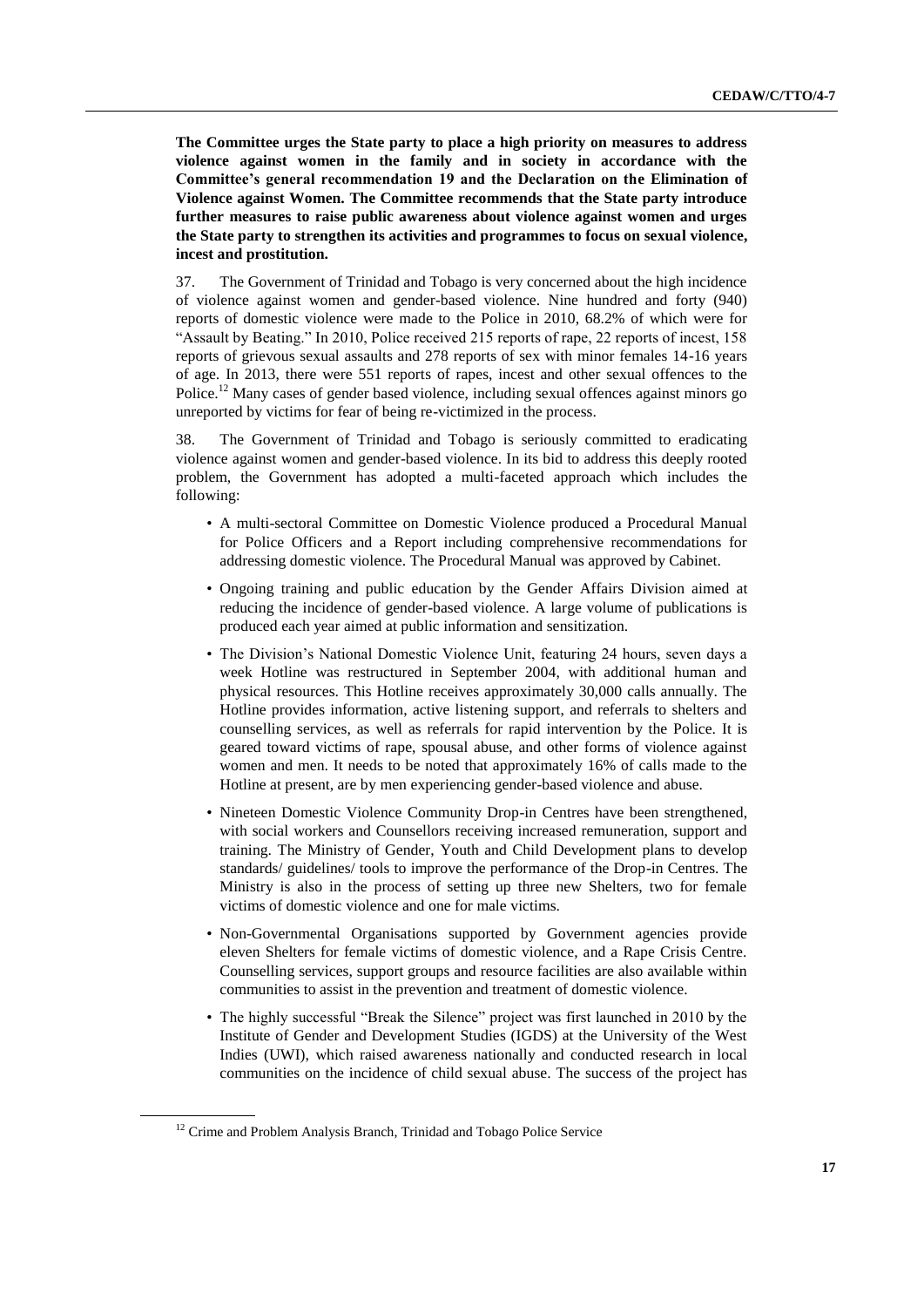**The Committee urges the State party to place a high priority on measures to address violence against women in the family and in society in accordance with the Committee's general recommendation 19 and the Declaration on the Elimination of Violence against Women. The Committee recommends that the State party introduce further measures to raise public awareness about violence against women and urges the State party to strengthen its activities and programmes to focus on sexual violence, incest and prostitution.**

37. The Government of Trinidad and Tobago is very concerned about the high incidence of violence against women and gender-based violence. Nine hundred and forty (940) reports of domestic violence were made to the Police in 2010, 68.2% of which were for "Assault by Beating." In 2010, Police received 215 reports of rape, 22 reports of incest, 158 reports of grievous sexual assaults and 278 reports of sex with minor females 14-16 years of age. In 2013, there were 551 reports of rapes, incest and other sexual offences to the Police.[12] Many cases of gender based violence, including sexual offences against minors go unreported by victims for fear of being re-victimized in the process.

38. The Government of Trinidad and Tobago is seriously committed to eradicating violence against women and gender-based violence. In its bid to address this deeply rooted problem, the Government has adopted a multi-faceted approach which includes the following:

- A multi-sectoral Committee on Domestic Violence produced a Procedural Manual for Police Officers and a Report including comprehensive recommendations for addressing domestic violence. The Procedural Manual was approved by Cabinet.
- Ongoing training and public education by the Gender Affairs Division aimed at reducing the incidence of gender-based violence. A large volume of publications is produced each year aimed at public information and sensitization.
- The Division's National Domestic Violence Unit, featuring 24 hours, seven days a week Hotline was restructured in September 2004, with additional human and physical resources. This Hotline receives approximately 30,000 calls annually. The Hotline provides information, active listening support, and referrals to shelters and counselling services, as well as referrals for rapid intervention by the Police. It is geared toward victims of rape, spousal abuse, and other forms of violence against women and men. It needs to be noted that approximately 16% of calls made to the Hotline at present, are by men experiencing gender-based violence and abuse.
- Nineteen Domestic Violence Community Drop-in Centres have been strengthened, with social workers and Counsellors receiving increased remuneration, support and training. The Ministry of Gender, Youth and Child Development plans to develop standards/ guidelines/ tools to improve the performance of the Drop-in Centres. The Ministry is also in the process of setting up three new Shelters, two for female victims of domestic violence and one for male victims.
- Non-Governmental Organisations supported by Government agencies provide eleven Shelters for female victims of domestic violence, and a Rape Crisis Centre. Counselling services, support groups and resource facilities are also available within communities to assist in the prevention and treatment of domestic violence.
- The highly successful "Break the Silence" project was first launched in 2010 by the Institute of Gender and Development Studies (IGDS) at the University of the West Indies (UWI), which raised awareness nationally and conducted research in local communities on the incidence of child sexual abuse. The success of the project has

[12] Crime and Problem Analysis Branch, Trinidad and Tobago Police Service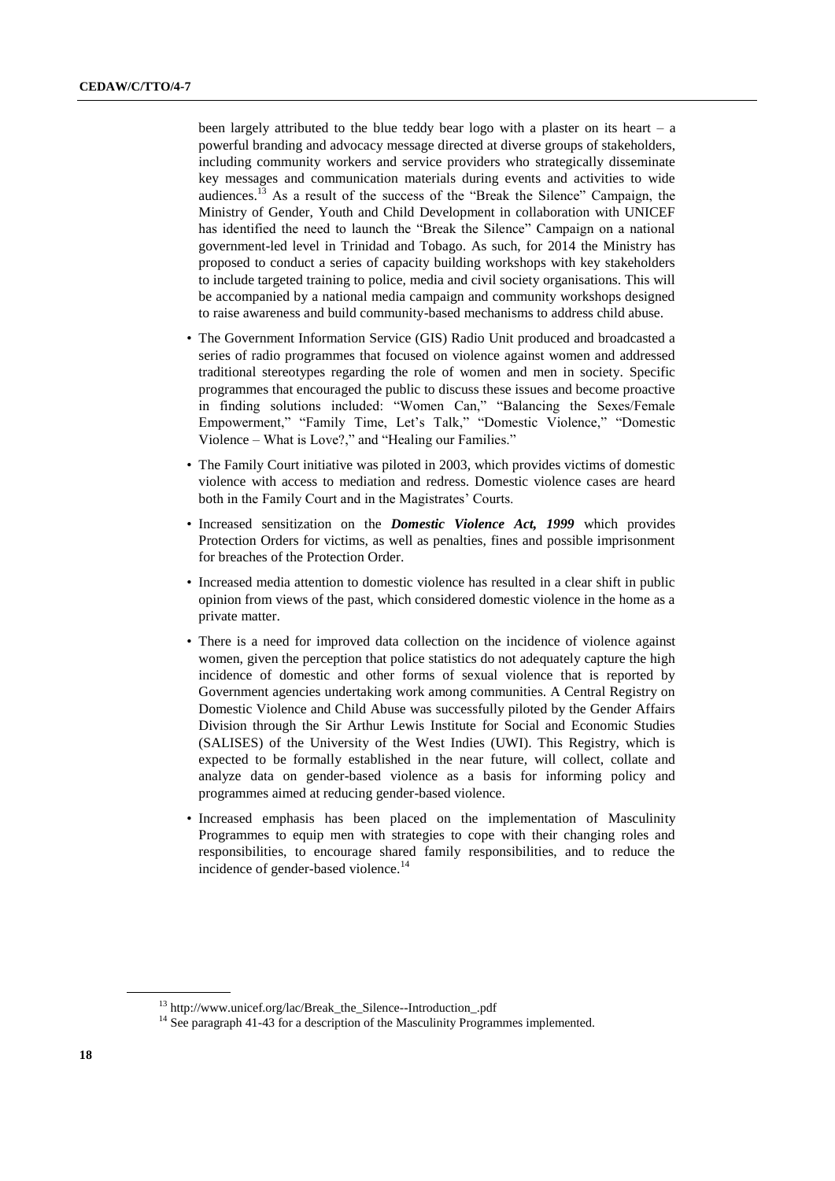been largely attributed to the blue teddy bear logo with a plaster on its heart – a powerful branding and advocacy message directed at diverse groups of stakeholders, including community workers and service providers who strategically disseminate key messages and communication materials during events and activities to wide audiences.[13] As a result of the success of the "Break the Silence" Campaign, the Ministry of Gender, Youth and Child Development in collaboration with UNICEF has identified the need to launch the "Break the Silence" Campaign on a national government-led level in Trinidad and Tobago. As such, for 2014 the Ministry has proposed to conduct a series of capacity building workshops with key stakeholders to include targeted training to police, media and civil society organisations. This will be accompanied by a national media campaign and community workshops designed to raise awareness and build community-based mechanisms to address child abuse.

- The Government Information Service (GIS) Radio Unit produced and broadcasted a series of radio programmes that focused on violence against women and addressed traditional stereotypes regarding the role of women and men in society. Specific programmes that encouraged the public to discuss these issues and become proactive in finding solutions included: "Women Can," "Balancing the Sexes/Female Empowerment," "Family Time, Let's Talk," "Domestic Violence," "Domestic Violence – What is Love?," and "Healing our Families."
- The Family Court initiative was piloted in 2003, which provides victims of domestic violence with access to mediation and redress. Domestic violence cases are heard both in the Family Court and in the Magistrates' Courts.
- Increased sensitization on the ***Domestic Violence Act, 1999*** which provides Protection Orders for victims, as well as penalties, fines and possible imprisonment for breaches of the Protection Order.
- Increased media attention to domestic violence has resulted in a clear shift in public opinion from views of the past, which considered domestic violence in the home as a private matter.
- There is a need for improved data collection on the incidence of violence against women, given the perception that police statistics do not adequately capture the high incidence of domestic and other forms of sexual violence that is reported by Government agencies undertaking work among communities. A Central Registry on Domestic Violence and Child Abuse was successfully piloted by the Gender Affairs Division through the Sir Arthur Lewis Institute for Social and Economic Studies (SALISES) of the University of the West Indies (UWI). This Registry, which is expected to be formally established in the near future, will collect, collate and analyze data on gender-based violence as a basis for informing policy and programmes aimed at reducing gender-based violence.
- Increased emphasis has been placed on the implementation of Masculinity Programmes to equip men with strategies to cope with their changing roles and responsibilities, to encourage shared family responsibilities, and to reduce the incidence of gender-based violence.[14]

---

[13] http://www.unicef.org/lac/Break_the_Silence--Introduction_.pdf

[14] See paragraph 41-43 for a description of the Masculinity Programmes implemented.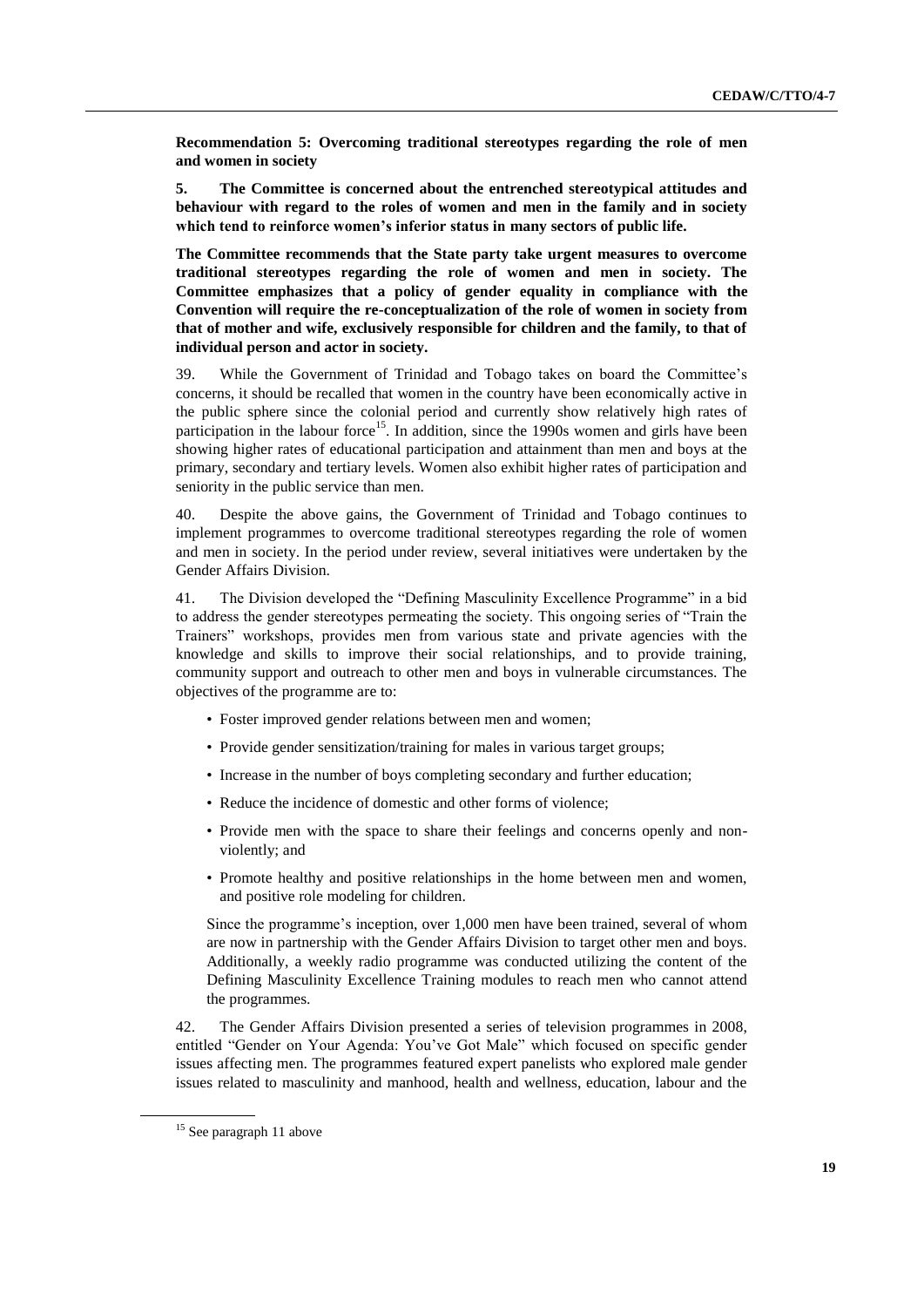**Recommendation 5: Overcoming traditional stereotypes regarding the role of men and women in society**

**5. The Committee is concerned about the entrenched stereotypical attitudes and behaviour with regard to the roles of women and men in the family and in society which tend to reinforce women's inferior status in many sectors of public life.**

**The Committee recommends that the State party take urgent measures to overcome traditional stereotypes regarding the role of women and men in society. The Committee emphasizes that a policy of gender equality in compliance with the Convention will require the re-conceptualization of the role of women in society from that of mother and wife, exclusively responsible for children and the family, to that of individual person and actor in society.**

39. While the Government of Trinidad and Tobago takes on board the Committee's concerns, it should be recalled that women in the country have been economically active in the public sphere since the colonial period and currently show relatively high rates of participation in the labour force[15]. In addition, since the 1990s women and girls have been showing higher rates of educational participation and attainment than men and boys at the primary, secondary and tertiary levels. Women also exhibit higher rates of participation and seniority in the public service than men.

40. Despite the above gains, the Government of Trinidad and Tobago continues to implement programmes to overcome traditional stereotypes regarding the role of women and men in society. In the period under review, several initiatives were undertaken by the Gender Affairs Division.

41. The Division developed the "Defining Masculinity Excellence Programme" in a bid to address the gender stereotypes permeating the society. This ongoing series of "Train the Trainers" workshops, provides men from various state and private agencies with the knowledge and skills to improve their social relationships, and to provide training, community support and outreach to other men and boys in vulnerable circumstances. The objectives of the programme are to:

- Foster improved gender relations between men and women;
- Provide gender sensitization/training for males in various target groups;
- Increase in the number of boys completing secondary and further education;
- Reduce the incidence of domestic and other forms of violence;
- Provide men with the space to share their feelings and concerns openly and non-violently; and
- Promote healthy and positive relationships in the home between men and women, and positive role modeling for children.

Since the programme's inception, over 1,000 men have been trained, several of whom are now in partnership with the Gender Affairs Division to target other men and boys. Additionally, a weekly radio programme was conducted utilizing the content of the Defining Masculinity Excellence Training modules to reach men who cannot attend the programmes.

42. The Gender Affairs Division presented a series of television programmes in 2008, entitled "Gender on Your Agenda: You've Got Male" which focused on specific gender issues affecting men. The programmes featured expert panelists who explored male gender issues related to masculinity and manhood, health and wellness, education, labour and the

[15] See paragraph 11 above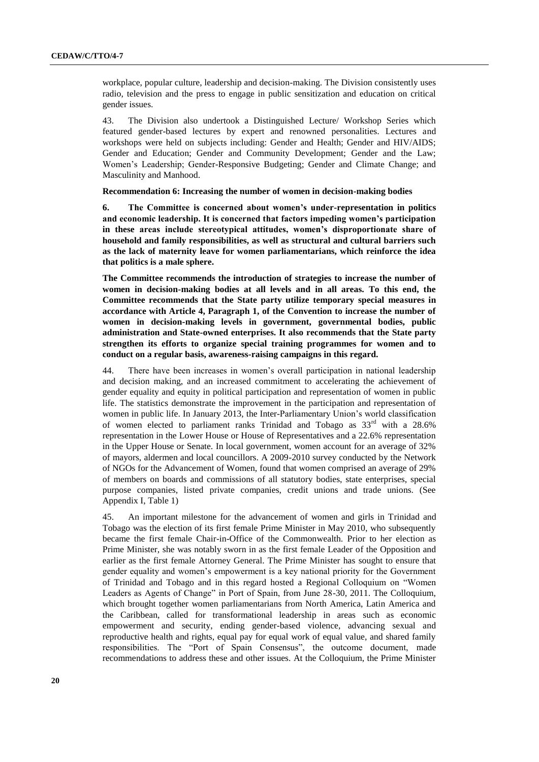workplace, popular culture, leadership and decision-making. The Division consistently uses radio, television and the press to engage in public sensitization and education on critical gender issues.

43. The Division also undertook a Distinguished Lecture/ Workshop Series which featured gender-based lectures by expert and renowned personalities. Lectures and workshops were held on subjects including: Gender and Health; Gender and HIV/AIDS; Gender and Education; Gender and Community Development; Gender and the Law; Women's Leadership; Gender-Responsive Budgeting; Gender and Climate Change; and Masculinity and Manhood.

**Recommendation 6: Increasing the number of women in decision-making bodies**

**6. The Committee is concerned about women's under-representation in politics and economic leadership. It is concerned that factors impeding women's participation in these areas include stereotypical attitudes, women's disproportionate share of household and family responsibilities, as well as structural and cultural barriers such as the lack of maternity leave for women parliamentarians, which reinforce the idea that politics is a male sphere.**

**The Committee recommends the introduction of strategies to increase the number of women in decision-making bodies at all levels and in all areas. To this end, the Committee recommends that the State party utilize temporary special measures in accordance with Article 4, Paragraph 1, of the Convention to increase the number of women in decision-making levels in government, governmental bodies, public administration and State-owned enterprises. It also recommends that the State party strengthen its efforts to organize special training programmes for women and to conduct on a regular basis, awareness-raising campaigns in this regard.**

44. There have been increases in women's overall participation in national leadership and decision making, and an increased commitment to accelerating the achievement of gender equality and equity in political participation and representation of women in public life. The statistics demonstrate the improvement in the participation and representation of women in public life. In January 2013, the Inter-Parliamentary Union's world classification of women elected to parliament ranks Trinidad and Tobago as 33rd with a 28.6% representation in the Lower House or House of Representatives and a 22.6% representation in the Upper House or Senate. In local government, women account for an average of 32% of mayors, aldermen and local councillors. A 2009-2010 survey conducted by the Network of NGOs for the Advancement of Women, found that women comprised an average of 29% of members on boards and commissions of all statutory bodies, state enterprises, special purpose companies, listed private companies, credit unions and trade unions. (See Appendix I, Table 1)

45. An important milestone for the advancement of women and girls in Trinidad and Tobago was the election of its first female Prime Minister in May 2010, who subsequently became the first female Chair-in-Office of the Commonwealth. Prior to her election as Prime Minister, she was notably sworn in as the first female Leader of the Opposition and earlier as the first female Attorney General. The Prime Minister has sought to ensure that gender equality and women's empowerment is a key national priority for the Government of Trinidad and Tobago and in this regard hosted a Regional Colloquium on "Women Leaders as Agents of Change" in Port of Spain, from June 28-30, 2011. The Colloquium, which brought together women parliamentarians from North America, Latin America and the Caribbean, called for transformational leadership in areas such as economic empowerment and security, ending gender-based violence, advancing sexual and reproductive health and rights, equal pay for equal work of equal value, and shared family responsibilities. The "Port of Spain Consensus", the outcome document, made recommendations to address these and other issues. At the Colloquium, the Prime Minister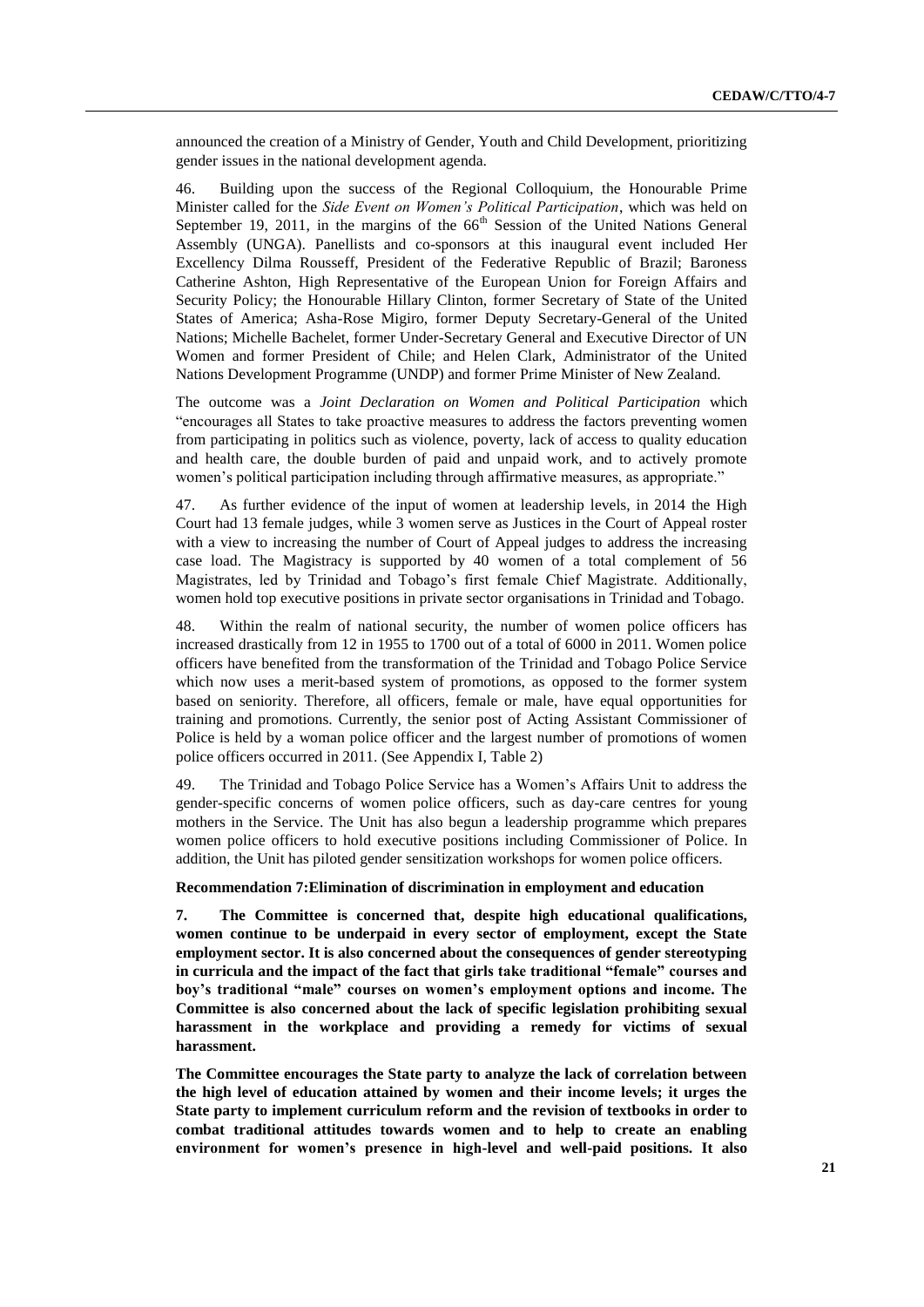announced the creation of a Ministry of Gender, Youth and Child Development, prioritizing gender issues in the national development agenda.

46. Building upon the success of the Regional Colloquium, the Honourable Prime Minister called for the *Side Event on Women's Political Participation*, which was held on September 19, 2011, in the margins of the 66th Session of the United Nations General Assembly (UNGA). Panellists and co-sponsors at this inaugural event included Her Excellency Dilma Rousseff, President of the Federative Republic of Brazil; Baroness Catherine Ashton, High Representative of the European Union for Foreign Affairs and Security Policy; the Honourable Hillary Clinton, former Secretary of State of the United States of America; Asha-Rose Migiro, former Deputy Secretary-General of the United Nations; Michelle Bachelet, former Under-Secretary General and Executive Director of UN Women and former President of Chile; and Helen Clark, Administrator of the United Nations Development Programme (UNDP) and former Prime Minister of New Zealand.

The outcome was a *Joint Declaration on Women and Political Participation* which "encourages all States to take proactive measures to address the factors preventing women from participating in politics such as violence, poverty, lack of access to quality education and health care, the double burden of paid and unpaid work, and to actively promote women's political participation including through affirmative measures, as appropriate."

47. As further evidence of the input of women at leadership levels, in 2014 the High Court had 13 female judges, while 3 women serve as Justices in the Court of Appeal roster with a view to increasing the number of Court of Appeal judges to address the increasing case load. The Magistracy is supported by 40 women of a total complement of 56 Magistrates, led by Trinidad and Tobago's first female Chief Magistrate. Additionally, women hold top executive positions in private sector organisations in Trinidad and Tobago.

48. Within the realm of national security, the number of women police officers has increased drastically from 12 in 1955 to 1700 out of a total of 6000 in 2011. Women police officers have benefited from the transformation of the Trinidad and Tobago Police Service which now uses a merit-based system of promotions, as opposed to the former system based on seniority. Therefore, all officers, female or male, have equal opportunities for training and promotions. Currently, the senior post of Acting Assistant Commissioner of Police is held by a woman police officer and the largest number of promotions of women police officers occurred in 2011. (See Appendix I, Table 2)

49. The Trinidad and Tobago Police Service has a Women's Affairs Unit to address the gender-specific concerns of women police officers, such as day-care centres for young mothers in the Service. The Unit has also begun a leadership programme which prepares women police officers to hold executive positions including Commissioner of Police. In addition, the Unit has piloted gender sensitization workshops for women police officers.

**Recommendation 7:Elimination of discrimination in employment and education**

**7. The Committee is concerned that, despite high educational qualifications, women continue to be underpaid in every sector of employment, except the State employment sector. It is also concerned about the consequences of gender stereotyping in curricula and the impact of the fact that girls take traditional "female" courses and boy's traditional "male" courses on women's employment options and income. The Committee is also concerned about the lack of specific legislation prohibiting sexual harassment in the workplace and providing a remedy for victims of sexual harassment.**

**The Committee encourages the State party to analyze the lack of correlation between the high level of education attained by women and their income levels; it urges the State party to implement curriculum reform and the revision of textbooks in order to combat traditional attitudes towards women and to help to create an enabling environment for women's presence in high-level and well-paid positions. It also**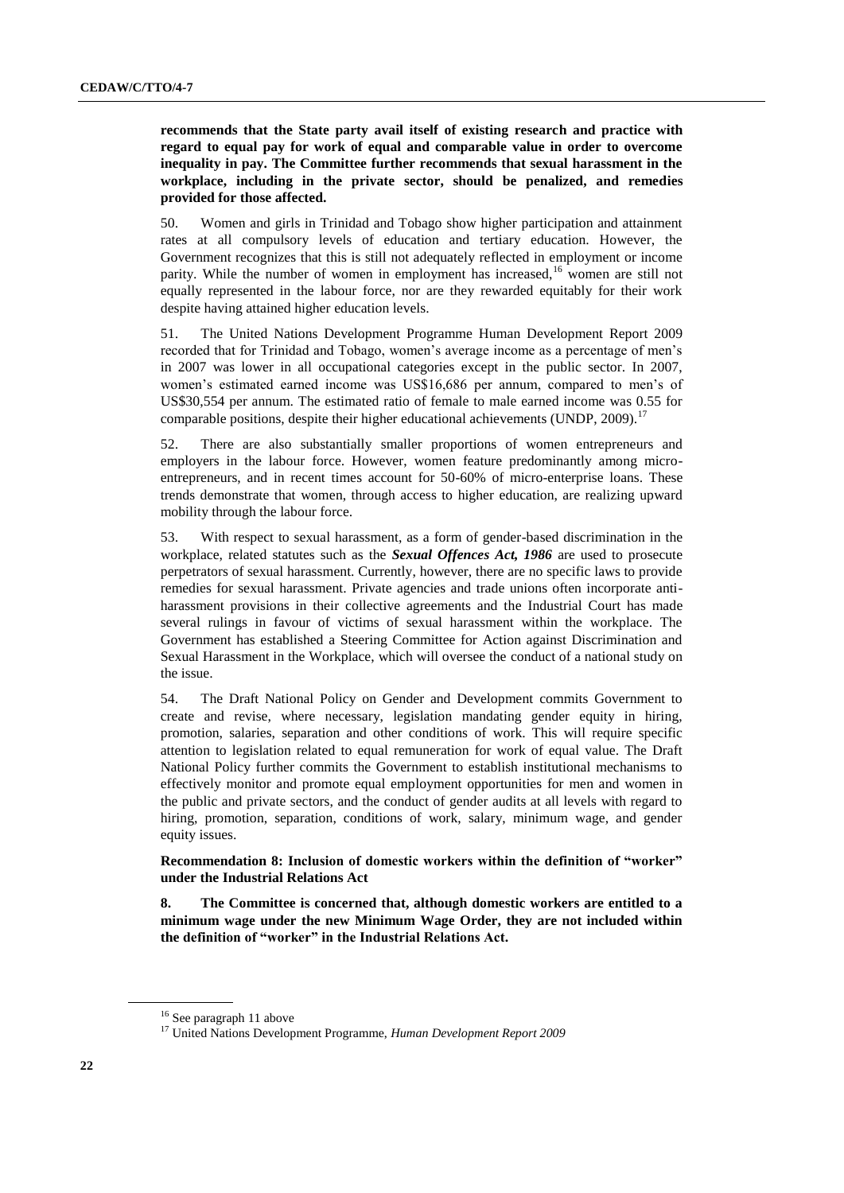**recommends that the State party avail itself of existing research and practice with regard to equal pay for work of equal and comparable value in order to overcome inequality in pay. The Committee further recommends that sexual harassment in the workplace, including in the private sector, should be penalized, and remedies provided for those affected.**

50. Women and girls in Trinidad and Tobago show higher participation and attainment rates at all compulsory levels of education and tertiary education. However, the Government recognizes that this is still not adequately reflected in employment or income parity. While the number of women in employment has increased,[16] women are still not equally represented in the labour force, nor are they rewarded equitably for their work despite having attained higher education levels.

51. The United Nations Development Programme Human Development Report 2009 recorded that for Trinidad and Tobago, women's average income as a percentage of men's in 2007 was lower in all occupational categories except in the public sector. In 2007, women's estimated earned income was US$16,686 per annum, compared to men's of US$30,554 per annum. The estimated ratio of female to male earned income was 0.55 for comparable positions, despite their higher educational achievements (UNDP, 2009).[17]

52. There are also substantially smaller proportions of women entrepreneurs and employers in the labour force. However, women feature predominantly among micro-entrepreneurs, and in recent times account for 50-60% of micro-enterprise loans. These trends demonstrate that women, through access to higher education, are realizing upward mobility through the labour force.

53. With respect to sexual harassment, as a form of gender-based discrimination in the workplace, related statutes such as the ***Sexual Offences Act, 1986*** are used to prosecute perpetrators of sexual harassment. Currently, however, there are no specific laws to provide remedies for sexual harassment. Private agencies and trade unions often incorporate anti-harassment provisions in their collective agreements and the Industrial Court has made several rulings in favour of victims of sexual harassment within the workplace. The Government has established a Steering Committee for Action against Discrimination and Sexual Harassment in the Workplace, which will oversee the conduct of a national study on the issue.

54. The Draft National Policy on Gender and Development commits Government to create and revise, where necessary, legislation mandating gender equity in hiring, promotion, salaries, separation and other conditions of work. This will require specific attention to legislation related to equal remuneration for work of equal value. The Draft National Policy further commits the Government to establish institutional mechanisms to effectively monitor and promote equal employment opportunities for men and women in the public and private sectors, and the conduct of gender audits at all levels with regard to hiring, promotion, separation, conditions of work, salary, minimum wage, and gender equity issues.

**Recommendation 8: Inclusion of domestic workers within the definition of "worker" under the Industrial Relations Act**

**8. The Committee is concerned that, although domestic workers are entitled to a minimum wage under the new Minimum Wage Order, they are not included within the definition of "worker" in the Industrial Relations Act.**

---

[16] See paragraph 11 above

[17] United Nations Development Programme, *Human Development Report 2009*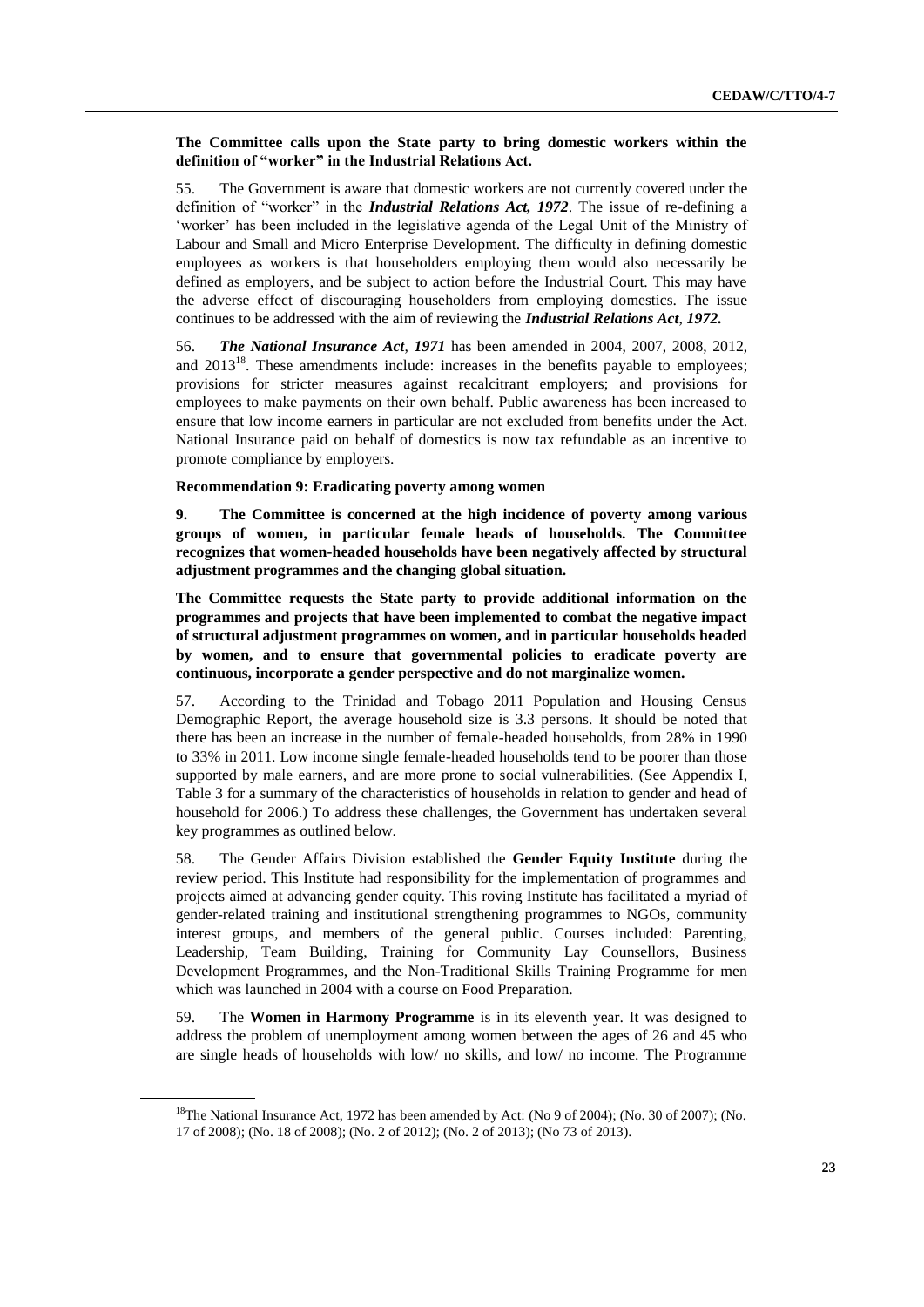**The Committee calls upon the State party to bring domestic workers within the definition of "worker" in the Industrial Relations Act.**

55. The Government is aware that domestic workers are not currently covered under the definition of "worker" in the ***Industrial Relations Act, 1972***. The issue of re-defining a 'worker' has been included in the legislative agenda of the Legal Unit of the Ministry of Labour and Small and Micro Enterprise Development. The difficulty in defining domestic employees as workers is that householders employing them would also necessarily be defined as employers, and be subject to action before the Industrial Court. This may have the adverse effect of discouraging householders from employing domestics. The issue continues to be addressed with the aim of reviewing the ***Industrial Relations Act*, *1972.***

56. ***The National Insurance Act*, *1971*** has been amended in 2004, 2007, 2008, 2012, and 2013[18]. These amendments include: increases in the benefits payable to employees; provisions for stricter measures against recalcitrant employers; and provisions for employees to make payments on their own behalf. Public awareness has been increased to ensure that low income earners in particular are not excluded from benefits under the Act. National Insurance paid on behalf of domestics is now tax refundable as an incentive to promote compliance by employers.

**Recommendation 9: Eradicating poverty among women**

**9. The Committee is concerned at the high incidence of poverty among various groups of women, in particular female heads of households. The Committee recognizes that women-headed households have been negatively affected by structural adjustment programmes and the changing global situation.**

**The Committee requests the State party to provide additional information on the programmes and projects that have been implemented to combat the negative impact of structural adjustment programmes on women, and in particular households headed by women, and to ensure that governmental policies to eradicate poverty are continuous, incorporate a gender perspective and do not marginalize women.**

57. According to the Trinidad and Tobago 2011 Population and Housing Census Demographic Report, the average household size is 3.3 persons. It should be noted that there has been an increase in the number of female-headed households, from 28% in 1990 to 33% in 2011. Low income single female-headed households tend to be poorer than those supported by male earners, and are more prone to social vulnerabilities. (See Appendix I, Table 3 for a summary of the characteristics of households in relation to gender and head of household for 2006.) To address these challenges, the Government has undertaken several key programmes as outlined below.

58. The Gender Affairs Division established the **Gender Equity Institute** during the review period. This Institute had responsibility for the implementation of programmes and projects aimed at advancing gender equity. This roving Institute has facilitated a myriad of gender-related training and institutional strengthening programmes to NGOs, community interest groups, and members of the general public. Courses included: Parenting, Leadership, Team Building, Training for Community Lay Counsellors, Business Development Programmes, and the Non-Traditional Skills Training Programme for men which was launched in 2004 with a course on Food Preparation.

59. The **Women in Harmony Programme** is in its eleventh year. It was designed to address the problem of unemployment among women between the ages of 26 and 45 who are single heads of households with low/ no skills, and low/ no income. The Programme

---

[18] The National Insurance Act, 1972 has been amended by Act: (No 9 of 2004); (No. 30 of 2007); (No. 17 of 2008); (No. 18 of 2008); (No. 2 of 2012); (No. 2 of 2013); (No 73 of 2013).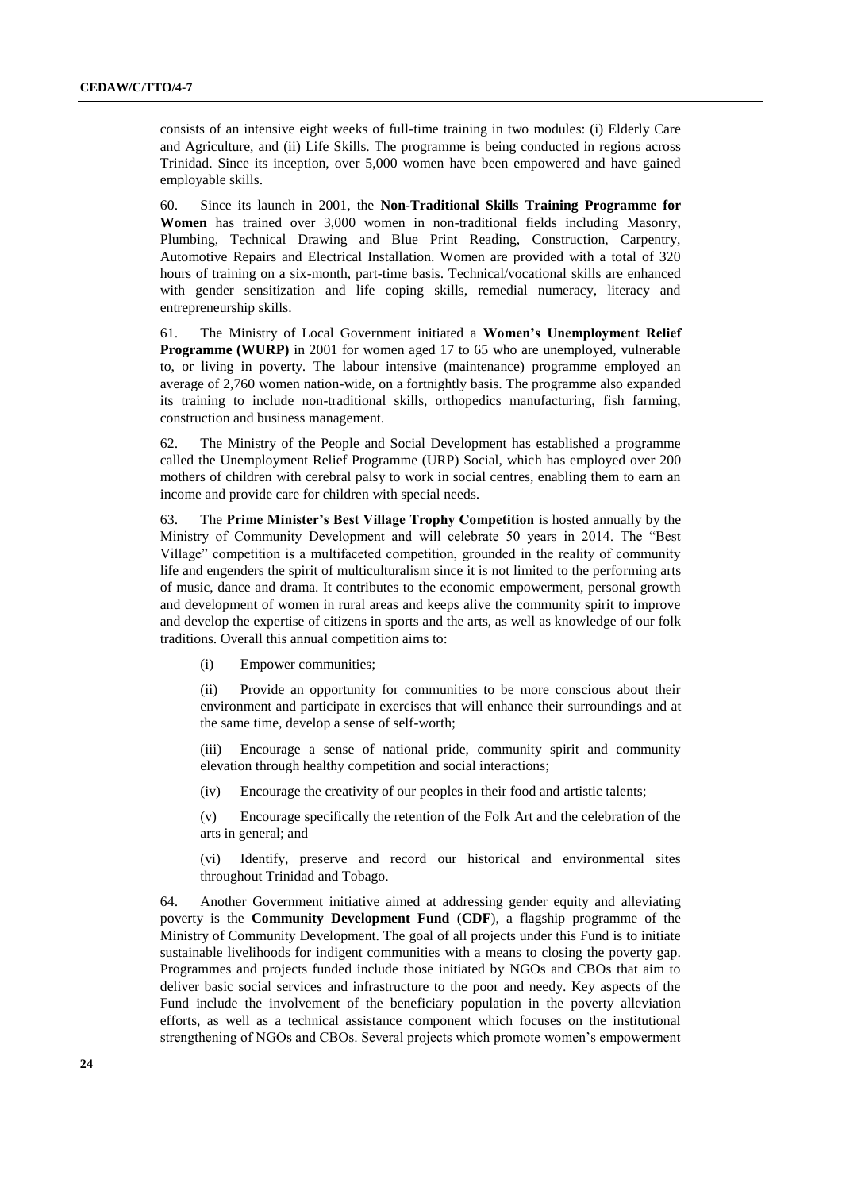consists of an intensive eight weeks of full-time training in two modules: (i) Elderly Care and Agriculture, and (ii) Life Skills. The programme is being conducted in regions across Trinidad. Since its inception, over 5,000 women have been empowered and have gained employable skills.

60. Since its launch in 2001, the **Non-Traditional Skills Training Programme for Women** has trained over 3,000 women in non-traditional fields including Masonry, Plumbing, Technical Drawing and Blue Print Reading, Construction, Carpentry, Automotive Repairs and Electrical Installation. Women are provided with a total of 320 hours of training on a six-month, part-time basis. Technical/vocational skills are enhanced with gender sensitization and life coping skills, remedial numeracy, literacy and entrepreneurship skills.

61. The Ministry of Local Government initiated a **Women's Unemployment Relief Programme (WURP)** in 2001 for women aged 17 to 65 who are unemployed, vulnerable to, or living in poverty. The labour intensive (maintenance) programme employed an average of 2,760 women nation-wide, on a fortnightly basis. The programme also expanded its training to include non-traditional skills, orthopedics manufacturing, fish farming, construction and business management.

62. The Ministry of the People and Social Development has established a programme called the Unemployment Relief Programme (URP) Social, which has employed over 200 mothers of children with cerebral palsy to work in social centres, enabling them to earn an income and provide care for children with special needs.

63. The **Prime Minister's Best Village Trophy Competition** is hosted annually by the Ministry of Community Development and will celebrate 50 years in 2014. The "Best Village" competition is a multifaceted competition, grounded in the reality of community life and engenders the spirit of multiculturalism since it is not limited to the performing arts of music, dance and drama. It contributes to the economic empowerment, personal growth and development of women in rural areas and keeps alive the community spirit to improve and develop the expertise of citizens in sports and the arts, as well as knowledge of our folk traditions. Overall this annual competition aims to:

(i) Empower communities;

(ii) Provide an opportunity for communities to be more conscious about their environment and participate in exercises that will enhance their surroundings and at the same time, develop a sense of self-worth;

(iii) Encourage a sense of national pride, community spirit and community elevation through healthy competition and social interactions;

(iv) Encourage the creativity of our peoples in their food and artistic talents;

(v) Encourage specifically the retention of the Folk Art and the celebration of the arts in general; and

(vi) Identify, preserve and record our historical and environmental sites throughout Trinidad and Tobago.

64. Another Government initiative aimed at addressing gender equity and alleviating poverty is the **Community Development Fund** (**CDF**), a flagship programme of the Ministry of Community Development. The goal of all projects under this Fund is to initiate sustainable livelihoods for indigent communities with a means to closing the poverty gap. Programmes and projects funded include those initiated by NGOs and CBOs that aim to deliver basic social services and infrastructure to the poor and needy. Key aspects of the Fund include the involvement of the beneficiary population in the poverty alleviation efforts, as well as a technical assistance component which focuses on the institutional strengthening of NGOs and CBOs. Several projects which promote women's empowerment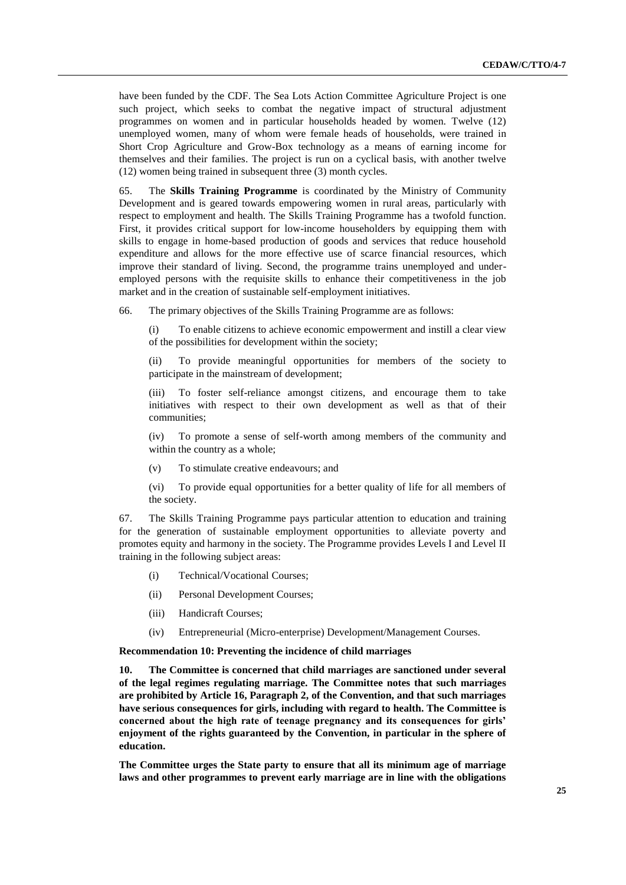have been funded by the CDF. The Sea Lots Action Committee Agriculture Project is one such project, which seeks to combat the negative impact of structural adjustment programmes on women and in particular households headed by women. Twelve (12) unemployed women, many of whom were female heads of households, were trained in Short Crop Agriculture and Grow-Box technology as a means of earning income for themselves and their families. The project is run on a cyclical basis, with another twelve (12) women being trained in subsequent three (3) month cycles.

65. The **Skills Training Programme** is coordinated by the Ministry of Community Development and is geared towards empowering women in rural areas, particularly with respect to employment and health. The Skills Training Programme has a twofold function. First, it provides critical support for low-income householders by equipping them with skills to engage in home-based production of goods and services that reduce household expenditure and allows for the more effective use of scarce financial resources, which improve their standard of living. Second, the programme trains unemployed and under-employed persons with the requisite skills to enhance their competitiveness in the job market and in the creation of sustainable self-employment initiatives.

66. The primary objectives of the Skills Training Programme are as follows:

(i) To enable citizens to achieve economic empowerment and instill a clear view of the possibilities for development within the society;

(ii) To provide meaningful opportunities for members of the society to participate in the mainstream of development;

(iii) To foster self-reliance amongst citizens, and encourage them to take initiatives with respect to their own development as well as that of their communities;

(iv) To promote a sense of self-worth among members of the community and within the country as a whole;

(v) To stimulate creative endeavours; and

(vi) To provide equal opportunities for a better quality of life for all members of the society.

67. The Skills Training Programme pays particular attention to education and training for the generation of sustainable employment opportunities to alleviate poverty and promotes equity and harmony in the society. The Programme provides Levels I and Level II training in the following subject areas:

(i) Technical/Vocational Courses;

(ii) Personal Development Courses;

(iii) Handicraft Courses;

(iv) Entrepreneurial (Micro-enterprise) Development/Management Courses.

**Recommendation 10: Preventing the incidence of child marriages**

**10. The Committee is concerned that child marriages are sanctioned under several of the legal regimes regulating marriage. The Committee notes that such marriages are prohibited by Article 16, Paragraph 2, of the Convention, and that such marriages have serious consequences for girls, including with regard to health. The Committee is concerned about the high rate of teenage pregnancy and its consequences for girls' enjoyment of the rights guaranteed by the Convention, in particular in the sphere of education.**

**The Committee urges the State party to ensure that all its minimum age of marriage laws and other programmes to prevent early marriage are in line with the obligations**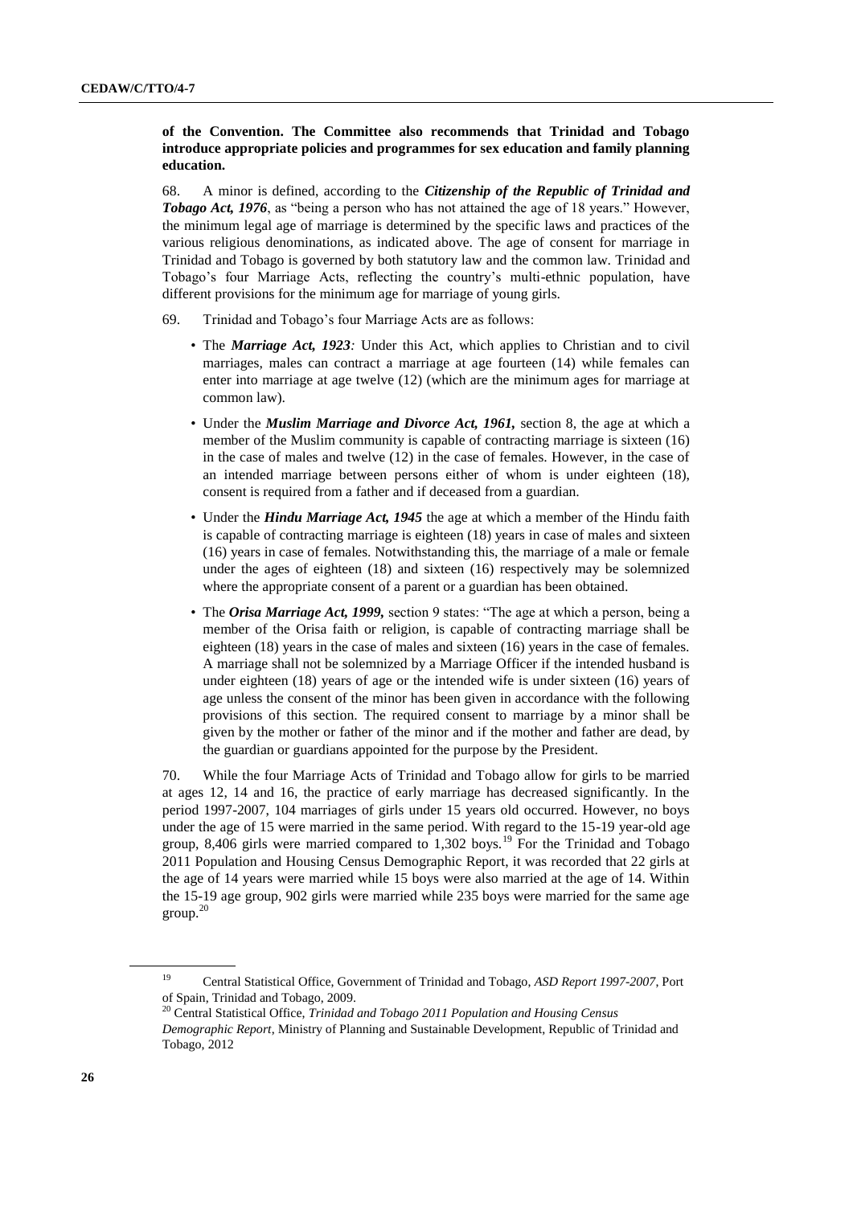**of the Convention. The Committee also recommends that Trinidad and Tobago introduce appropriate policies and programmes for sex education and family planning education.**

68. A minor is defined, according to the ***Citizenship of the Republic of Trinidad and Tobago Act, 1976***, as "being a person who has not attained the age of 18 years." However, the minimum legal age of marriage is determined by the specific laws and practices of the various religious denominations, as indicated above. The age of consent for marriage in Trinidad and Tobago is governed by both statutory law and the common law. Trinidad and Tobago's four Marriage Acts, reflecting the country's multi-ethnic population, have different provisions for the minimum age for marriage of young girls.

69. Trinidad and Tobago's four Marriage Acts are as follows:

- The ***Marriage Act, 1923****:* Under this Act, which applies to Christian and to civil marriages, males can contract a marriage at age fourteen (14) while females can enter into marriage at age twelve (12) (which are the minimum ages for marriage at common law).
- Under the ***Muslim Marriage and Divorce Act, 1961,*** section 8, the age at which a member of the Muslim community is capable of contracting marriage is sixteen (16) in the case of males and twelve (12) in the case of females. However, in the case of an intended marriage between persons either of whom is under eighteen (18), consent is required from a father and if deceased from a guardian.
- Under the ***Hindu Marriage Act, 1945*** the age at which a member of the Hindu faith is capable of contracting marriage is eighteen (18) years in case of males and sixteen (16) years in case of females. Notwithstanding this, the marriage of a male or female under the ages of eighteen (18) and sixteen (16) respectively may be solemnized where the appropriate consent of a parent or a guardian has been obtained.
- The ***Orisa Marriage Act, 1999,*** section 9 states: "The age at which a person, being a member of the Orisa faith or religion, is capable of contracting marriage shall be eighteen (18) years in the case of males and sixteen (16) years in the case of females. A marriage shall not be solemnized by a Marriage Officer if the intended husband is under eighteen (18) years of age or the intended wife is under sixteen (16) years of age unless the consent of the minor has been given in accordance with the following provisions of this section. The required consent to marriage by a minor shall be given by the mother or father of the minor and if the mother and father are dead, by the guardian or guardians appointed for the purpose by the President.

70. While the four Marriage Acts of Trinidad and Tobago allow for girls to be married at ages 12, 14 and 16, the practice of early marriage has decreased significantly. In the period 1997-2007, 104 marriages of girls under 15 years old occurred. However, no boys under the age of 15 were married in the same period. With regard to the 15-19 year-old age group, 8,406 girls were married compared to 1,302 boys.[19] For the Trinidad and Tobago 2011 Population and Housing Census Demographic Report, it was recorded that 22 girls at the age of 14 years were married while 15 boys were also married at the age of 14. Within the 15-19 age group, 902 girls were married while 235 boys were married for the same age group.[20]

[19] Central Statistical Office, Government of Trinidad and Tobago, *ASD Report 1997-2007*, Port of Spain, Trinidad and Tobago, 2009.

[20] Central Statistical Office, *Trinidad and Tobago 2011 Population and Housing Census Demographic Report*, Ministry of Planning and Sustainable Development, Republic of Trinidad and Tobago, 2012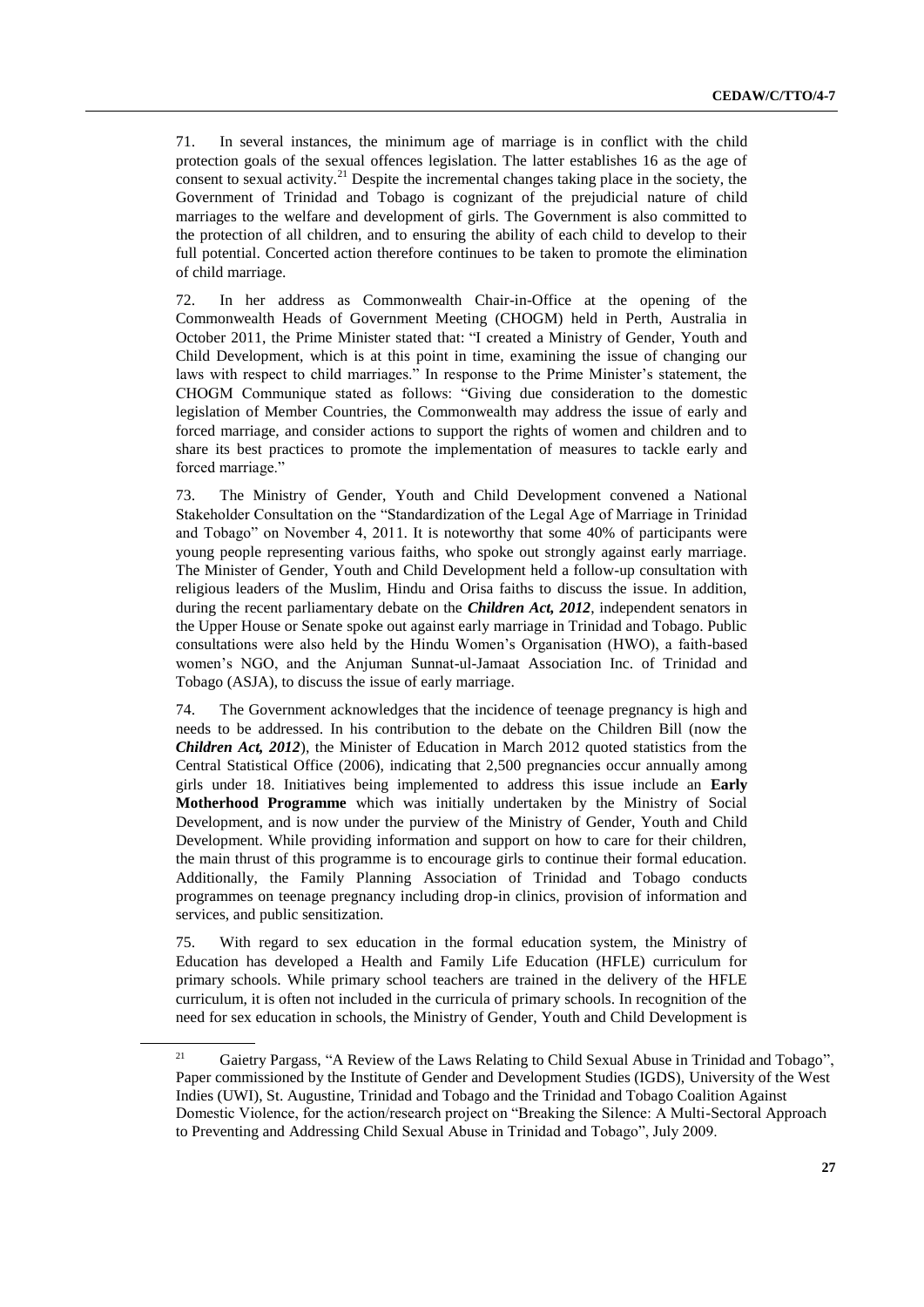71. In several instances, the minimum age of marriage is in conflict with the child protection goals of the sexual offences legislation. The latter establishes 16 as the age of consent to sexual activity.[21] Despite the incremental changes taking place in the society, the Government of Trinidad and Tobago is cognizant of the prejudicial nature of child marriages to the welfare and development of girls. The Government is also committed to the protection of all children, and to ensuring the ability of each child to develop to their full potential. Concerted action therefore continues to be taken to promote the elimination of child marriage.

72. In her address as Commonwealth Chair-in-Office at the opening of the Commonwealth Heads of Government Meeting (CHOGM) held in Perth, Australia in October 2011, the Prime Minister stated that: "I created a Ministry of Gender, Youth and Child Development, which is at this point in time, examining the issue of changing our laws with respect to child marriages." In response to the Prime Minister's statement, the CHOGM Communique stated as follows: "Giving due consideration to the domestic legislation of Member Countries, the Commonwealth may address the issue of early and forced marriage, and consider actions to support the rights of women and children and to share its best practices to promote the implementation of measures to tackle early and forced marriage."

73. The Ministry of Gender, Youth and Child Development convened a National Stakeholder Consultation on the "Standardization of the Legal Age of Marriage in Trinidad and Tobago" on November 4, 2011. It is noteworthy that some 40% of participants were young people representing various faiths, who spoke out strongly against early marriage. The Minister of Gender, Youth and Child Development held a follow-up consultation with religious leaders of the Muslim, Hindu and Orisa faiths to discuss the issue. In addition, during the recent parliamentary debate on the ***Children Act, 2012***, independent senators in the Upper House or Senate spoke out against early marriage in Trinidad and Tobago. Public consultations were also held by the Hindu Women's Organisation (HWO), a faith-based women's NGO, and the Anjuman Sunnat-ul-Jamaat Association Inc. of Trinidad and Tobago (ASJA), to discuss the issue of early marriage.

74. The Government acknowledges that the incidence of teenage pregnancy is high and needs to be addressed. In his contribution to the debate on the Children Bill (now the ***Children Act, 2012***), the Minister of Education in March 2012 quoted statistics from the Central Statistical Office (2006), indicating that 2,500 pregnancies occur annually among girls under 18. Initiatives being implemented to address this issue include an **Early Motherhood Programme** which was initially undertaken by the Ministry of Social Development, and is now under the purview of the Ministry of Gender, Youth and Child Development. While providing information and support on how to care for their children, the main thrust of this programme is to encourage girls to continue their formal education. Additionally, the Family Planning Association of Trinidad and Tobago conducts programmes on teenage pregnancy including drop-in clinics, provision of information and services, and public sensitization.

75. With regard to sex education in the formal education system, the Ministry of Education has developed a Health and Family Life Education (HFLE) curriculum for primary schools. While primary school teachers are trained in the delivery of the HFLE curriculum, it is often not included in the curricula of primary schools. In recognition of the need for sex education in schools, the Ministry of Gender, Youth and Child Development is

---

[21] Gaietry Pargass, "A Review of the Laws Relating to Child Sexual Abuse in Trinidad and Tobago", Paper commissioned by the Institute of Gender and Development Studies (IGDS), University of the West Indies (UWI), St. Augustine, Trinidad and Tobago and the Trinidad and Tobago Coalition Against Domestic Violence, for the action/research project on "Breaking the Silence: A Multi-Sectoral Approach to Preventing and Addressing Child Sexual Abuse in Trinidad and Tobago", July 2009.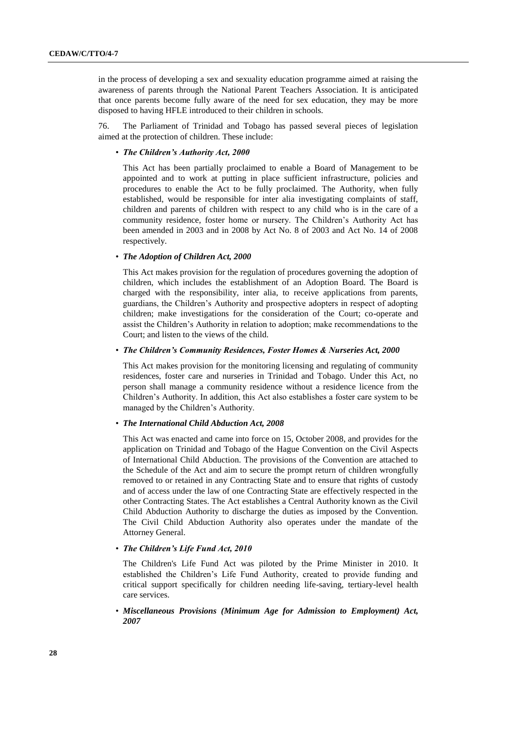in the process of developing a sex and sexuality education programme aimed at raising the awareness of parents through the National Parent Teachers Association. It is anticipated that once parents become fully aware of the need for sex education, they may be more disposed to having HFLE introduced to their children in schools.

76. The Parliament of Trinidad and Tobago has passed several pieces of legislation aimed at the protection of children. These include:

- ***The Children's Authority Act, 2000***

  This Act has been partially proclaimed to enable a Board of Management to be appointed and to work at putting in place sufficient infrastructure, policies and procedures to enable the Act to be fully proclaimed. The Authority, when fully established, would be responsible for inter alia investigating complaints of staff, children and parents of children with respect to any child who is in the care of a community residence, foster home or nursery. The Children's Authority Act has been amended in 2003 and in 2008 by Act No. 8 of 2003 and Act No. 14 of 2008 respectively.

- ***The Adoption of Children Act, 2000***

  This Act makes provision for the regulation of procedures governing the adoption of children, which includes the establishment of an Adoption Board. The Board is charged with the responsibility, inter alia, to receive applications from parents, guardians, the Children's Authority and prospective adopters in respect of adopting children; make investigations for the consideration of the Court; co-operate and assist the Children's Authority in relation to adoption; make recommendations to the Court; and listen to the views of the child.

- ***The Children's Community Residences, Foster Homes & Nurseries Act, 2000***

  This Act makes provision for the monitoring licensing and regulating of community residences, foster care and nurseries in Trinidad and Tobago. Under this Act, no person shall manage a community residence without a residence licence from the Children's Authority. In addition, this Act also establishes a foster care system to be managed by the Children's Authority.

- ***The International Child Abduction Act, 2008***

  This Act was enacted and came into force on 15, October 2008, and provides for the application on Trinidad and Tobago of the Hague Convention on the Civil Aspects of International Child Abduction. The provisions of the Convention are attached to the Schedule of the Act and aim to secure the prompt return of children wrongfully removed to or retained in any Contracting State and to ensure that rights of custody and of access under the law of one Contracting State are effectively respected in the other Contracting States. The Act establishes a Central Authority known as the Civil Child Abduction Authority to discharge the duties as imposed by the Convention. The Civil Child Abduction Authority also operates under the mandate of the Attorney General.

- ***The Children's Life Fund Act, 2010***

  The Children's Life Fund Act was piloted by the Prime Minister in 2010. It established the Children's Life Fund Authority, created to provide funding and critical support specifically for children needing life-saving, tertiary-level health care services.

- ***Miscellaneous Provisions (Minimum Age for Admission to Employment) Act, 2007***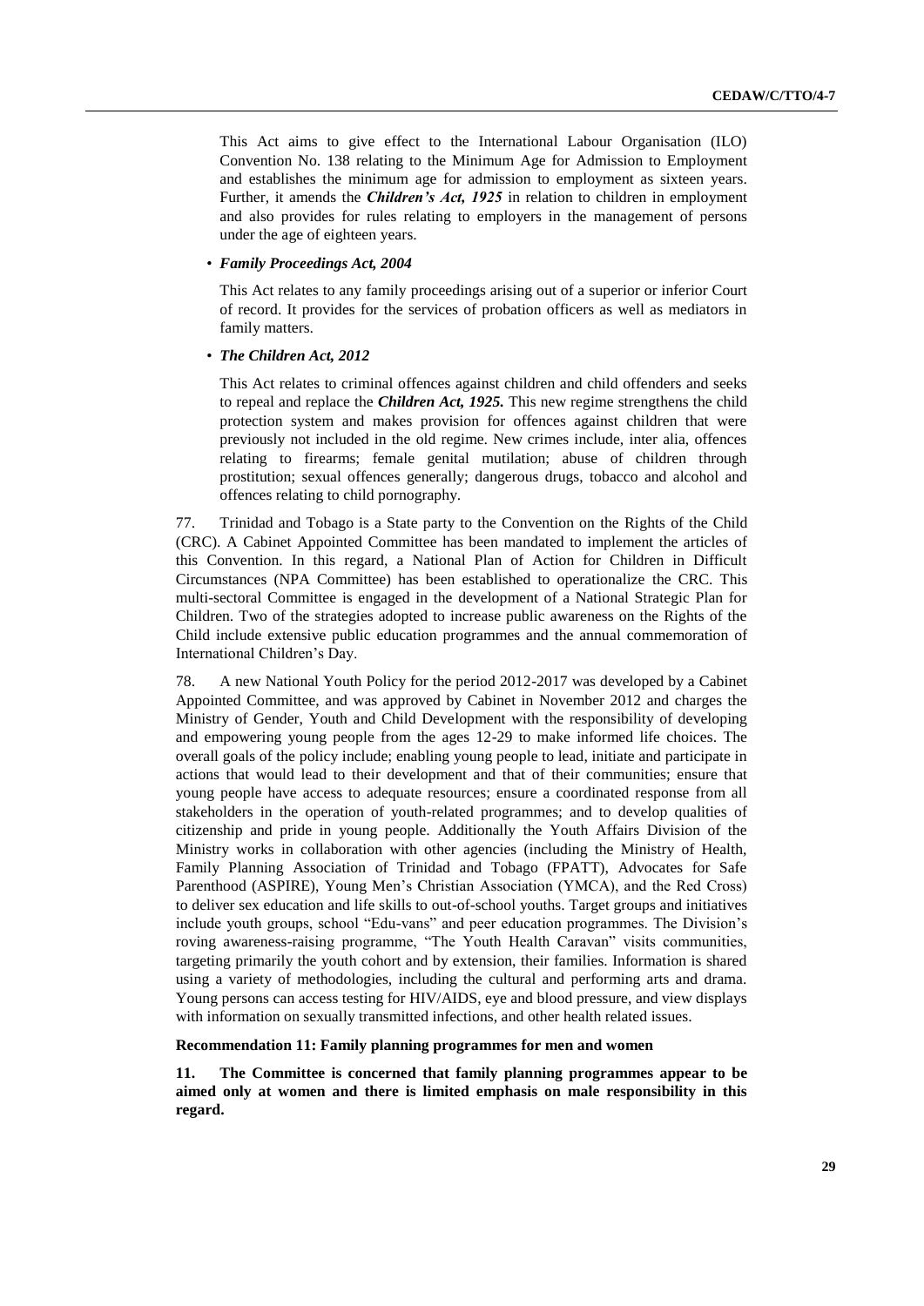This Act aims to give effect to the International Labour Organisation (ILO) Convention No. 138 relating to the Minimum Age for Admission to Employment and establishes the minimum age for admission to employment as sixteen years. Further, it amends the ***Children's Act, 1925*** in relation to children in employment and also provides for rules relating to employers in the management of persons under the age of eighteen years.

- ***Family Proceedings Act, 2004***

  This Act relates to any family proceedings arising out of a superior or inferior Court of record. It provides for the services of probation officers as well as mediators in family matters.

- ***The Children Act, 2012***

  This Act relates to criminal offences against children and child offenders and seeks to repeal and replace the ***Children Act, 1925.*** This new regime strengthens the child protection system and makes provision for offences against children that were previously not included in the old regime. New crimes include, inter alia, offences relating to firearms; female genital mutilation; abuse of children through prostitution; sexual offences generally; dangerous drugs, tobacco and alcohol and offences relating to child pornography.

77. Trinidad and Tobago is a State party to the Convention on the Rights of the Child (CRC). A Cabinet Appointed Committee has been mandated to implement the articles of this Convention. In this regard, a National Plan of Action for Children in Difficult Circumstances (NPA Committee) has been established to operationalize the CRC. This multi-sectoral Committee is engaged in the development of a National Strategic Plan for Children. Two of the strategies adopted to increase public awareness on the Rights of the Child include extensive public education programmes and the annual commemoration of International Children's Day.

78. A new National Youth Policy for the period 2012-2017 was developed by a Cabinet Appointed Committee, and was approved by Cabinet in November 2012 and charges the Ministry of Gender, Youth and Child Development with the responsibility of developing and empowering young people from the ages 12-29 to make informed life choices. The overall goals of the policy include; enabling young people to lead, initiate and participate in actions that would lead to their development and that of their communities; ensure that young people have access to adequate resources; ensure a coordinated response from all stakeholders in the operation of youth-related programmes; and to develop qualities of citizenship and pride in young people. Additionally the Youth Affairs Division of the Ministry works in collaboration with other agencies (including the Ministry of Health, Family Planning Association of Trinidad and Tobago (FPATT), Advocates for Safe Parenthood (ASPIRE), Young Men's Christian Association (YMCA), and the Red Cross) to deliver sex education and life skills to out-of-school youths. Target groups and initiatives include youth groups, school "Edu-vans" and peer education programmes. The Division's roving awareness-raising programme, "The Youth Health Caravan" visits communities, targeting primarily the youth cohort and by extension, their families. Information is shared using a variety of methodologies, including the cultural and performing arts and drama. Young persons can access testing for HIV/AIDS, eye and blood pressure, and view displays with information on sexually transmitted infections, and other health related issues.

**Recommendation 11: Family planning programmes for men and women**

**11. The Committee is concerned that family planning programmes appear to be aimed only at women and there is limited emphasis on male responsibility in this regard.**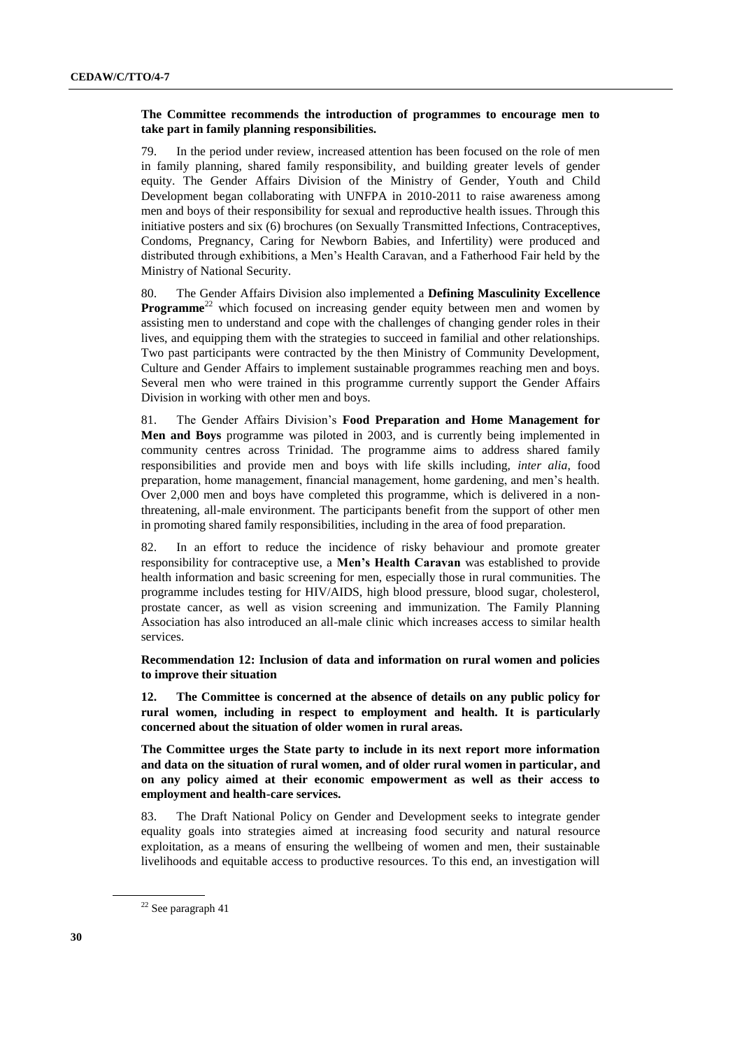**The Committee recommends the introduction of programmes to encourage men to take part in family planning responsibilities.**

79. In the period under review, increased attention has been focused on the role of men in family planning, shared family responsibility, and building greater levels of gender equity. The Gender Affairs Division of the Ministry of Gender, Youth and Child Development began collaborating with UNFPA in 2010-2011 to raise awareness among men and boys of their responsibility for sexual and reproductive health issues. Through this initiative posters and six (6) brochures (on Sexually Transmitted Infections, Contraceptives, Condoms, Pregnancy, Caring for Newborn Babies, and Infertility) were produced and distributed through exhibitions, a Men's Health Caravan, and a Fatherhood Fair held by the Ministry of National Security.

80. The Gender Affairs Division also implemented a **Defining Masculinity Excellence Programme**[22] which focused on increasing gender equity between men and women by assisting men to understand and cope with the challenges of changing gender roles in their lives, and equipping them with the strategies to succeed in familial and other relationships. Two past participants were contracted by the then Ministry of Community Development, Culture and Gender Affairs to implement sustainable programmes reaching men and boys. Several men who were trained in this programme currently support the Gender Affairs Division in working with other men and boys.

81. The Gender Affairs Division's **Food Preparation and Home Management for Men and Boys** programme was piloted in 2003, and is currently being implemented in community centres across Trinidad. The programme aims to address shared family responsibilities and provide men and boys with life skills including, *inter alia*, food preparation, home management, financial management, home gardening, and men's health. Over 2,000 men and boys have completed this programme, which is delivered in a non-threatening, all-male environment. The participants benefit from the support of other men in promoting shared family responsibilities, including in the area of food preparation.

82. In an effort to reduce the incidence of risky behaviour and promote greater responsibility for contraceptive use, a **Men's Health Caravan** was established to provide health information and basic screening for men, especially those in rural communities. The programme includes testing for HIV/AIDS, high blood pressure, blood sugar, cholesterol, prostate cancer, as well as vision screening and immunization. The Family Planning Association has also introduced an all-male clinic which increases access to similar health services.

**Recommendation 12: Inclusion of data and information on rural women and policies to improve their situation**

**12. The Committee is concerned at the absence of details on any public policy for rural women, including in respect to employment and health. It is particularly concerned about the situation of older women in rural areas.**

**The Committee urges the State party to include in its next report more information and data on the situation of rural women, and of older rural women in particular, and on any policy aimed at their economic empowerment as well as their access to employment and health-care services.**

83. The Draft National Policy on Gender and Development seeks to integrate gender equality goals into strategies aimed at increasing food security and natural resource exploitation, as a means of ensuring the wellbeing of women and men, their sustainable livelihoods and equitable access to productive resources. To this end, an investigation will

[22] See paragraph 41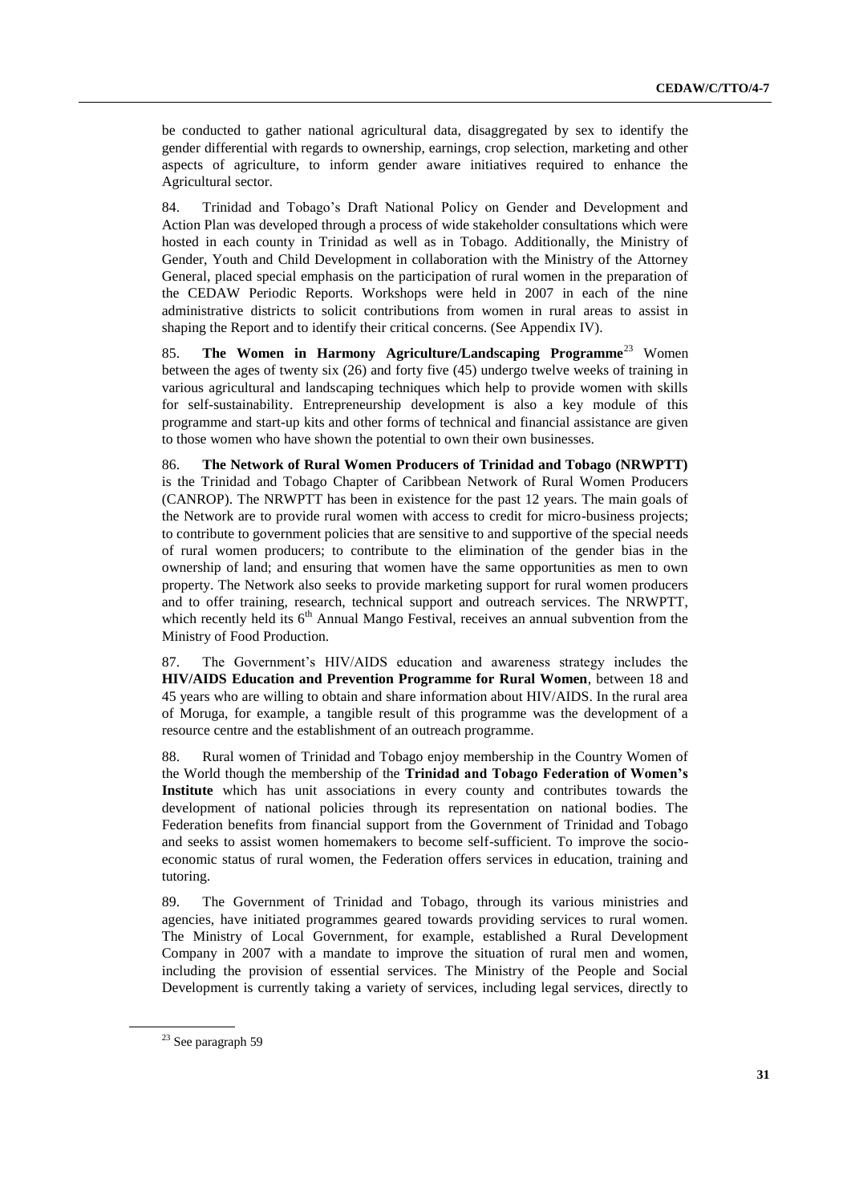be conducted to gather national agricultural data, disaggregated by sex to identify the gender differential with regards to ownership, earnings, crop selection, marketing and other aspects of agriculture, to inform gender aware initiatives required to enhance the Agricultural sector.

84. Trinidad and Tobago's Draft National Policy on Gender and Development and Action Plan was developed through a process of wide stakeholder consultations which were hosted in each county in Trinidad as well as in Tobago. Additionally, the Ministry of Gender, Youth and Child Development in collaboration with the Ministry of the Attorney General, placed special emphasis on the participation of rural women in the preparation of the CEDAW Periodic Reports. Workshops were held in 2007 in each of the nine administrative districts to solicit contributions from women in rural areas to assist in shaping the Report and to identify their critical concerns. (See Appendix IV).

85. **The Women in Harmony Agriculture/Landscaping Programme**[23] Women between the ages of twenty six (26) and forty five (45) undergo twelve weeks of training in various agricultural and landscaping techniques which help to provide women with skills for self-sustainability. Entrepreneurship development is also a key module of this programme and start-up kits and other forms of technical and financial assistance are given to those women who have shown the potential to own their own businesses.

86. **The Network of Rural Women Producers of Trinidad and Tobago (NRWPTT)** is the Trinidad and Tobago Chapter of Caribbean Network of Rural Women Producers (CANROP). The NRWPTT has been in existence for the past 12 years. The main goals of the Network are to provide rural women with access to credit for micro-business projects; to contribute to government policies that are sensitive to and supportive of the special needs of rural women producers; to contribute to the elimination of the gender bias in the ownership of land; and ensuring that women have the same opportunities as men to own property. The Network also seeks to provide marketing support for rural women producers and to offer training, research, technical support and outreach services. The NRWPTT, which recently held its 6th Annual Mango Festival, receives an annual subvention from the Ministry of Food Production.

87. The Government's HIV/AIDS education and awareness strategy includes the **HIV/AIDS Education and Prevention Programme for Rural Women**, between 18 and 45 years who are willing to obtain and share information about HIV/AIDS. In the rural area of Moruga, for example, a tangible result of this programme was the development of a resource centre and the establishment of an outreach programme.

88. Rural women of Trinidad and Tobago enjoy membership in the Country Women of the World though the membership of the **Trinidad and Tobago Federation of Women's Institute** which has unit associations in every county and contributes towards the development of national policies through its representation on national bodies. The Federation benefits from financial support from the Government of Trinidad and Tobago and seeks to assist women homemakers to become self-sufficient. To improve the socio-economic status of rural women, the Federation offers services in education, training and tutoring.

89. The Government of Trinidad and Tobago, through its various ministries and agencies, have initiated programmes geared towards providing services to rural women. The Ministry of Local Government, for example, established a Rural Development Company in 2007 with a mandate to improve the situation of rural men and women, including the provision of essential services. The Ministry of the People and Social Development is currently taking a variety of services, including legal services, directly to

[23] See paragraph 59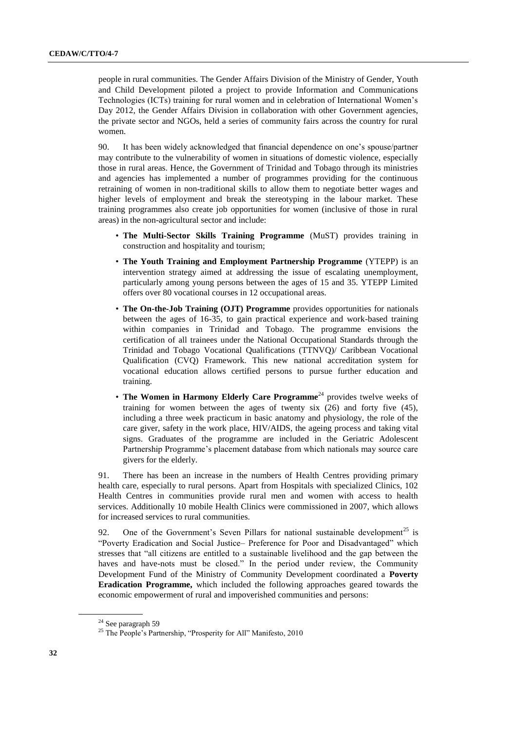people in rural communities. The Gender Affairs Division of the Ministry of Gender, Youth and Child Development piloted a project to provide Information and Communications Technologies (ICTs) training for rural women and in celebration of International Women's Day 2012, the Gender Affairs Division in collaboration with other Government agencies, the private sector and NGOs, held a series of community fairs across the country for rural women.

90. It has been widely acknowledged that financial dependence on one's spouse/partner may contribute to the vulnerability of women in situations of domestic violence, especially those in rural areas. Hence, the Government of Trinidad and Tobago through its ministries and agencies has implemented a number of programmes providing for the continuous retraining of women in non-traditional skills to allow them to negotiate better wages and higher levels of employment and break the stereotyping in the labour market. These training programmes also create job opportunities for women (inclusive of those in rural areas) in the non-agricultural sector and include:

- **The Multi-Sector Skills Training Programme** (MuST) provides training in construction and hospitality and tourism;
- **The Youth Training and Employment Partnership Programme** (YTEPP) is an intervention strategy aimed at addressing the issue of escalating unemployment, particularly among young persons between the ages of 15 and 35. YTEPP Limited offers over 80 vocational courses in 12 occupational areas.
- **The On-the-Job Training (OJT) Programme** provides opportunities for nationals between the ages of 16-35, to gain practical experience and work-based training within companies in Trinidad and Tobago. The programme envisions the certification of all trainees under the National Occupational Standards through the Trinidad and Tobago Vocational Qualifications (TTNVQ)/ Caribbean Vocational Qualification (CVQ) Framework. This new national accreditation system for vocational education allows certified persons to pursue further education and training.
- **The Women in Harmony Elderly Care Programme**[24] provides twelve weeks of training for women between the ages of twenty six (26) and forty five (45), including a three week practicum in basic anatomy and physiology, the role of the care giver, safety in the work place, HIV/AIDS, the ageing process and taking vital signs. Graduates of the programme are included in the Geriatric Adolescent Partnership Programme's placement database from which nationals may source care givers for the elderly.

91. There has been an increase in the numbers of Health Centres providing primary health care, especially to rural persons. Apart from Hospitals with specialized Clinics, 102 Health Centres in communities provide rural men and women with access to health services. Additionally 10 mobile Health Clinics were commissioned in 2007, which allows for increased services to rural communities.

92. One of the Government's Seven Pillars for national sustainable development[25] is "Poverty Eradication and Social Justice– Preference for Poor and Disadvantaged" which stresses that "all citizens are entitled to a sustainable livelihood and the gap between the haves and have-nots must be closed." In the period under review, the Community Development Fund of the Ministry of Community Development coordinated a **Poverty Eradication Programme,** which included the following approaches geared towards the economic empowerment of rural and impoverished communities and persons:

---

[24] See paragraph 59

[25] The People's Partnership, "Prosperity for All" Manifesto, 2010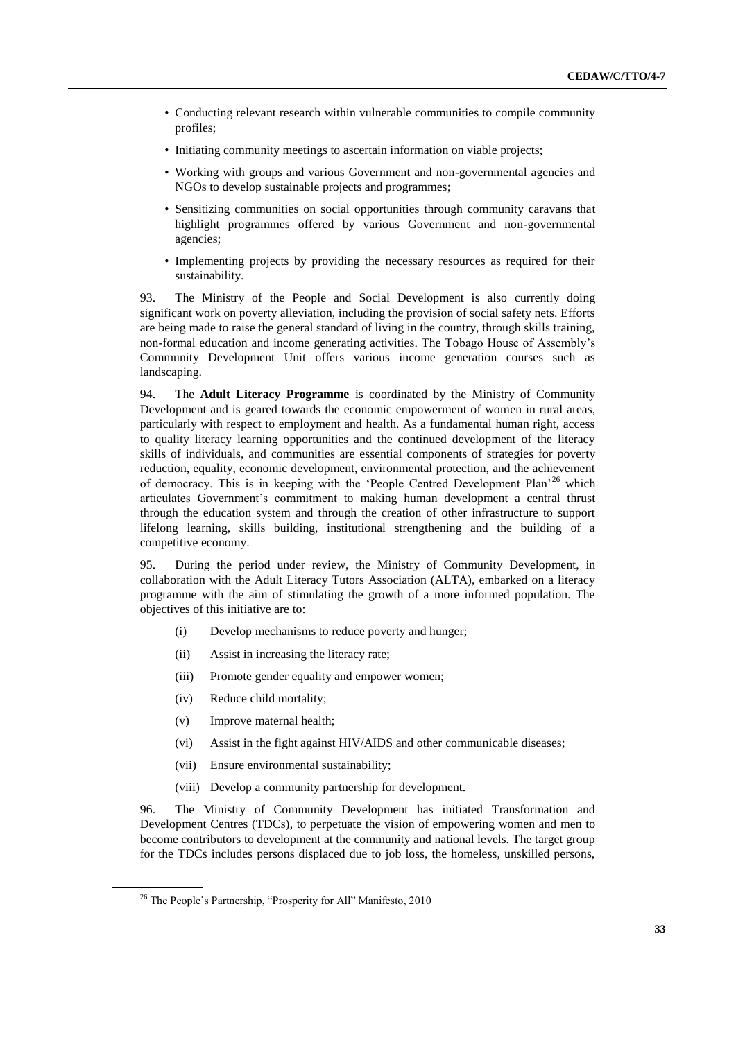- Conducting relevant research within vulnerable communities to compile community profiles;
- Initiating community meetings to ascertain information on viable projects;
- Working with groups and various Government and non-governmental agencies and NGOs to develop sustainable projects and programmes;
- Sensitizing communities on social opportunities through community caravans that highlight programmes offered by various Government and non-governmental agencies;
- Implementing projects by providing the necessary resources as required for their sustainability.

93. The Ministry of the People and Social Development is also currently doing significant work on poverty alleviation, including the provision of social safety nets. Efforts are being made to raise the general standard of living in the country, through skills training, non-formal education and income generating activities. The Tobago House of Assembly's Community Development Unit offers various income generation courses such as landscaping.

94. The **Adult Literacy Programme** is coordinated by the Ministry of Community Development and is geared towards the economic empowerment of women in rural areas, particularly with respect to employment and health. As a fundamental human right, access to quality literacy learning opportunities and the continued development of the literacy skills of individuals, and communities are essential components of strategies for poverty reduction, equality, economic development, environmental protection, and the achievement of democracy. This is in keeping with the 'People Centred Development Plan'[26] which articulates Government's commitment to making human development a central thrust through the education system and through the creation of other infrastructure to support lifelong learning, skills building, institutional strengthening and the building of a competitive economy.

95. During the period under review, the Ministry of Community Development, in collaboration with the Adult Literacy Tutors Association (ALTA), embarked on a literacy programme with the aim of stimulating the growth of a more informed population. The objectives of this initiative are to:

(i) Develop mechanisms to reduce poverty and hunger;

(ii) Assist in increasing the literacy rate;

(iii) Promote gender equality and empower women;

(iv) Reduce child mortality;

(v) Improve maternal health;

(vi) Assist in the fight against HIV/AIDS and other communicable diseases;

(vii) Ensure environmental sustainability;

(viii) Develop a community partnership for development.

96. The Ministry of Community Development has initiated Transformation and Development Centres (TDCs), to perpetuate the vision of empowering women and men to become contributors to development at the community and national levels. The target group for the TDCs includes persons displaced due to job loss, the homeless, unskilled persons,

[26] The People's Partnership, "Prosperity for All" Manifesto, 2010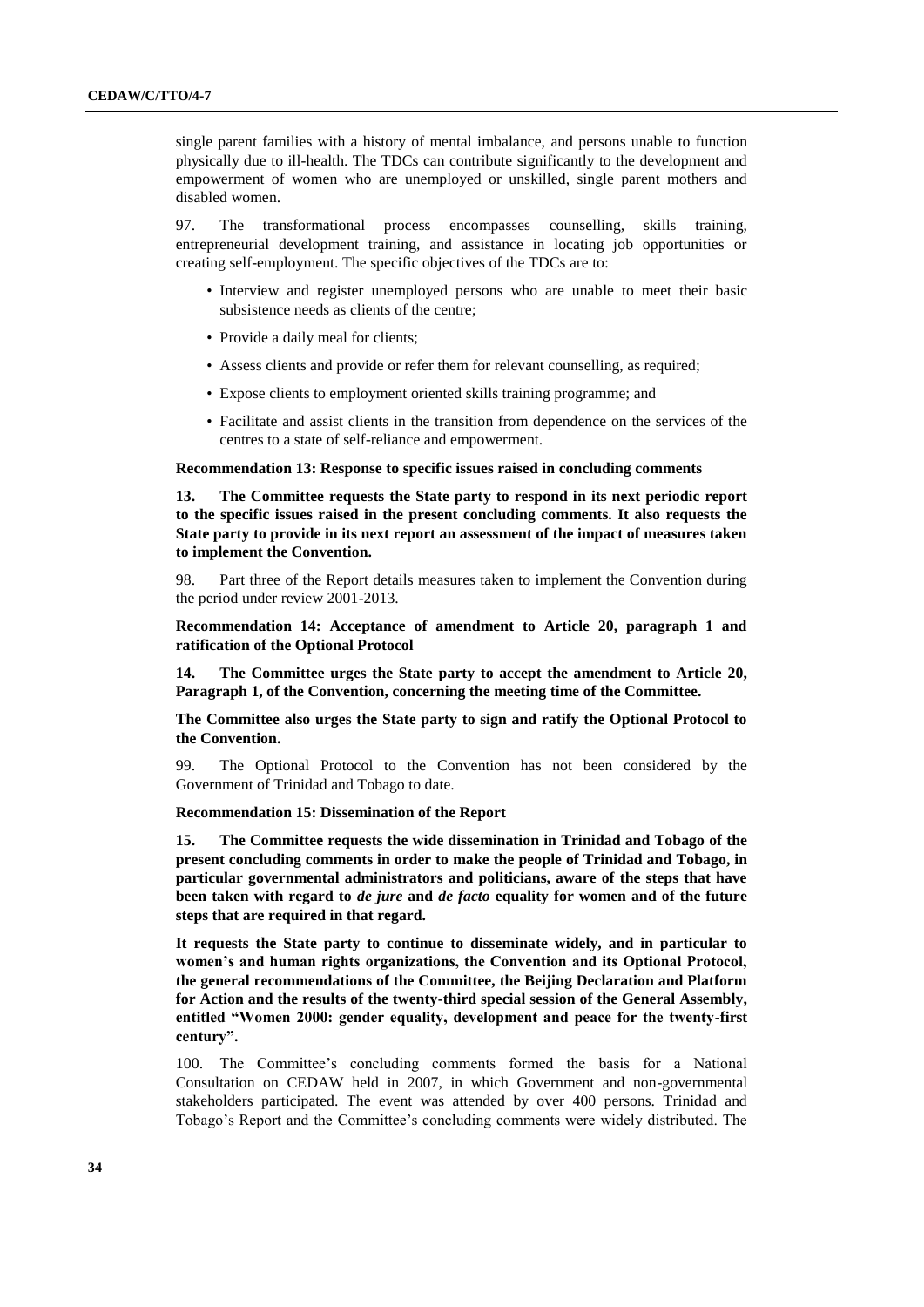single parent families with a history of mental imbalance, and persons unable to function physically due to ill-health. The TDCs can contribute significantly to the development and empowerment of women who are unemployed or unskilled, single parent mothers and disabled women.

97. The transformational process encompasses counselling, skills training, entrepreneurial development training, and assistance in locating job opportunities or creating self-employment. The specific objectives of the TDCs are to:

- Interview and register unemployed persons who are unable to meet their basic subsistence needs as clients of the centre;
- Provide a daily meal for clients;
- Assess clients and provide or refer them for relevant counselling, as required;
- Expose clients to employment oriented skills training programme; and
- Facilitate and assist clients in the transition from dependence on the services of the centres to a state of self-reliance and empowerment.

**Recommendation 13: Response to specific issues raised in concluding comments**

**13. The Committee requests the State party to respond in its next periodic report to the specific issues raised in the present concluding comments. It also requests the State party to provide in its next report an assessment of the impact of measures taken to implement the Convention.**

98. Part three of the Report details measures taken to implement the Convention during the period under review 2001-2013.

**Recommendation 14: Acceptance of amendment to Article 20, paragraph 1 and ratification of the Optional Protocol**

**14. The Committee urges the State party to accept the amendment to Article 20, Paragraph 1, of the Convention, concerning the meeting time of the Committee.**

**The Committee also urges the State party to sign and ratify the Optional Protocol to the Convention.**

99. The Optional Protocol to the Convention has not been considered by the Government of Trinidad and Tobago to date.

**Recommendation 15: Dissemination of the Report**

**15. The Committee requests the wide dissemination in Trinidad and Tobago of the present concluding comments in order to make the people of Trinidad and Tobago, in particular governmental administrators and politicians, aware of the steps that have been taken with regard to *de jure* and *de facto* equality for women and of the future steps that are required in that regard.**

**It requests the State party to continue to disseminate widely, and in particular to women's and human rights organizations, the Convention and its Optional Protocol, the general recommendations of the Committee, the Beijing Declaration and Platform for Action and the results of the twenty-third special session of the General Assembly, entitled "Women 2000: gender equality, development and peace for the twenty-first century".**

100. The Committee's concluding comments formed the basis for a National Consultation on CEDAW held in 2007, in which Government and non-governmental stakeholders participated. The event was attended by over 400 persons. Trinidad and Tobago's Report and the Committee's concluding comments were widely distributed. The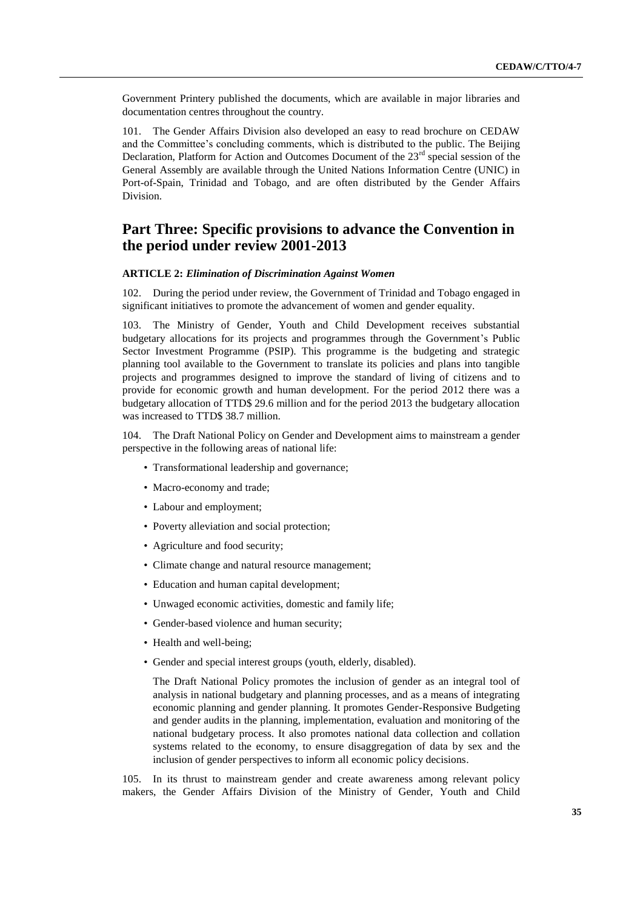Government Printery published the documents, which are available in major libraries and documentation centres throughout the country.

101. The Gender Affairs Division also developed an easy to read brochure on CEDAW and the Committee's concluding comments, which is distributed to the public. The Beijing Declaration, Platform for Action and Outcomes Document of the 23rd special session of the General Assembly are available through the United Nations Information Centre (UNIC) in Port-of-Spain, Trinidad and Tobago, and are often distributed by the Gender Affairs Division.

# Part Three: Specific provisions to advance the Convention in the period under review 2001-2013

### ARTICLE 2: *Elimination of Discrimination Against Women*

102. During the period under review, the Government of Trinidad and Tobago engaged in significant initiatives to promote the advancement of women and gender equality.

103. The Ministry of Gender, Youth and Child Development receives substantial budgetary allocations for its projects and programmes through the Government's Public Sector Investment Programme (PSIP). This programme is the budgeting and strategic planning tool available to the Government to translate its policies and plans into tangible projects and programmes designed to improve the standard of living of citizens and to provide for economic growth and human development. For the period 2012 there was a budgetary allocation of TTD$ 29.6 million and for the period 2013 the budgetary allocation was increased to TTD$ 38.7 million.

104. The Draft National Policy on Gender and Development aims to mainstream a gender perspective in the following areas of national life:

- Transformational leadership and governance;
- Macro-economy and trade;
- Labour and employment;
- Poverty alleviation and social protection;
- Agriculture and food security;
- Climate change and natural resource management;
- Education and human capital development;
- Unwaged economic activities, domestic and family life;
- Gender-based violence and human security;
- Health and well-being;
- Gender and special interest groups (youth, elderly, disabled).

The Draft National Policy promotes the inclusion of gender as an integral tool of analysis in national budgetary and planning processes, and as a means of integrating economic planning and gender planning. It promotes Gender-Responsive Budgeting and gender audits in the planning, implementation, evaluation and monitoring of the national budgetary process. It also promotes national data collection and collation systems related to the economy, to ensure disaggregation of data by sex and the inclusion of gender perspectives to inform all economic policy decisions.

105. In its thrust to mainstream gender and create awareness among relevant policy makers, the Gender Affairs Division of the Ministry of Gender, Youth and Child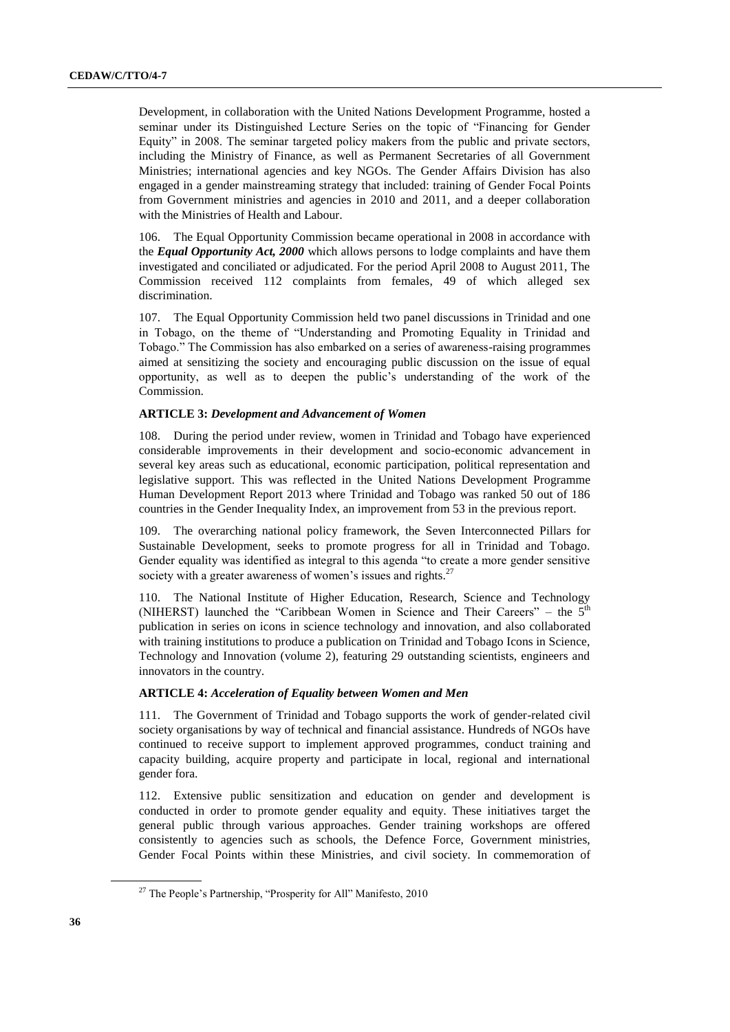Development, in collaboration with the United Nations Development Programme, hosted a seminar under its Distinguished Lecture Series on the topic of "Financing for Gender Equity" in 2008. The seminar targeted policy makers from the public and private sectors, including the Ministry of Finance, as well as Permanent Secretaries of all Government Ministries; international agencies and key NGOs. The Gender Affairs Division has also engaged in a gender mainstreaming strategy that included: training of Gender Focal Points from Government ministries and agencies in 2010 and 2011, and a deeper collaboration with the Ministries of Health and Labour.

106. The Equal Opportunity Commission became operational in 2008 in accordance with the ***Equal Opportunity Act, 2000*** which allows persons to lodge complaints and have them investigated and conciliated or adjudicated. For the period April 2008 to August 2011, The Commission received 112 complaints from females, 49 of which alleged sex discrimination.

107. The Equal Opportunity Commission held two panel discussions in Trinidad and one in Tobago, on the theme of "Understanding and Promoting Equality in Trinidad and Tobago." The Commission has also embarked on a series of awareness-raising programmes aimed at sensitizing the society and encouraging public discussion on the issue of equal opportunity, as well as to deepen the public's understanding of the work of the Commission.

### ARTICLE 3: *Development and Advancement of Women*

108. During the period under review, women in Trinidad and Tobago have experienced considerable improvements in their development and socio-economic advancement in several key areas such as educational, economic participation, political representation and legislative support. This was reflected in the United Nations Development Programme Human Development Report 2013 where Trinidad and Tobago was ranked 50 out of 186 countries in the Gender Inequality Index, an improvement from 53 in the previous report.

109. The overarching national policy framework, the Seven Interconnected Pillars for Sustainable Development, seeks to promote progress for all in Trinidad and Tobago. Gender equality was identified as integral to this agenda "to create a more gender sensitive society with a greater awareness of women's issues and rights.[27]

110. The National Institute of Higher Education, Research, Science and Technology (NIHERST) launched the "Caribbean Women in Science and Their Careers" – the 5th publication in series on icons in science technology and innovation, and also collaborated with training institutions to produce a publication on Trinidad and Tobago Icons in Science, Technology and Innovation (volume 2), featuring 29 outstanding scientists, engineers and innovators in the country.

### ARTICLE 4: *Acceleration of Equality between Women and Men*

111. The Government of Trinidad and Tobago supports the work of gender-related civil society organisations by way of technical and financial assistance. Hundreds of NGOs have continued to receive support to implement approved programmes, conduct training and capacity building, acquire property and participate in local, regional and international gender fora.

112. Extensive public sensitization and education on gender and development is conducted in order to promote gender equality and equity. These initiatives target the general public through various approaches. Gender training workshops are offered consistently to agencies such as schools, the Defence Force, Government ministries, Gender Focal Points within these Ministries, and civil society. In commemoration of

[27] The People's Partnership, "Prosperity for All" Manifesto, 2010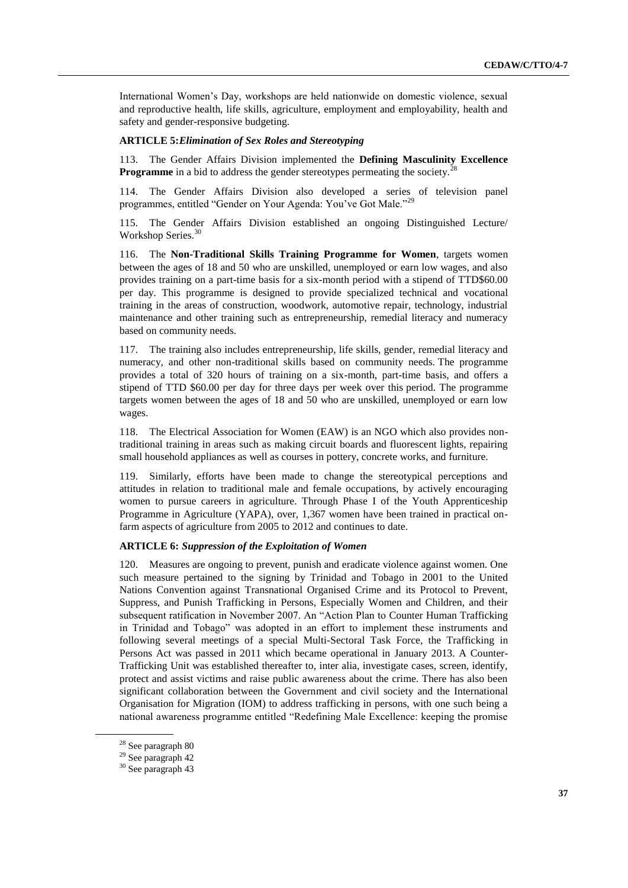International Women's Day, workshops are held nationwide on domestic violence, sexual and reproductive health, life skills, agriculture, employment and employability, health and safety and gender-responsive budgeting.

**ARTICLE 5:*Elimination of Sex Roles and Stereotyping***

113. The Gender Affairs Division implemented the **Defining Masculinity Excellence Programme** in a bid to address the gender stereotypes permeating the society.[28]

114. The Gender Affairs Division also developed a series of television panel programmes, entitled "Gender on Your Agenda: You've Got Male."[29]

115. The Gender Affairs Division established an ongoing Distinguished Lecture/ Workshop Series.[30]

116. The **Non-Traditional Skills Training Programme for Women**, targets women between the ages of 18 and 50 who are unskilled, unemployed or earn low wages, and also provides training on a part-time basis for a six-month period with a stipend of TTD$60.00 per day. This programme is designed to provide specialized technical and vocational training in the areas of construction, woodwork, automotive repair, technology, industrial maintenance and other training such as entrepreneurship, remedial literacy and numeracy based on community needs.

117. The training also includes entrepreneurship, life skills, gender, remedial literacy and numeracy, and other non-traditional skills based on community needs. The programme provides a total of 320 hours of training on a six-month, part-time basis, and offers a stipend of TTD $60.00 per day for three days per week over this period. The programme targets women between the ages of 18 and 50 who are unskilled, unemployed or earn low wages.

118. The Electrical Association for Women (EAW) is an NGO which also provides non-traditional training in areas such as making circuit boards and fluorescent lights, repairing small household appliances as well as courses in pottery, concrete works, and furniture.

119. Similarly, efforts have been made to change the stereotypical perceptions and attitudes in relation to traditional male and female occupations, by actively encouraging women to pursue careers in agriculture. Through Phase I of the Youth Apprenticeship Programme in Agriculture (YAPA), over, 1,367 women have been trained in practical on-farm aspects of agriculture from 2005 to 2012 and continues to date.

**ARTICLE 6: *Suppression of the Exploitation of Women***

120. Measures are ongoing to prevent, punish and eradicate violence against women. One such measure pertained to the signing by Trinidad and Tobago in 2001 to the United Nations Convention against Transnational Organised Crime and its Protocol to Prevent, Suppress, and Punish Trafficking in Persons, Especially Women and Children, and their subsequent ratification in November 2007. An "Action Plan to Counter Human Trafficking in Trinidad and Tobago" was adopted in an effort to implement these instruments and following several meetings of a special Multi-Sectoral Task Force, the Trafficking in Persons Act was passed in 2011 which became operational in January 2013. A Counter-Trafficking Unit was established thereafter to, inter alia, investigate cases, screen, identify, protect and assist victims and raise public awareness about the crime. There has also been significant collaboration between the Government and civil society and the International Organisation for Migration (IOM) to address trafficking in persons, with one such being a national awareness programme entitled "Redefining Male Excellence: keeping the promise

---

[28] See paragraph 80

[29] See paragraph 42

[30] See paragraph 43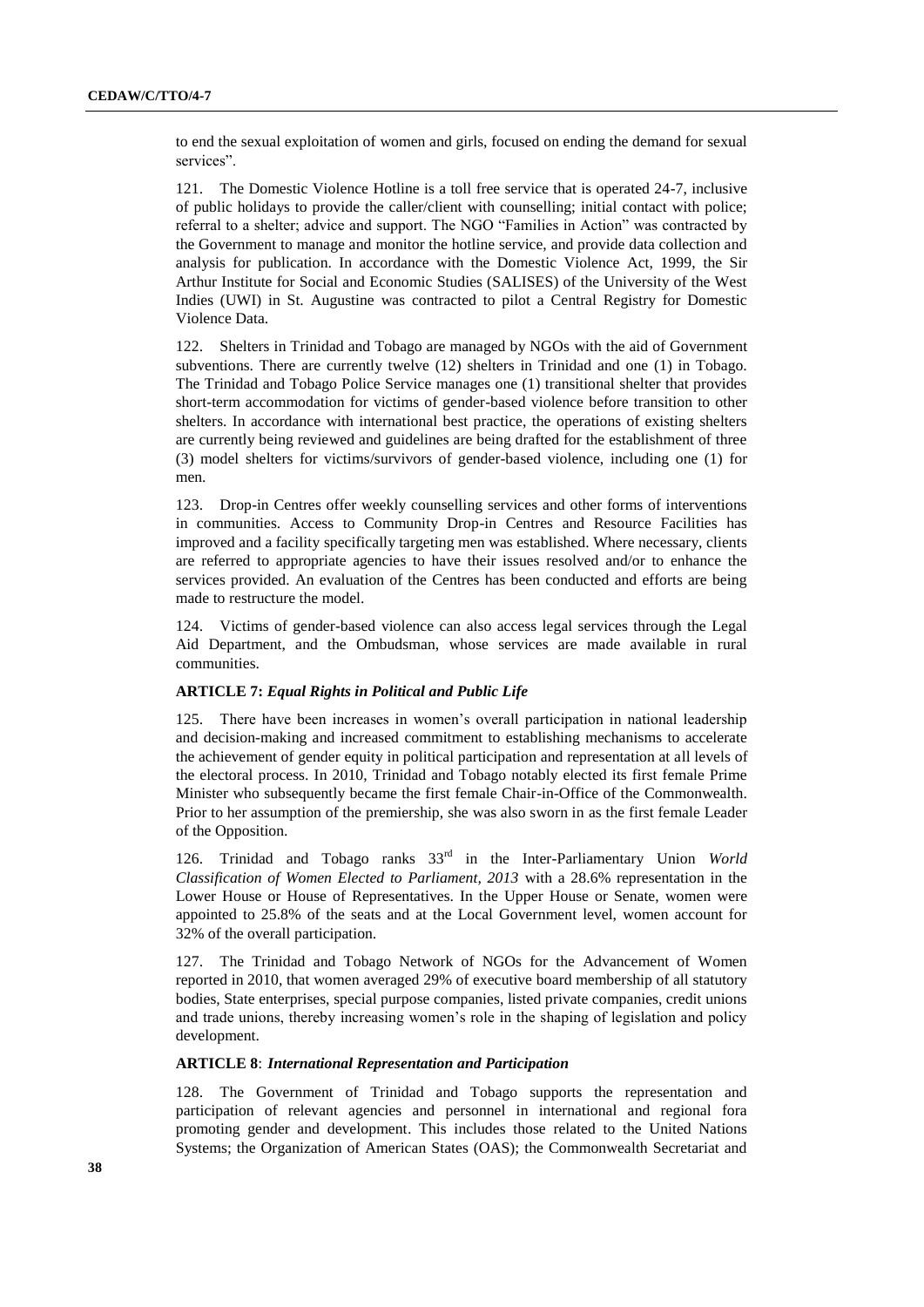to end the sexual exploitation of women and girls, focused on ending the demand for sexual services".

121. The Domestic Violence Hotline is a toll free service that is operated 24-7, inclusive of public holidays to provide the caller/client with counselling; initial contact with police; referral to a shelter; advice and support. The NGO "Families in Action" was contracted by the Government to manage and monitor the hotline service, and provide data collection and analysis for publication. In accordance with the Domestic Violence Act, 1999, the Sir Arthur Institute for Social and Economic Studies (SALISES) of the University of the West Indies (UWI) in St. Augustine was contracted to pilot a Central Registry for Domestic Violence Data.

122. Shelters in Trinidad and Tobago are managed by NGOs with the aid of Government subventions. There are currently twelve (12) shelters in Trinidad and one (1) in Tobago. The Trinidad and Tobago Police Service manages one (1) transitional shelter that provides short-term accommodation for victims of gender-based violence before transition to other shelters. In accordance with international best practice, the operations of existing shelters are currently being reviewed and guidelines are being drafted for the establishment of three (3) model shelters for victims/survivors of gender-based violence, including one (1) for men.

123. Drop-in Centres offer weekly counselling services and other forms of interventions in communities. Access to Community Drop-in Centres and Resource Facilities has improved and a facility specifically targeting men was established. Where necessary, clients are referred to appropriate agencies to have their issues resolved and/or to enhance the services provided. An evaluation of the Centres has been conducted and efforts are being made to restructure the model.

124. Victims of gender-based violence can also access legal services through the Legal Aid Department, and the Ombudsman, whose services are made available in rural communities.

### ARTICLE 7: *Equal Rights in Political and Public Life*

125. There have been increases in women's overall participation in national leadership and decision-making and increased commitment to establishing mechanisms to accelerate the achievement of gender equity in political participation and representation at all levels of the electoral process. In 2010, Trinidad and Tobago notably elected its first female Prime Minister who subsequently became the first female Chair-in-Office of the Commonwealth. Prior to her assumption of the premiership, she was also sworn in as the first female Leader of the Opposition.

126. Trinidad and Tobago ranks 33rd in the Inter-Parliamentary Union *World Classification of Women Elected to Parliament, 2013* with a 28.6% representation in the Lower House or House of Representatives. In the Upper House or Senate, women were appointed to 25.8% of the seats and at the Local Government level, women account for 32% of the overall participation.

127. The Trinidad and Tobago Network of NGOs for the Advancement of Women reported in 2010, that women averaged 29% of executive board membership of all statutory bodies, State enterprises, special purpose companies, listed private companies, credit unions and trade unions, thereby increasing women's role in the shaping of legislation and policy development.

### ARTICLE 8: *International Representation and Participation*

128. The Government of Trinidad and Tobago supports the representation and participation of relevant agencies and personnel in international and regional fora promoting gender and development. This includes those related to the United Nations Systems; the Organization of American States (OAS); the Commonwealth Secretariat and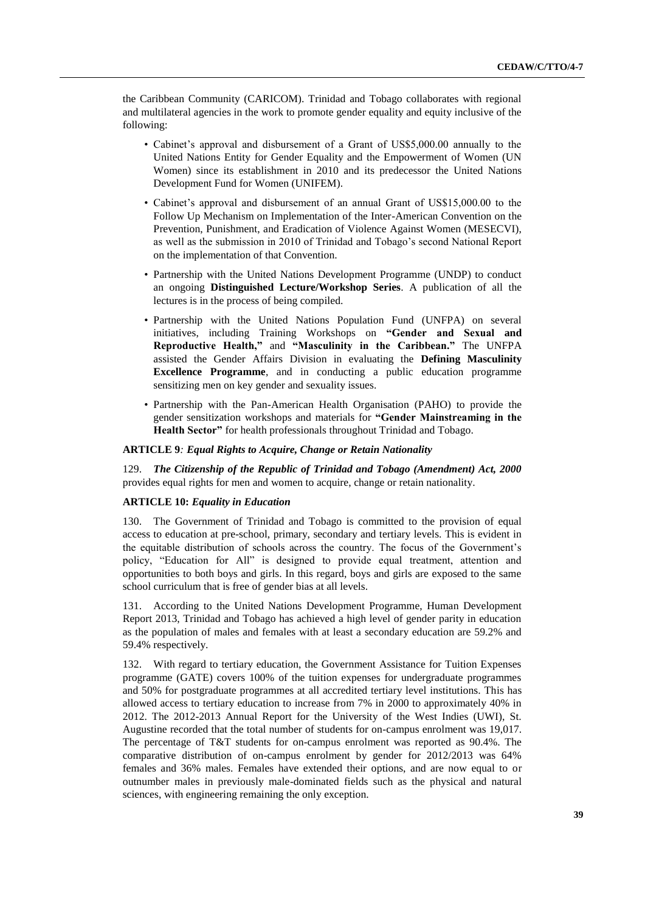the Caribbean Community (CARICOM). Trinidad and Tobago collaborates with regional and multilateral agencies in the work to promote gender equality and equity inclusive of the following:

- Cabinet's approval and disbursement of a Grant of US$5,000.00 annually to the United Nations Entity for Gender Equality and the Empowerment of Women (UN Women) since its establishment in 2010 and its predecessor the United Nations Development Fund for Women (UNIFEM).
- Cabinet's approval and disbursement of an annual Grant of US$15,000.00 to the Follow Up Mechanism on Implementation of the Inter-American Convention on the Prevention, Punishment, and Eradication of Violence Against Women (MESECVI), as well as the submission in 2010 of Trinidad and Tobago's second National Report on the implementation of that Convention.
- Partnership with the United Nations Development Programme (UNDP) to conduct an ongoing **Distinguished Lecture/Workshop Series**. A publication of all the lectures is in the process of being compiled.
- Partnership with the United Nations Population Fund (UNFPA) on several initiatives, including Training Workshops on **"Gender and Sexual and Reproductive Health,"** and **"Masculinity in the Caribbean."** The UNFPA assisted the Gender Affairs Division in evaluating the **Defining Masculinity Excellence Programme**, and in conducting a public education programme sensitizing men on key gender and sexuality issues.
- Partnership with the Pan-American Health Organisation (PAHO) to provide the gender sensitization workshops and materials for **"Gender Mainstreaming in the Health Sector"** for health professionals throughout Trinidad and Tobago.

**ARTICLE 9***: Equal Rights to Acquire, Change or Retain Nationality*

129. ***The Citizenship of the Republic of Trinidad and Tobago (Amendment) Act, 2000*** provides equal rights for men and women to acquire, change or retain nationality.

**ARTICLE 10:** ***Equality in Education***

130. The Government of Trinidad and Tobago is committed to the provision of equal access to education at pre-school, primary, secondary and tertiary levels. This is evident in the equitable distribution of schools across the country. The focus of the Government's policy, "Education for All" is designed to provide equal treatment, attention and opportunities to both boys and girls. In this regard, boys and girls are exposed to the same school curriculum that is free of gender bias at all levels.

131. According to the United Nations Development Programme, Human Development Report 2013, Trinidad and Tobago has achieved a high level of gender parity in education as the population of males and females with at least a secondary education are 59.2% and 59.4% respectively.

132. With regard to tertiary education, the Government Assistance for Tuition Expenses programme (GATE) covers 100% of the tuition expenses for undergraduate programmes and 50% for postgraduate programmes at all accredited tertiary level institutions. This has allowed access to tertiary education to increase from 7% in 2000 to approximately 40% in 2012. The 2012-2013 Annual Report for the University of the West Indies (UWI), St. Augustine recorded that the total number of students for on-campus enrolment was 19,017. The percentage of T&T students for on-campus enrolment was reported as 90.4%. The comparative distribution of on-campus enrolment by gender for 2012/2013 was 64% females and 36% males. Females have extended their options, and are now equal to or outnumber males in previously male-dominated fields such as the physical and natural sciences, with engineering remaining the only exception.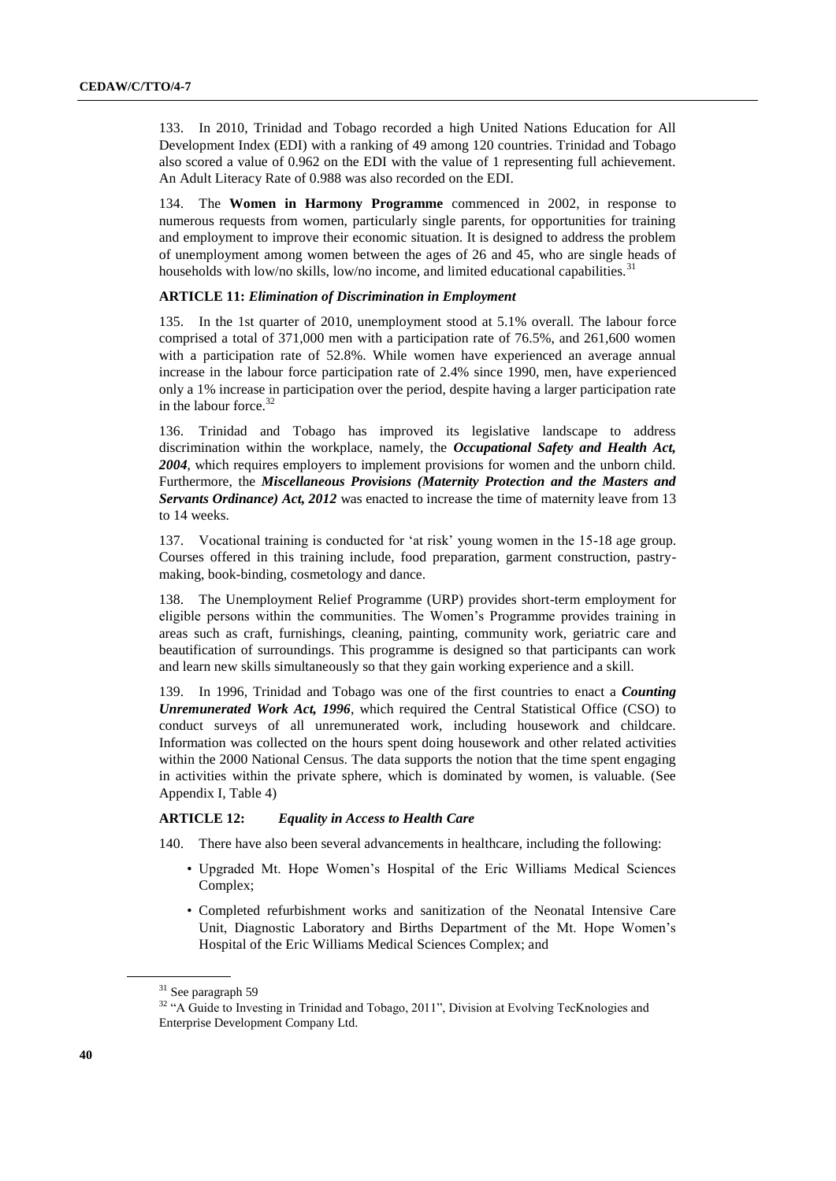133. In 2010, Trinidad and Tobago recorded a high United Nations Education for All Development Index (EDI) with a ranking of 49 among 120 countries. Trinidad and Tobago also scored a value of 0.962 on the EDI with the value of 1 representing full achievement. An Adult Literacy Rate of 0.988 was also recorded on the EDI.

134. The **Women in Harmony Programme** commenced in 2002, in response to numerous requests from women, particularly single parents, for opportunities for training and employment to improve their economic situation. It is designed to address the problem of unemployment among women between the ages of 26 and 45, who are single heads of households with low/no skills, low/no income, and limited educational capabilities.[31]

### ARTICLE 11: *Elimination of Discrimination in Employment*

135. In the 1st quarter of 2010, unemployment stood at 5.1% overall. The labour force comprised a total of 371,000 men with a participation rate of 76.5%, and 261,600 women with a participation rate of 52.8%. While women have experienced an average annual increase in the labour force participation rate of 2.4% since 1990, men, have experienced only a 1% increase in participation over the period, despite having a larger participation rate in the labour force.[32]

136. Trinidad and Tobago has improved its legislative landscape to address discrimination within the workplace, namely, the ***Occupational Safety and Health Act, 2004***, which requires employers to implement provisions for women and the unborn child. Furthermore, the ***Miscellaneous Provisions (Maternity Protection and the Masters and Servants Ordinance) Act, 2012*** was enacted to increase the time of maternity leave from 13 to 14 weeks.

137. Vocational training is conducted for 'at risk' young women in the 15-18 age group. Courses offered in this training include, food preparation, garment construction, pastry-making, book-binding, cosmetology and dance.

138. The Unemployment Relief Programme (URP) provides short-term employment for eligible persons within the communities. The Women's Programme provides training in areas such as craft, furnishings, cleaning, painting, community work, geriatric care and beautification of surroundings. This programme is designed so that participants can work and learn new skills simultaneously so that they gain working experience and a skill.

139. In 1996, Trinidad and Tobago was one of the first countries to enact a ***Counting Unremunerated Work Act, 1996***, which required the Central Statistical Office (CSO) to conduct surveys of all unremunerated work, including housework and childcare. Information was collected on the hours spent doing housework and other related activities within the 2000 National Census. The data supports the notion that the time spent engaging in activities within the private sphere, which is dominated by women, is valuable. (See Appendix I, Table 4)

### ARTICLE 12: *Equality in Access to Health Care*

140. There have also been several advancements in healthcare, including the following:

- Upgraded Mt. Hope Women's Hospital of the Eric Williams Medical Sciences Complex;
- Completed refurbishment works and sanitization of the Neonatal Intensive Care Unit, Diagnostic Laboratory and Births Department of the Mt. Hope Women's Hospital of the Eric Williams Medical Sciences Complex; and

---

[31] See paragraph 59

[32] "A Guide to Investing in Trinidad and Tobago, 2011", Division at Evolving TecKnologies and Enterprise Development Company Ltd.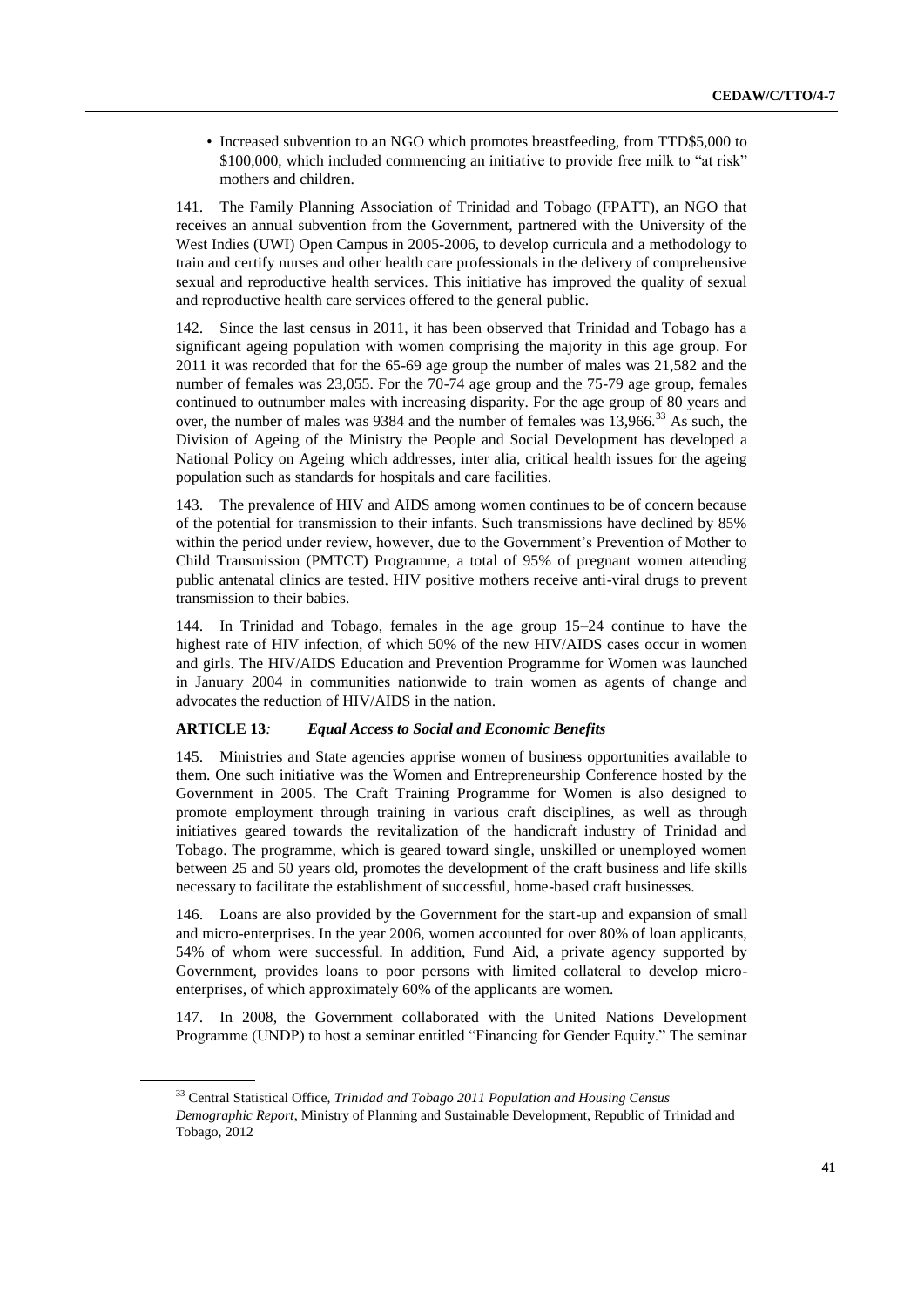- Increased subvention to an NGO which promotes breastfeeding, from TTD$5,000 to $100,000, which included commencing an initiative to provide free milk to "at risk" mothers and children.

141. The Family Planning Association of Trinidad and Tobago (FPATT), an NGO that receives an annual subvention from the Government, partnered with the University of the West Indies (UWI) Open Campus in 2005-2006, to develop curricula and a methodology to train and certify nurses and other health care professionals in the delivery of comprehensive sexual and reproductive health services. This initiative has improved the quality of sexual and reproductive health care services offered to the general public.

142. Since the last census in 2011, it has been observed that Trinidad and Tobago has a significant ageing population with women comprising the majority in this age group. For 2011 it was recorded that for the 65-69 age group the number of males was 21,582 and the number of females was 23,055. For the 70-74 age group and the 75-79 age group, females continued to outnumber males with increasing disparity. For the age group of 80 years and over, the number of males was 9384 and the number of females was 13,966.[33] As such, the Division of Ageing of the Ministry the People and Social Development has developed a National Policy on Ageing which addresses, inter alia, critical health issues for the ageing population such as standards for hospitals and care facilities.

143. The prevalence of HIV and AIDS among women continues to be of concern because of the potential for transmission to their infants. Such transmissions have declined by 85% within the period under review, however, due to the Government's Prevention of Mother to Child Transmission (PMTCT) Programme, a total of 95% of pregnant women attending public antenatal clinics are tested. HIV positive mothers receive anti-viral drugs to prevent transmission to their babies.

144. In Trinidad and Tobago, females in the age group 15–24 continue to have the highest rate of HIV infection, of which 50% of the new HIV/AIDS cases occur in women and girls. The HIV/AIDS Education and Prevention Programme for Women was launched in January 2004 in communities nationwide to train women as agents of change and advocates the reduction of HIV/AIDS in the nation.

**ARTICLE 13***:* ***Equal Access to Social and Economic Benefits***

145. Ministries and State agencies apprise women of business opportunities available to them. One such initiative was the Women and Entrepreneurship Conference hosted by the Government in 2005. The Craft Training Programme for Women is also designed to promote employment through training in various craft disciplines, as well as through initiatives geared towards the revitalization of the handicraft industry of Trinidad and Tobago. The programme, which is geared toward single, unskilled or unemployed women between 25 and 50 years old, promotes the development of the craft business and life skills necessary to facilitate the establishment of successful, home-based craft businesses.

146. Loans are also provided by the Government for the start-up and expansion of small and micro-enterprises. In the year 2006, women accounted for over 80% of loan applicants, 54% of whom were successful. In addition, Fund Aid, a private agency supported by Government, provides loans to poor persons with limited collateral to develop micro-enterprises, of which approximately 60% of the applicants are women.

147. In 2008, the Government collaborated with the United Nations Development Programme (UNDP) to host a seminar entitled "Financing for Gender Equity." The seminar

[33] Central Statistical Office, *Trinidad and Tobago 2011 Population and Housing Census Demographic Report*, Ministry of Planning and Sustainable Development, Republic of Trinidad and Tobago, 2012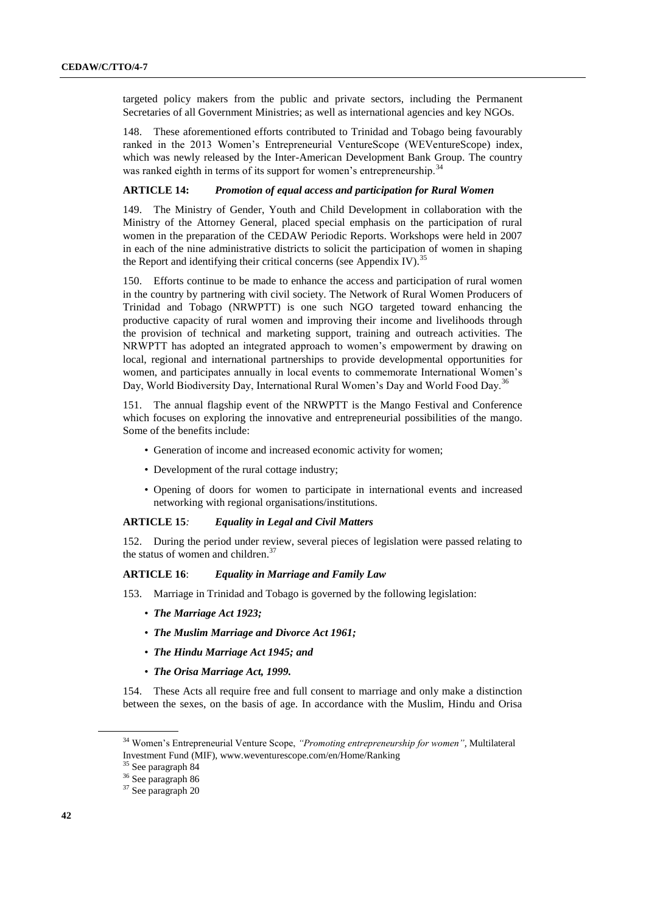targeted policy makers from the public and private sectors, including the Permanent Secretaries of all Government Ministries; as well as international agencies and key NGOs.

148. These aforementioned efforts contributed to Trinidad and Tobago being favourably ranked in the 2013 Women's Entrepreneurial VentureScope (WEVentureScope) index, which was newly released by the Inter-American Development Bank Group. The country was ranked eighth in terms of its support for women's entrepreneurship.[34]

### ARTICLE 14: *Promotion of equal access and participation for Rural Women*

149. The Ministry of Gender, Youth and Child Development in collaboration with the Ministry of the Attorney General, placed special emphasis on the participation of rural women in the preparation of the CEDAW Periodic Reports. Workshops were held in 2007 in each of the nine administrative districts to solicit the participation of women in shaping the Report and identifying their critical concerns (see Appendix IV).[35]

150. Efforts continue to be made to enhance the access and participation of rural women in the country by partnering with civil society. The Network of Rural Women Producers of Trinidad and Tobago (NRWPTT) is one such NGO targeted toward enhancing the productive capacity of rural women and improving their income and livelihoods through the provision of technical and marketing support, training and outreach activities. The NRWPTT has adopted an integrated approach to women's empowerment by drawing on local, regional and international partnerships to provide developmental opportunities for women, and participates annually in local events to commemorate International Women's Day, World Biodiversity Day, International Rural Women's Day and World Food Day.[36]

151. The annual flagship event of the NRWPTT is the Mango Festival and Conference which focuses on exploring the innovative and entrepreneurial possibilities of the mango. Some of the benefits include:

- Generation of income and increased economic activity for women;
- Development of the rural cottage industry;
- Opening of doors for women to participate in international events and increased networking with regional organisations/institutions.

### ARTICLE 15*:* *Equality in Legal and Civil Matters*

152. During the period under review, several pieces of legislation were passed relating to the status of women and children.[37]

### ARTICLE 16: *Equality in Marriage and Family Law*

153. Marriage in Trinidad and Tobago is governed by the following legislation:

- ***The Marriage Act 1923;***
- ***The Muslim Marriage and Divorce Act 1961;***
- ***The Hindu Marriage Act 1945; and***
- ***The Orisa Marriage Act, 1999.***

154. These Acts all require free and full consent to marriage and only make a distinction between the sexes, on the basis of age. In accordance with the Muslim, Hindu and Orisa

---

[34] Women's Entrepreneurial Venture Scope, *"Promoting entrepreneurship for women"*, Multilateral Investment Fund (MIF), www.weventurescope.com/en/Home/Ranking

[35] See paragraph 84

[36] See paragraph 86

[37] See paragraph 20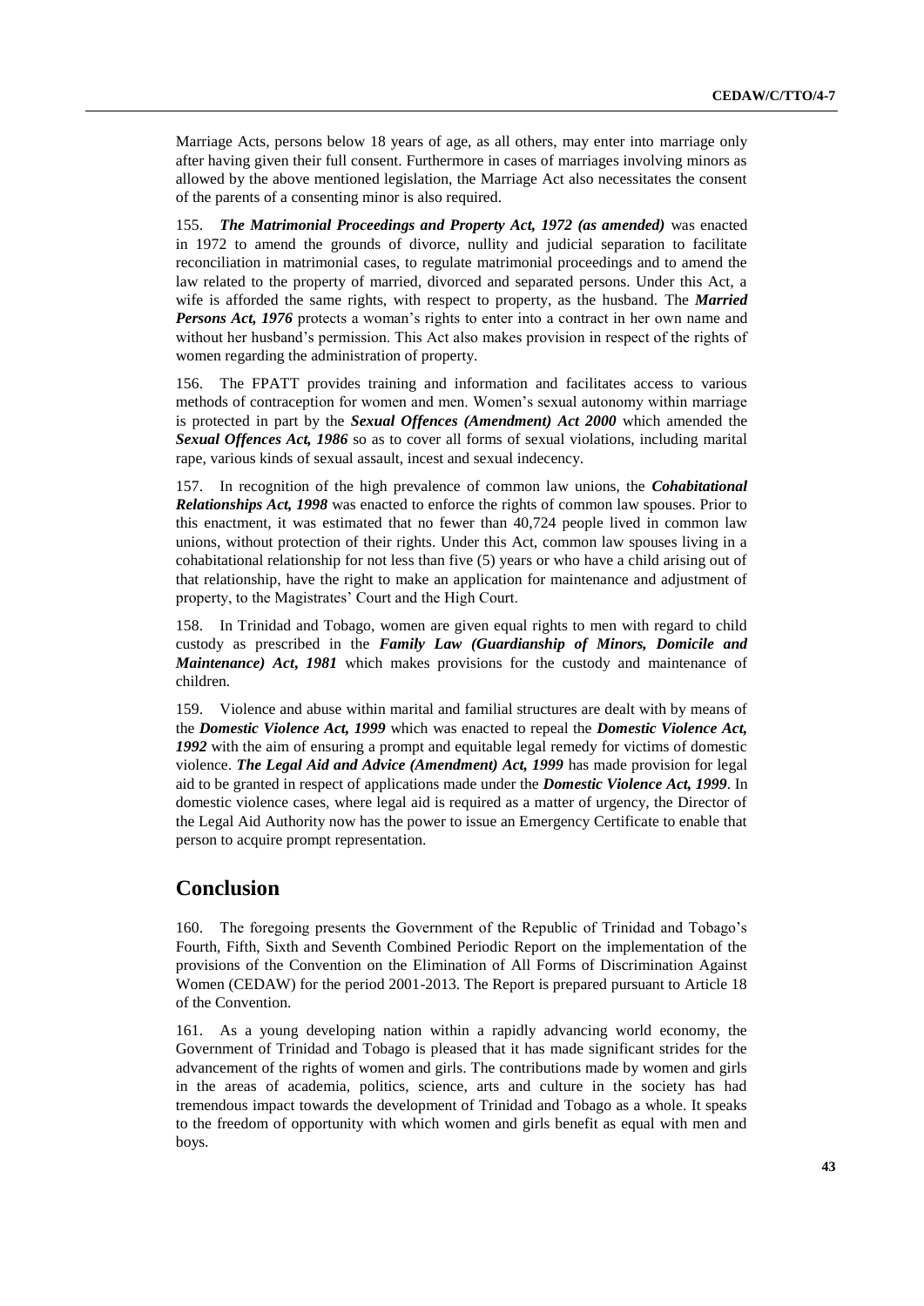Marriage Acts, persons below 18 years of age, as all others, may enter into marriage only after having given their full consent. Furthermore in cases of marriages involving minors as allowed by the above mentioned legislation, the Marriage Act also necessitates the consent of the parents of a consenting minor is also required.

155. ***The Matrimonial Proceedings and Property Act, 1972 (as amended)*** was enacted in 1972 to amend the grounds of divorce, nullity and judicial separation to facilitate reconciliation in matrimonial cases, to regulate matrimonial proceedings and to amend the law related to the property of married, divorced and separated persons. Under this Act, a wife is afforded the same rights, with respect to property, as the husband. The ***Married Persons Act, 1976*** protects a woman's rights to enter into a contract in her own name and without her husband's permission. This Act also makes provision in respect of the rights of women regarding the administration of property.

156. The FPATT provides training and information and facilitates access to various methods of contraception for women and men. Women's sexual autonomy within marriage is protected in part by the ***Sexual Offences (Amendment) Act 2000*** which amended the ***Sexual Offences Act, 1986*** so as to cover all forms of sexual violations, including marital rape, various kinds of sexual assault, incest and sexual indecency.

157. In recognition of the high prevalence of common law unions, the ***Cohabitational Relationships Act, 1998*** was enacted to enforce the rights of common law spouses. Prior to this enactment, it was estimated that no fewer than 40,724 people lived in common law unions, without protection of their rights. Under this Act, common law spouses living in a cohabitational relationship for not less than five (5) years or who have a child arising out of that relationship, have the right to make an application for maintenance and adjustment of property, to the Magistrates' Court and the High Court.

158. In Trinidad and Tobago, women are given equal rights to men with regard to child custody as prescribed in the ***Family Law (Guardianship of Minors, Domicile and Maintenance) Act, 1981*** which makes provisions for the custody and maintenance of children.

159. Violence and abuse within marital and familial structures are dealt with by means of the ***Domestic Violence Act, 1999*** which was enacted to repeal the ***Domestic Violence Act, 1992*** with the aim of ensuring a prompt and equitable legal remedy for victims of domestic violence. ***The Legal Aid and Advice (Amendment) Act, 1999*** has made provision for legal aid to be granted in respect of applications made under the ***Domestic Violence Act, 1999***. In domestic violence cases, where legal aid is required as a matter of urgency, the Director of the Legal Aid Authority now has the power to issue an Emergency Certificate to enable that person to acquire prompt representation.

## Conclusion

160. The foregoing presents the Government of the Republic of Trinidad and Tobago's Fourth, Fifth, Sixth and Seventh Combined Periodic Report on the implementation of the provisions of the Convention on the Elimination of All Forms of Discrimination Against Women (CEDAW) for the period 2001-2013. The Report is prepared pursuant to Article 18 of the Convention.

161. As a young developing nation within a rapidly advancing world economy, the Government of Trinidad and Tobago is pleased that it has made significant strides for the advancement of the rights of women and girls. The contributions made by women and girls in the areas of academia, politics, science, arts and culture in the society has had tremendous impact towards the development of Trinidad and Tobago as a whole. It speaks to the freedom of opportunity with which women and girls benefit as equal with men and boys.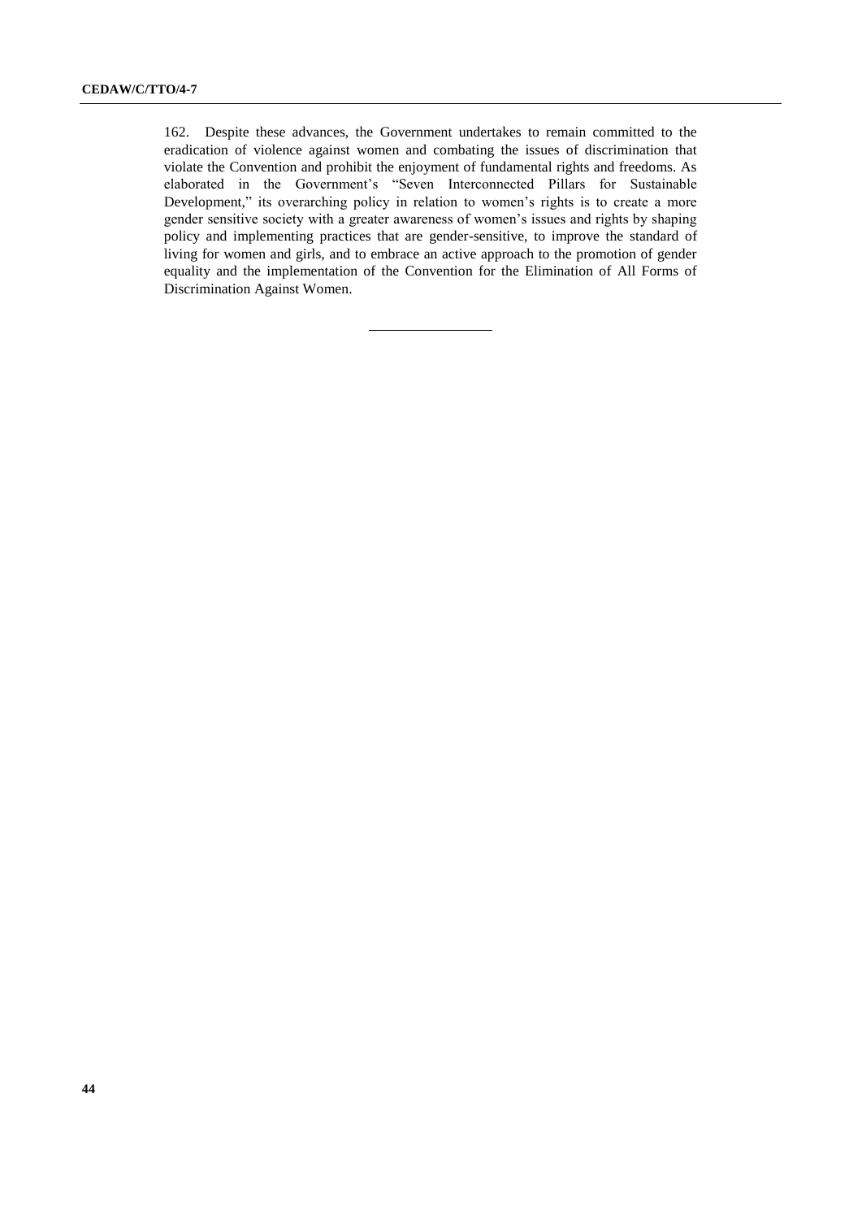162. Despite these advances, the Government undertakes to remain committed to the eradication of violence against women and combating the issues of discrimination that violate the Convention and prohibit the enjoyment of fundamental rights and freedoms. As elaborated in the Government's "Seven Interconnected Pillars for Sustainable Development," its overarching policy in relation to women's rights is to create a more gender sensitive society with a greater awareness of women's issues and rights by shaping policy and implementing practices that are gender-sensitive, to improve the standard of living for women and girls, and to embrace an active approach to the promotion of gender equality and the implementation of the Convention for the Elimination of All Forms of Discrimination Against Women.